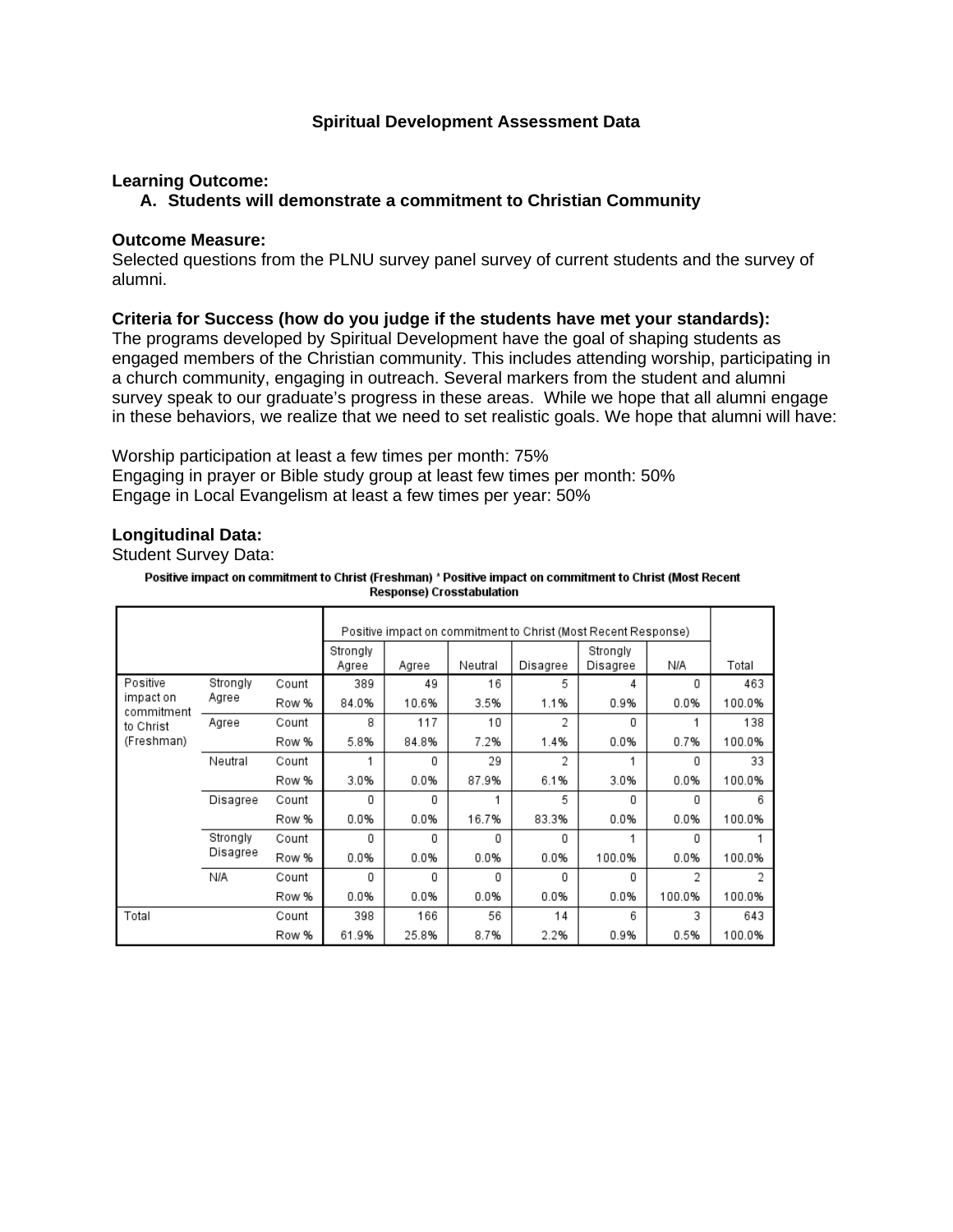## Spiritual Development Assessment Data

**Learning Outcome:**

A. **Students will demonstrate a commitment to Christian Community**

**Outcome Measure:**
Selected questions from the PLNU survey panel survey of current students and the survey of alumni.

**Criteria for Success (how do you judge if the students have met your standards):**
The programs developed by Spiritual Development have the goal of shaping students as engaged members of the Christian community. This includes attending worship, participating in a church community, engaging in outreach. Several markers from the student and alumni survey speak to our graduate's progress in these areas. While we hope that all alumni engage in these behaviors, we realize that we need to set realistic goals. We hope that alumni will have:

Worship participation at least a few times per month: 75%
Engaging in prayer or Bible study group at least few times per month: 50%
Engage in Local Evangelism at least a few times per year: 50%

**Longitudinal Data:**
Student Survey Data:

**Positive impact on commitment to Christ (Freshman) * Positive impact on commitment to Christ (Most Recent Response) Crosstabulation**

| | | | Positive impact on commitment to Christ (Most Recent Response) | | | | | | |
|---|---|---|---|---|---|---|---|---|---|
| | | | Strongly Agree | Agree | Neutral | Disagree | Strongly Disagree | N/A | Total |
| Positive impact on commitment to Christ (Freshman) | Strongly Agree | Count | 389 | 49 | 16 | 5 | 4 | 0 | 463 |
| | | Row % | 84.0% | 10.6% | 3.5% | 1.1% | 0.9% | 0.0% | 100.0% |
| | Agree | Count | 8 | 117 | 10 | 2 | 0 | 1 | 138 |
| | | Row % | 5.8% | 84.8% | 7.2% | 1.4% | 0.0% | 0.7% | 100.0% |
| | Neutral | Count | 1 | 0 | 29 | 2 | 1 | 0 | 33 |
| | | Row % | 3.0% | 0.0% | 87.9% | 6.1% | 3.0% | 0.0% | 100.0% |
| | Disagree | Count | 0 | 0 | 1 | 5 | 0 | 0 | 6 |
| | | Row % | 0.0% | 0.0% | 16.7% | 83.3% | 0.0% | 0.0% | 100.0% |
| | Strongly Disagree | Count | 0 | 0 | 0 | 0 | 1 | 0 | 1 |
| | | Row % | 0.0% | 0.0% | 0.0% | 0.0% | 100.0% | 0.0% | 100.0% |
| | N/A | Count | 0 | 0 | 0 | 0 | 0 | 2 | 2 |
| | | Row % | 0.0% | 0.0% | 0.0% | 0.0% | 0.0% | 100.0% | 100.0% |
| Total | | Count | 398 | 166 | 56 | 14 | 6 | 3 | 643 |
| | | Row % | 61.9% | 25.8% | 8.7% | 2.2% | 0.9% | 0.5% | 100.0% |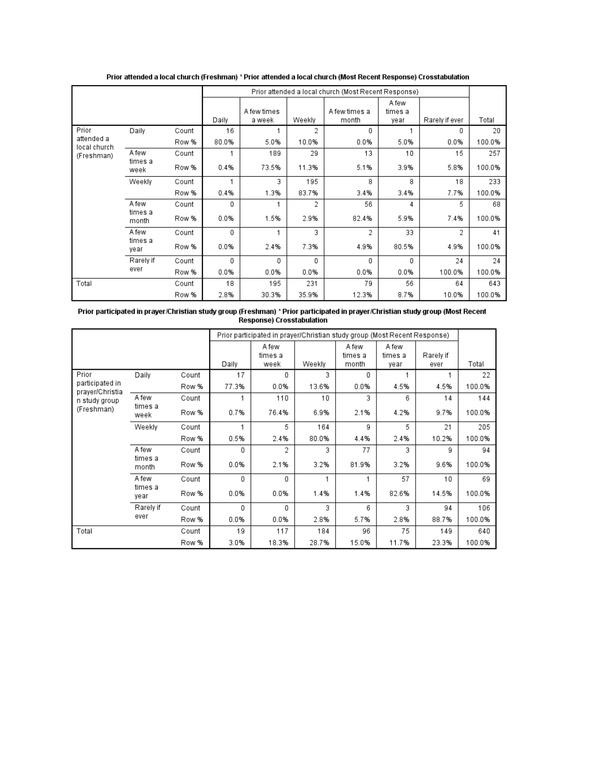**Prior attended a local church (Freshman) * Prior attended a local church (Most Recent Response) Crosstabulation**

| | | | Prior attended a local church (Most Recent Response) | | | | | | |
|---|---|---|---|---|---|---|---|---|---|
| | | | Daily | A few times a week | Weekly | A few times a month | A few times a year | Rarely if ever | Total |
| Prior attended a local church (Freshman) | Daily | Count | 16 | 1 | 2 | 0 | 1 | 0 | 20 |
| | | Row % | 80.0% | 5.0% | 10.0% | 0.0% | 5.0% | 0.0% | 100.0% |
| | A few times a week | Count | 1 | 189 | 29 | 13 | 10 | 15 | 257 |
| | | Row % | 0.4% | 73.5% | 11.3% | 5.1% | 3.9% | 5.8% | 100.0% |
| | Weekly | Count | 1 | 3 | 195 | 8 | 8 | 18 | 233 |
| | | Row % | 0.4% | 1.3% | 83.7% | 3.4% | 3.4% | 7.7% | 100.0% |
| | A few times a month | Count | 0 | 1 | 2 | 56 | 4 | 5 | 68 |
| | | Row % | 0.0% | 1.5% | 2.9% | 82.4% | 5.9% | 7.4% | 100.0% |
| | A few times a year | Count | 0 | 1 | 3 | 2 | 33 | 2 | 41 |
| | | Row % | 0.0% | 2.4% | 7.3% | 4.9% | 80.5% | 4.9% | 100.0% |
| | Rarely if ever | Count | 0 | 0 | 0 | 0 | 0 | 24 | 24 |
| | | Row % | 0.0% | 0.0% | 0.0% | 0.0% | 0.0% | 100.0% | 100.0% |
| Total | | Count | 18 | 195 | 231 | 79 | 56 | 64 | 643 |
| | | Row % | 2.8% | 30.3% | 35.9% | 12.3% | 8.7% | 10.0% | 100.0% |

**Prior participated in prayer/Christian study group (Freshman) * Prior participated in prayer/Christian study group (Most Recent Response) Crosstabulation**

| | | | Prior participated in prayer/Christian study group (Most Recent Response) | | | | | | |
|---|---|---|---|---|---|---|---|---|---|
| | | | Daily | A few times a week | Weekly | A few times a month | A few times a year | Rarely if ever | Total |
| Prior participated in prayer/Christian study group (Freshman) | Daily | Count | 17 | 0 | 3 | 0 | 1 | 1 | 22 |
| | | Row % | 77.3% | 0.0% | 13.6% | 0.0% | 4.5% | 4.5% | 100.0% |
| | A few times a week | Count | 1 | 110 | 10 | 3 | 6 | 14 | 144 |
| | | Row % | 0.7% | 76.4% | 6.9% | 2.1% | 4.2% | 9.7% | 100.0% |
| | Weekly | Count | 1 | 5 | 164 | 9 | 5 | 21 | 205 |
| | | Row % | 0.5% | 2.4% | 80.0% | 4.4% | 2.4% | 10.2% | 100.0% |
| | A few times a month | Count | 0 | 2 | 3 | 77 | 3 | 9 | 94 |
| | | Row % | 0.0% | 2.1% | 3.2% | 81.9% | 3.2% | 9.6% | 100.0% |
| | A few times a year | Count | 0 | 0 | 1 | 1 | 57 | 10 | 69 |
| | | Row % | 0.0% | 0.0% | 1.4% | 1.4% | 82.6% | 14.5% | 100.0% |
| | Rarely if ever | Count | 0 | 0 | 3 | 6 | 3 | 94 | 106 |
| | | Row % | 0.0% | 0.0% | 2.8% | 5.7% | 2.8% | 88.7% | 100.0% |
| Total | | Count | 19 | 117 | 184 | 96 | 75 | 149 | 640 |
| | | Row % | 3.0% | 18.3% | 28.7% | 15.0% | 11.7% | 23.3% | 100.0% |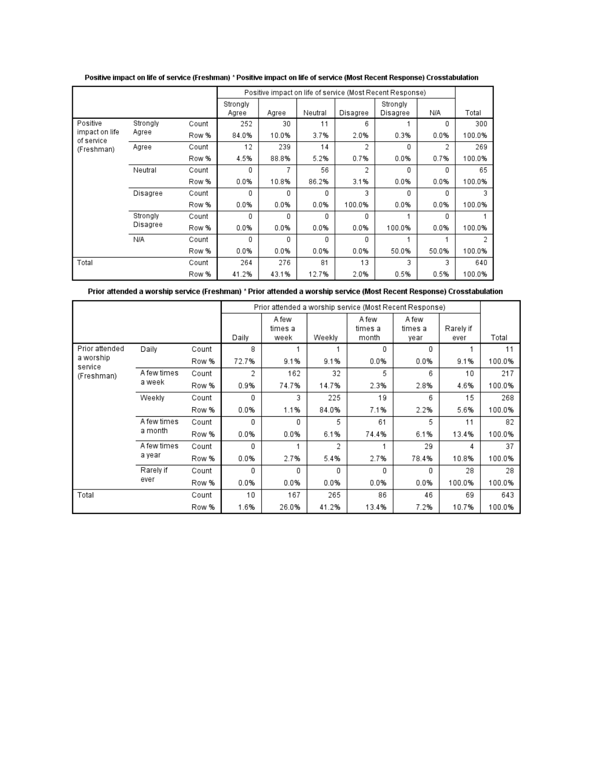**Positive impact on life of service (Freshman) * Positive impact on life of service (Most Recent Response) Crosstabulation**

| | | | Positive impact on life of service (Most Recent Response) | | | | | | |
|---|---|---|---|---|---|---|---|---|---|
| | | | Strongly Agree | Agree | Neutral | Disagree | Strongly Disagree | N/A | Total |
| Positive impact on life of service (Freshman) | Strongly Agree | Count | 252 | 30 | 11 | 6 | 1 | 0 | 300 |
| | | Row % | 84.0% | 10.0% | 3.7% | 2.0% | 0.3% | 0.0% | 100.0% |
| | Agree | Count | 12 | 239 | 14 | 2 | 0 | 2 | 269 |
| | | Row % | 4.5% | 88.8% | 5.2% | 0.7% | 0.0% | 0.7% | 100.0% |
| | Neutral | Count | 0 | 7 | 56 | 2 | 0 | 0 | 65 |
| | | Row % | 0.0% | 10.8% | 86.2% | 3.1% | 0.0% | 0.0% | 100.0% |
| | Disagree | Count | 0 | 0 | 0 | 3 | 0 | 0 | 3 |
| | | Row % | 0.0% | 0.0% | 0.0% | 100.0% | 0.0% | 0.0% | 100.0% |
| | Strongly Disagree | Count | 0 | 0 | 0 | 0 | 1 | 0 | 1 |
| | | Row % | 0.0% | 0.0% | 0.0% | 0.0% | 100.0% | 0.0% | 100.0% |
| | N/A | Count | 0 | 0 | 0 | 0 | 1 | 1 | 2 |
| | | Row % | 0.0% | 0.0% | 0.0% | 0.0% | 50.0% | 50.0% | 100.0% |
| Total | | Count | 264 | 276 | 81 | 13 | 3 | 3 | 640 |
| | | Row % | 41.2% | 43.1% | 12.7% | 2.0% | 0.5% | 0.5% | 100.0% |

**Prior attended a worship service (Freshman) * Prior attended a worship service (Most Recent Response) Crosstabulation**

| | | | Prior attended a worship service (Most Recent Response) | | | | | | |
|---|---|---|---|---|---|---|---|---|---|
| | | | Daily | A few times a week | Weekly | A few times a month | A few times a year | Rarely if ever | Total |
| Prior attended a worship service (Freshman) | Daily | Count | 8 | 1 | 1 | 0 | 0 | 1 | 11 |
| | | Row % | 72.7% | 9.1% | 9.1% | 0.0% | 0.0% | 9.1% | 100.0% |
| | A few times a week | Count | 2 | 162 | 32 | 5 | 6 | 10 | 217 |
| | | Row % | 0.9% | 74.7% | 14.7% | 2.3% | 2.8% | 4.6% | 100.0% |
| | Weekly | Count | 0 | 3 | 225 | 19 | 6 | 15 | 268 |
| | | Row % | 0.0% | 1.1% | 84.0% | 7.1% | 2.2% | 5.6% | 100.0% |
| | A few times a month | Count | 0 | 0 | 5 | 61 | 5 | 11 | 82 |
| | | Row % | 0.0% | 0.0% | 6.1% | 74.4% | 6.1% | 13.4% | 100.0% |
| | A few times a year | Count | 0 | 1 | 2 | 1 | 29 | 4 | 37 |
| | | Row % | 0.0% | 2.7% | 5.4% | 2.7% | 78.4% | 10.8% | 100.0% |
| | Rarely if ever | Count | 0 | 0 | 0 | 0 | 0 | 28 | 28 |
| | | Row % | 0.0% | 0.0% | 0.0% | 0.0% | 0.0% | 100.0% | 100.0% |
| Total | | Count | 10 | 167 | 265 | 86 | 46 | 69 | 643 |
| | | Row % | 1.6% | 26.0% | 41.2% | 13.4% | 7.2% | 10.7% | 100.0% |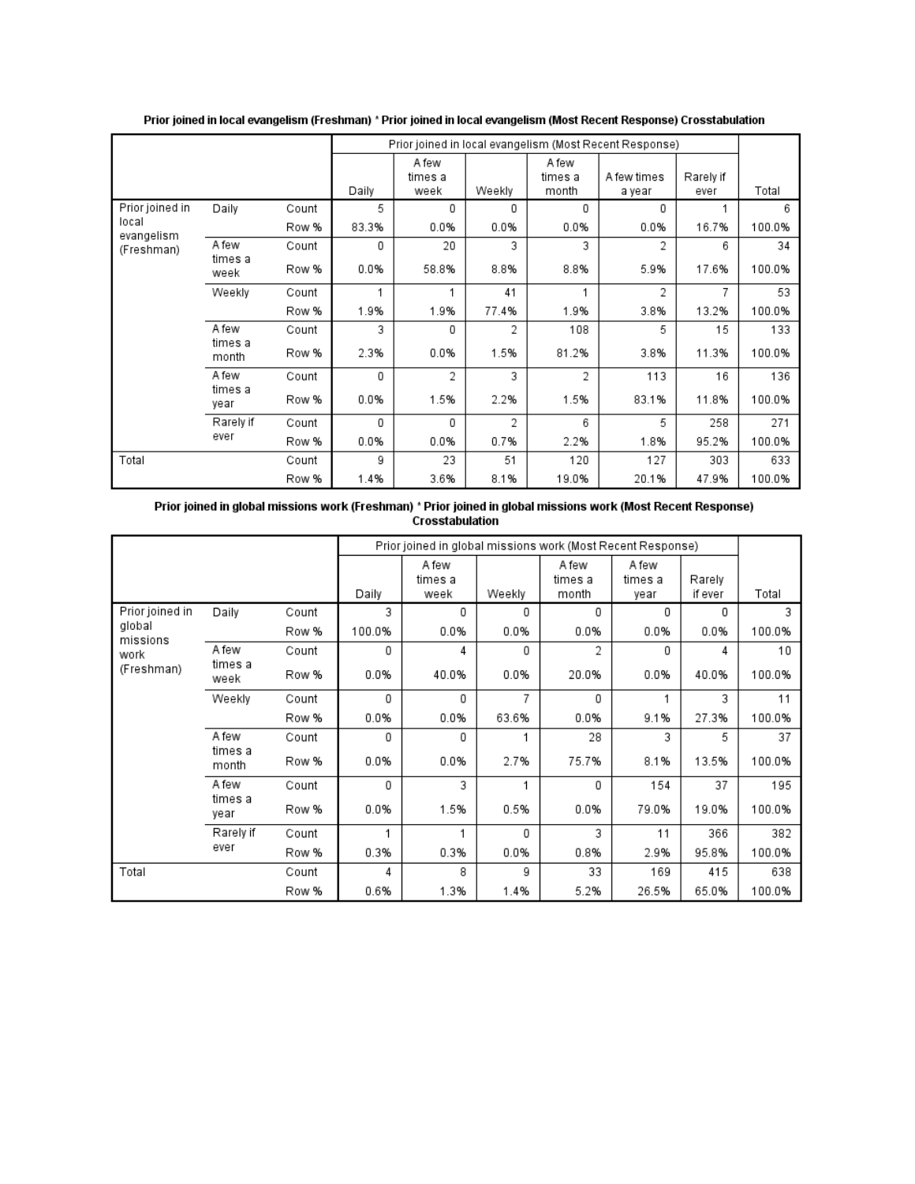**Prior joined in local evangelism (Freshman) * Prior joined in local evangelism (Most Recent Response) Crosstabulation**

| | | | Prior joined in local evangelism (Most Recent Response) | | | | | | |
|---|---|---|---|---|---|---|---|---|---|
| | | | Daily | A few times a week | Weekly | A few times a month | A few times a year | Rarely if ever | Total |
| Prior joined in local evangelism (Freshman) | Daily | Count | 5 | 0 | 0 | 0 | 0 | 1 | 6 |
| | | Row % | 83.3% | 0.0% | 0.0% | 0.0% | 0.0% | 16.7% | 100.0% |
| | A few times a week | Count | 0 | 20 | 3 | 3 | 2 | 6 | 34 |
| | | Row % | 0.0% | 58.8% | 8.8% | 8.8% | 5.9% | 17.6% | 100.0% |
| | Weekly | Count | 1 | 1 | 41 | 1 | 2 | 7 | 53 |
| | | Row % | 1.9% | 1.9% | 77.4% | 1.9% | 3.8% | 13.2% | 100.0% |
| | A few times a month | Count | 3 | 0 | 2 | 108 | 5 | 15 | 133 |
| | | Row % | 2.3% | 0.0% | 1.5% | 81.2% | 3.8% | 11.3% | 100.0% |
| | A few times a year | Count | 0 | 2 | 3 | 2 | 113 | 16 | 136 |
| | | Row % | 0.0% | 1.5% | 2.2% | 1.5% | 83.1% | 11.8% | 100.0% |
| | Rarely if ever | Count | 0 | 0 | 2 | 6 | 5 | 258 | 271 |
| | | Row % | 0.0% | 0.0% | 0.7% | 2.2% | 1.8% | 95.2% | 100.0% |
| Total | | Count | 9 | 23 | 51 | 120 | 127 | 303 | 633 |
| | | Row % | 1.4% | 3.6% | 8.1% | 19.0% | 20.1% | 47.9% | 100.0% |

**Prior joined in global missions work (Freshman) * Prior joined in global missions work (Most Recent Response) Crosstabulation**

| | | | Prior joined in global missions work (Most Recent Response) | | | | | | |
|---|---|---|---|---|---|---|---|---|---|
| | | | Daily | A few times a week | Weekly | A few times a month | A few times a year | Rarely if ever | Total |
| Prior joined in global missions work (Freshman) | Daily | Count | 3 | 0 | 0 | 0 | 0 | 0 | 3 |
| | | Row % | 100.0% | 0.0% | 0.0% | 0.0% | 0.0% | 0.0% | 100.0% |
| | A few times a week | Count | 0 | 4 | 0 | 2 | 0 | 4 | 10 |
| | | Row % | 0.0% | 40.0% | 0.0% | 20.0% | 0.0% | 40.0% | 100.0% |
| | Weekly | Count | 0 | 0 | 7 | 0 | 1 | 3 | 11 |
| | | Row % | 0.0% | 0.0% | 63.6% | 0.0% | 9.1% | 27.3% | 100.0% |
| | A few times a month | Count | 0 | 0 | 1 | 28 | 3 | 5 | 37 |
| | | Row % | 0.0% | 0.0% | 2.7% | 75.7% | 8.1% | 13.5% | 100.0% |
| | A few times a year | Count | 0 | 3 | 1 | 0 | 154 | 37 | 195 |
| | | Row % | 0.0% | 1.5% | 0.5% | 0.0% | 79.0% | 19.0% | 100.0% |
| | Rarely if ever | Count | 1 | 1 | 0 | 3 | 11 | 366 | 382 |
| | | Row % | 0.3% | 0.3% | 0.0% | 0.8% | 2.9% | 95.8% | 100.0% |
| Total | | Count | 4 | 8 | 9 | 33 | 169 | 415 | 638 |
| | | Row % | 0.6% | 1.3% | 1.4% | 5.2% | 26.5% | 65.0% | 100.0% |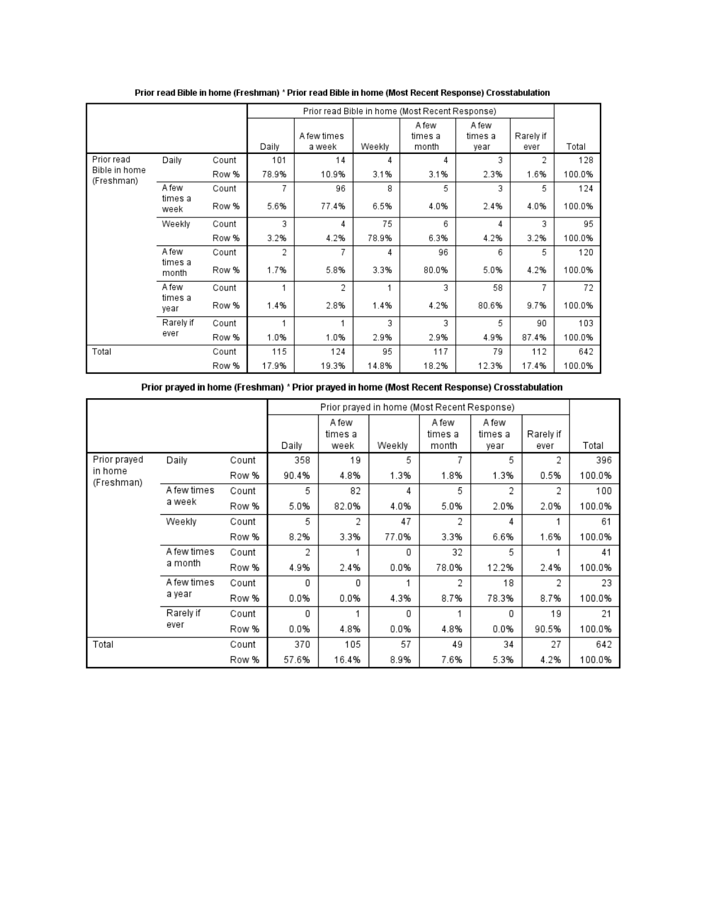**Prior read Bible in home (Freshman) * Prior read Bible in home (Most Recent Response) Crosstabulation**

| | | | Prior read Bible in home (Most Recent Response) | | | | | | |
|---|---|---|---|---|---|---|---|---|---|
| | | | Daily | A few times a week | Weekly | A few times a month | A few times a year | Rarely if ever | Total |
| Prior read Bible in home (Freshman) | Daily | Count | 101 | 14 | 4 | 4 | 3 | 2 | 128 |
| | | Row % | 78.9% | 10.9% | 3.1% | 3.1% | 2.3% | 1.6% | 100.0% |
| | A few times a week | Count | 7 | 96 | 8 | 5 | 3 | 5 | 124 |
| | | Row % | 5.6% | 77.4% | 6.5% | 4.0% | 2.4% | 4.0% | 100.0% |
| | Weekly | Count | 3 | 4 | 75 | 6 | 4 | 3 | 95 |
| | | Row % | 3.2% | 4.2% | 78.9% | 6.3% | 4.2% | 3.2% | 100.0% |
| | A few times a month | Count | 2 | 7 | 4 | 96 | 6 | 5 | 120 |
| | | Row % | 1.7% | 5.8% | 3.3% | 80.0% | 5.0% | 4.2% | 100.0% |
| | A few times a year | Count | 1 | 2 | 1 | 3 | 58 | 7 | 72 |
| | | Row % | 1.4% | 2.8% | 1.4% | 4.2% | 80.6% | 9.7% | 100.0% |
| | Rarely if ever | Count | 1 | 1 | 3 | 3 | 5 | 90 | 103 |
| | | Row % | 1.0% | 1.0% | 2.9% | 2.9% | 4.9% | 87.4% | 100.0% |
| Total | | Count | 115 | 124 | 95 | 117 | 79 | 112 | 642 |
| | | Row % | 17.9% | 19.3% | 14.8% | 18.2% | 12.3% | 17.4% | 100.0% |

**Prior prayed in home (Freshman) * Prior prayed in home (Most Recent Response) Crosstabulation**

| | | | Prior prayed in home (Most Recent Response) | | | | | | |
|---|---|---|---|---|---|---|---|---|---|
| | | | Daily | A few times a week | Weekly | A few times a month | A few times a year | Rarely if ever | Total |
| Prior prayed in home (Freshman) | Daily | Count | 358 | 19 | 5 | 7 | 5 | 2 | 396 |
| | | Row % | 90.4% | 4.8% | 1.3% | 1.8% | 1.3% | 0.5% | 100.0% |
| | A few times a week | Count | 5 | 82 | 4 | 5 | 2 | 2 | 100 |
| | | Row % | 5.0% | 82.0% | 4.0% | 5.0% | 2.0% | 2.0% | 100.0% |
| | Weekly | Count | 5 | 2 | 47 | 2 | 4 | 1 | 61 |
| | | Row % | 8.2% | 3.3% | 77.0% | 3.3% | 6.6% | 1.6% | 100.0% |
| | A few times a month | Count | 2 | 1 | 0 | 32 | 5 | 1 | 41 |
| | | Row % | 4.9% | 2.4% | 0.0% | 78.0% | 12.2% | 2.4% | 100.0% |
| | A few times a year | Count | 0 | 0 | 1 | 2 | 18 | 2 | 23 |
| | | Row % | 0.0% | 0.0% | 4.3% | 8.7% | 78.3% | 8.7% | 100.0% |
| | Rarely if ever | Count | 0 | 1 | 0 | 1 | 0 | 19 | 21 |
| | | Row % | 0.0% | 4.8% | 0.0% | 4.8% | 0.0% | 90.5% | 100.0% |
| Total | | Count | 370 | 105 | 57 | 49 | 34 | 27 | 642 |
| | | Row % | 57.6% | 16.4% | 8.9% | 7.6% | 5.3% | 4.2% | 100.0% |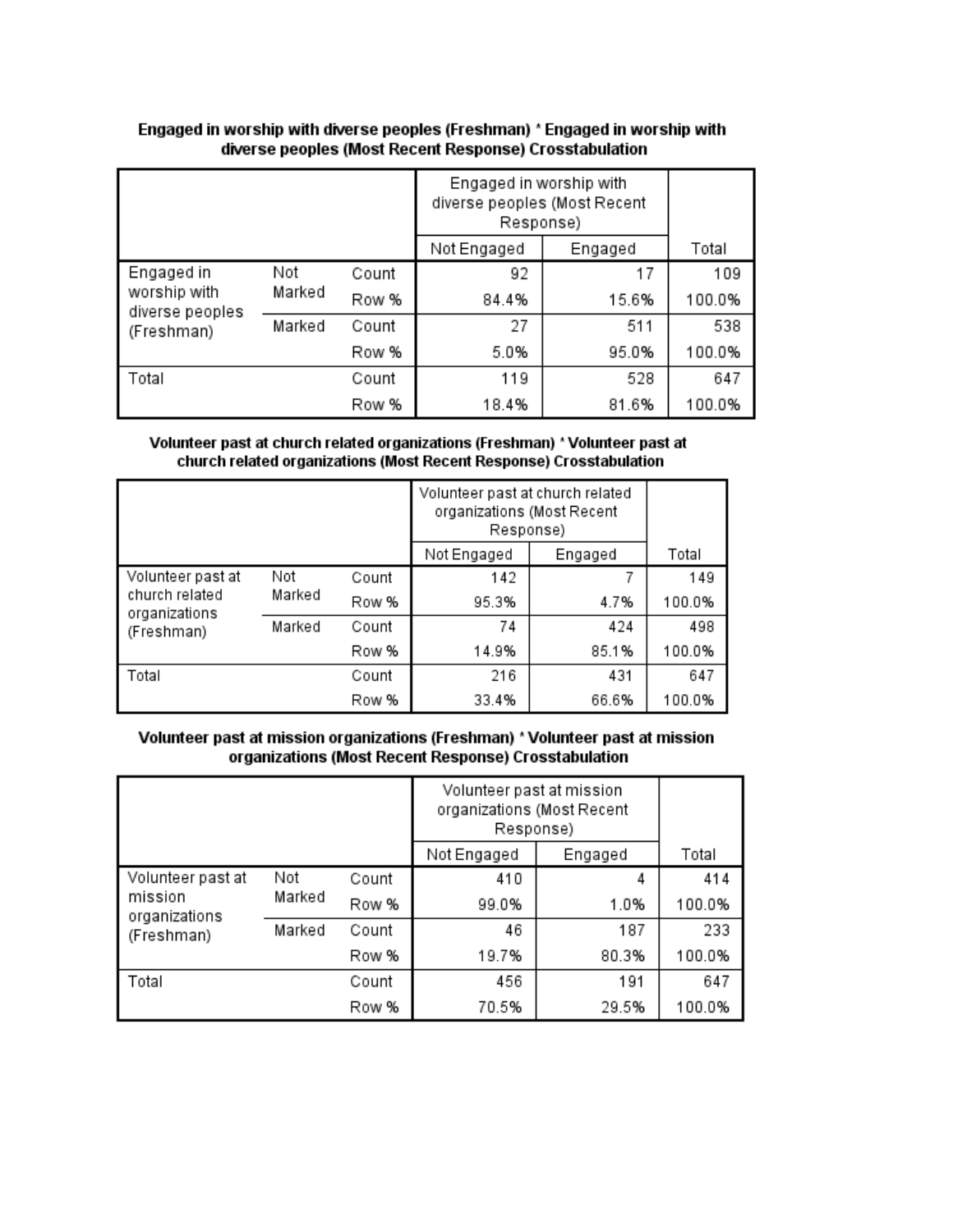**Engaged in worship with diverse peoples (Freshman) * Engaged in worship with diverse peoples (Most Recent Response) Crosstabulation**

| | | | Engaged in worship with diverse peoples (Most Recent Response) | | Total |
|---|---|---|---|---|---|
| | | | Not Engaged | Engaged | |
| Engaged in worship with diverse peoples (Freshman) | Not Marked | Count | 92 | 17 | 109 |
| | | Row % | 84.4% | 15.6% | 100.0% |
| | Marked | Count | 27 | 511 | 538 |
| | | Row % | 5.0% | 95.0% | 100.0% |
| Total | | Count | 119 | 528 | 647 |
| | | Row % | 18.4% | 81.6% | 100.0% |

**Volunteer past at church related organizations (Freshman) * Volunteer past at church related organizations (Most Recent Response) Crosstabulation**

| | | | Volunteer past at church related organizations (Most Recent Response) | | Total |
|---|---|---|---|---|---|
| | | | Not Engaged | Engaged | |
| Volunteer past at church related organizations (Freshman) | Not Marked | Count | 142 | 7 | 149 |
| | | Row % | 95.3% | 4.7% | 100.0% |
| | Marked | Count | 74 | 424 | 498 |
| | | Row % | 14.9% | 85.1% | 100.0% |
| Total | | Count | 216 | 431 | 647 |
| | | Row % | 33.4% | 66.6% | 100.0% |

**Volunteer past at mission organizations (Freshman) * Volunteer past at mission organizations (Most Recent Response) Crosstabulation**

| | | | Volunteer past at mission organizations (Most Recent Response) | | Total |
|---|---|---|---|---|---|
| | | | Not Engaged | Engaged | |
| Volunteer past at mission organizations (Freshman) | Not Marked | Count | 410 | 4 | 414 |
| | | Row % | 99.0% | 1.0% | 100.0% |
| | Marked | Count | 46 | 187 | 233 |
| | | Row % | 19.7% | 80.3% | 100.0% |
| Total | | Count | 456 | 191 | 647 |
| | | Row % | 70.5% | 29.5% | 100.0% |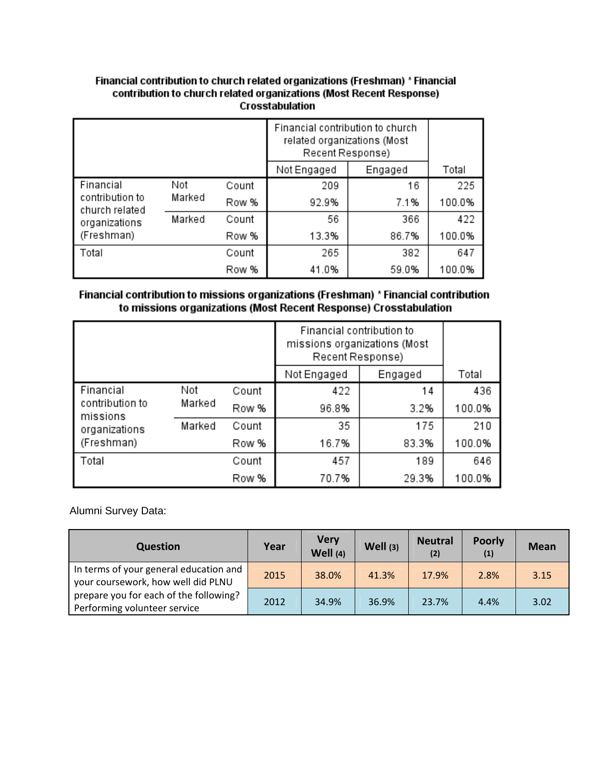**Financial contribution to church related organizations (Freshman) * Financial contribution to church related organizations (Most Recent Response) Crosstabulation**

| | | | Financial contribution to church related organizations (Most Recent Response) | | |
|---|---|---|---|---|---|
| | | | Not Engaged | Engaged | Total |
| Financial contribution to church related organizations (Freshman) | Not Marked | Count | 209 | 16 | 225 |
| | | Row % | 92.9% | 7.1% | 100.0% |
| | Marked | Count | 56 | 366 | 422 |
| | | Row % | 13.3% | 86.7% | 100.0% |
| Total | | Count | 265 | 382 | 647 |
| | | Row % | 41.0% | 59.0% | 100.0% |

**Financial contribution to missions organizations (Freshman) * Financial contribution to missions organizations (Most Recent Response) Crosstabulation**

| | | | Financial contribution to missions organizations (Most Recent Response) | | |
|---|---|---|---|---|---|
| | | | Not Engaged | Engaged | Total |
| Financial contribution to missions organizations (Freshman) | Not Marked | Count | 422 | 14 | 436 |
| | | Row % | 96.8% | 3.2% | 100.0% |
| | Marked | Count | 35 | 175 | 210 |
| | | Row % | 16.7% | 83.3% | 100.0% |
| Total | | Count | 457 | 189 | 646 |
| | | Row % | 70.7% | 29.3% | 100.0% |

Alumni Survey Data:

| Question | Year | Very Well (4) | Well (3) | Neutral (2) | Poorly (1) | Mean |
|---|---|---|---|---|---|---|
| In terms of your general education and your coursework, how well did PLNU prepare you for each of the following? Performing volunteer service | 2015 | 38.0% | 41.3% | 17.9% | 2.8% | 3.15 |
| | 2012 | 34.9% | 36.9% | 23.7% | 4.4% | 3.02 |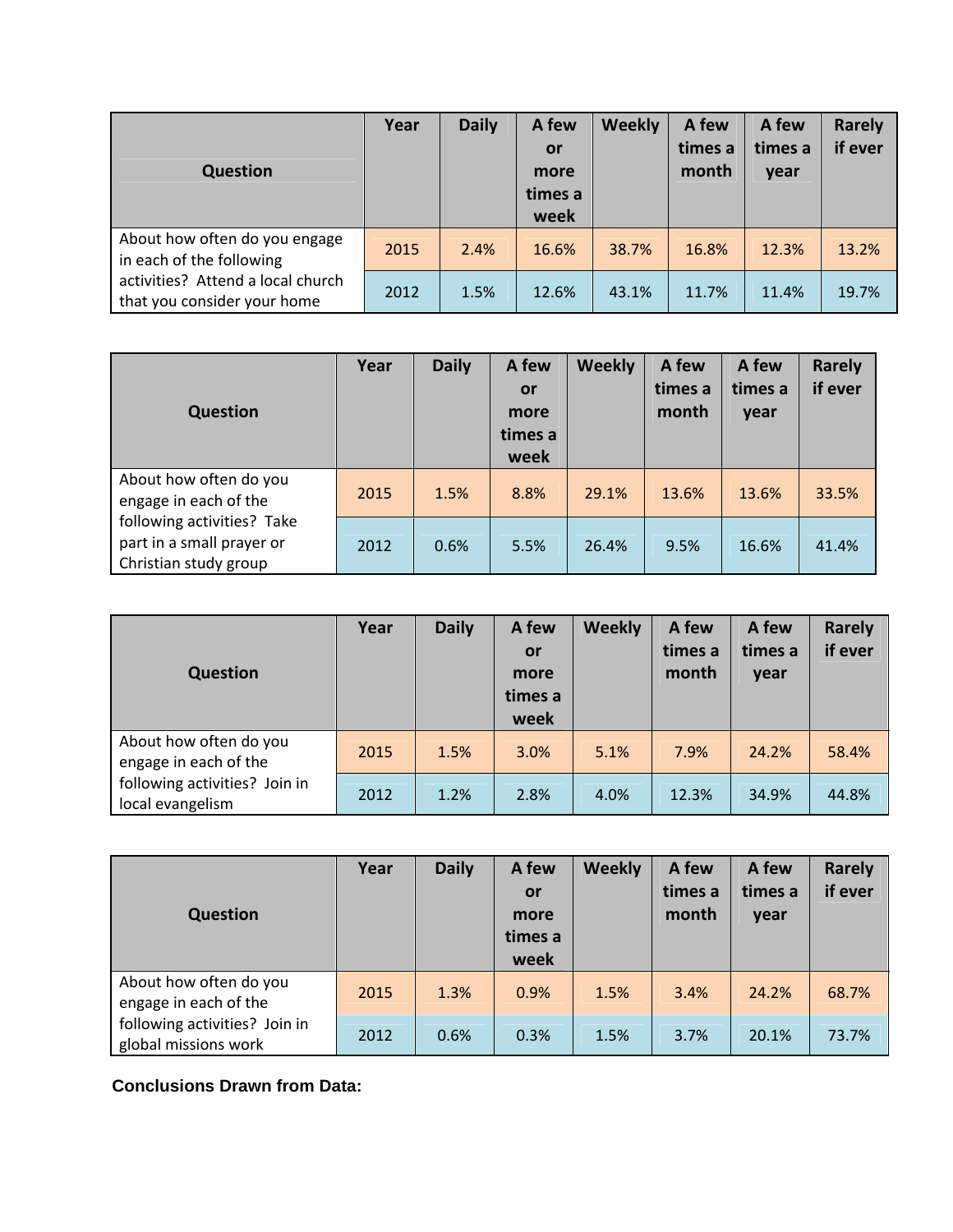| Question | Year | Daily | A few or more times a week | Weekly | A few times a month | A few times a year | Rarely if ever |
|---|---|---|---|---|---|---|---|
| About how often do you engage in each of the following activities? Attend a local church that you consider your home | 2015 | 2.4% | 16.6% | 38.7% | 16.8% | 12.3% | 13.2% |
| | 2012 | 1.5% | 12.6% | 43.1% | 11.7% | 11.4% | 19.7% |

| Question | Year | Daily | A few or more times a week | Weekly | A few times a month | A few times a year | Rarely if ever |
|---|---|---|---|---|---|---|---|
| About how often do you engage in each of the following activities? Take part in a small prayer or Christian study group | 2015 | 1.5% | 8.8% | 29.1% | 13.6% | 13.6% | 33.5% |
| | 2012 | 0.6% | 5.5% | 26.4% | 9.5% | 16.6% | 41.4% |

| Question | Year | Daily | A few or more times a week | Weekly | A few times a month | A few times a year | Rarely if ever |
|---|---|---|---|---|---|---|---|
| About how often do you engage in each of the following activities? Join in local evangelism | 2015 | 1.5% | 3.0% | 5.1% | 7.9% | 24.2% | 58.4% |
| | 2012 | 1.2% | 2.8% | 4.0% | 12.3% | 34.9% | 44.8% |

| Question | Year | Daily | A few or more times a week | Weekly | A few times a month | A few times a year | Rarely if ever |
|---|---|---|---|---|---|---|---|
| About how often do you engage in each of the following activities? Join in global missions work | 2015 | 1.3% | 0.9% | 1.5% | 3.4% | 24.2% | 68.7% |
| | 2012 | 0.6% | 0.3% | 1.5% | 3.7% | 20.1% | 73.7% |

**Conclusions Drawn from Data:**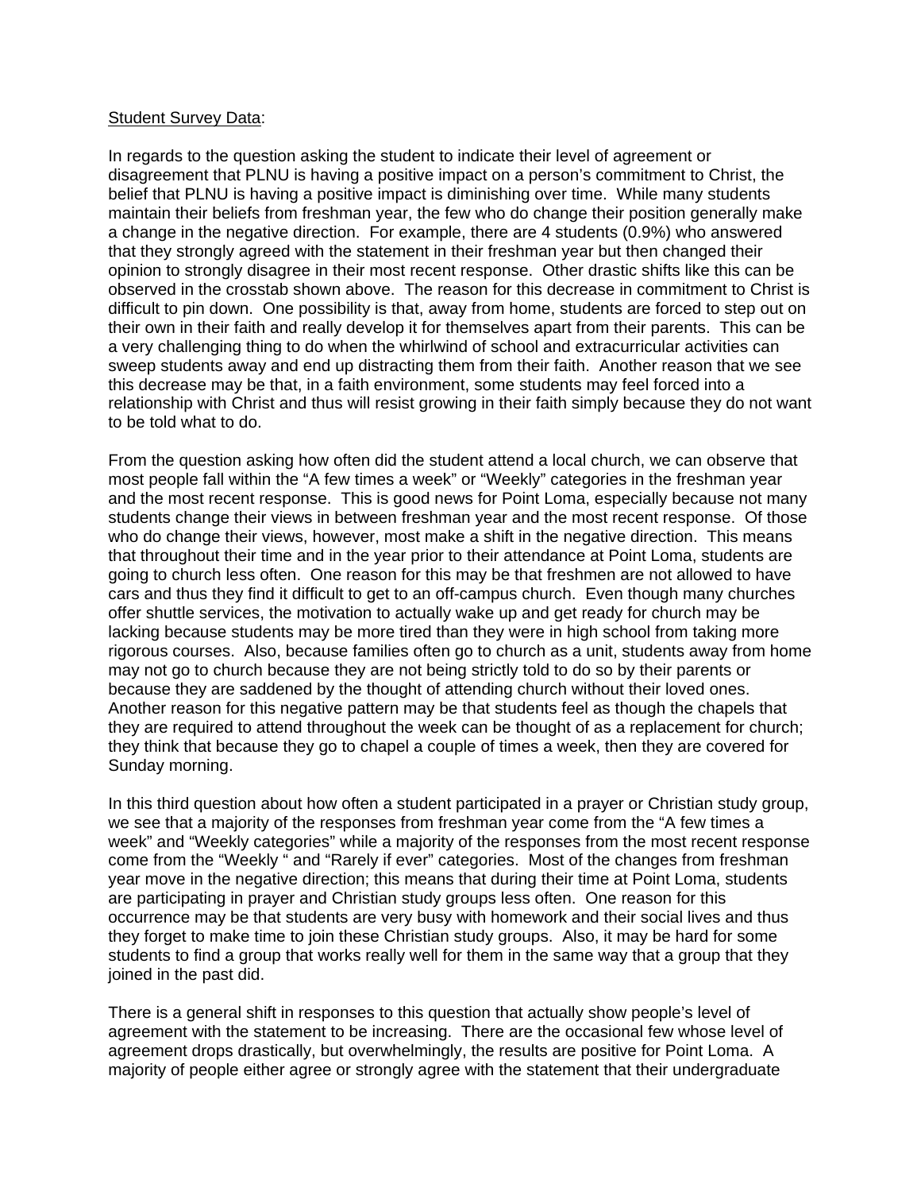Student Survey Data:

In regards to the question asking the student to indicate their level of agreement or disagreement that PLNU is having a positive impact on a person's commitment to Christ, the belief that PLNU is having a positive impact is diminishing over time. While many students maintain their beliefs from freshman year, the few who do change their position generally make a change in the negative direction. For example, there are 4 students (0.9%) who answered that they strongly agreed with the statement in their freshman year but then changed their opinion to strongly disagree in their most recent response. Other drastic shifts like this can be observed in the crosstab shown above. The reason for this decrease in commitment to Christ is difficult to pin down. One possibility is that, away from home, students are forced to step out on their own in their faith and really develop it for themselves apart from their parents. This can be a very challenging thing to do when the whirlwind of school and extracurricular activities can sweep students away and end up distracting them from their faith. Another reason that we see this decrease may be that, in a faith environment, some students may feel forced into a relationship with Christ and thus will resist growing in their faith simply because they do not want to be told what to do.

From the question asking how often did the student attend a local church, we can observe that most people fall within the "A few times a week" or "Weekly" categories in the freshman year and the most recent response. This is good news for Point Loma, especially because not many students change their views in between freshman year and the most recent response. Of those who do change their views, however, most make a shift in the negative direction. This means that throughout their time and in the year prior to their attendance at Point Loma, students are going to church less often. One reason for this may be that freshmen are not allowed to have cars and thus they find it difficult to get to an off-campus church. Even though many churches offer shuttle services, the motivation to actually wake up and get ready for church may be lacking because students may be more tired than they were in high school from taking more rigorous courses. Also, because families often go to church as a unit, students away from home may not go to church because they are not being strictly told to do so by their parents or because they are saddened by the thought of attending church without their loved ones. Another reason for this negative pattern may be that students feel as though the chapels that they are required to attend throughout the week can be thought of as a replacement for church; they think that because they go to chapel a couple of times a week, then they are covered for Sunday morning.

In this third question about how often a student participated in a prayer or Christian study group, we see that a majority of the responses from freshman year come from the "A few times a week" and "Weekly categories" while a majority of the responses from the most recent response come from the "Weekly " and "Rarely if ever" categories. Most of the changes from freshman year move in the negative direction; this means that during their time at Point Loma, students are participating in prayer and Christian study groups less often. One reason for this occurrence may be that students are very busy with homework and their social lives and thus they forget to make time to join these Christian study groups. Also, it may be hard for some students to find a group that works really well for them in the same way that a group that they joined in the past did.

There is a general shift in responses to this question that actually show people's level of agreement with the statement to be increasing. There are the occasional few whose level of agreement drops drastically, but overwhelmingly, the results are positive for Point Loma. A majority of people either agree or strongly agree with the statement that their undergraduate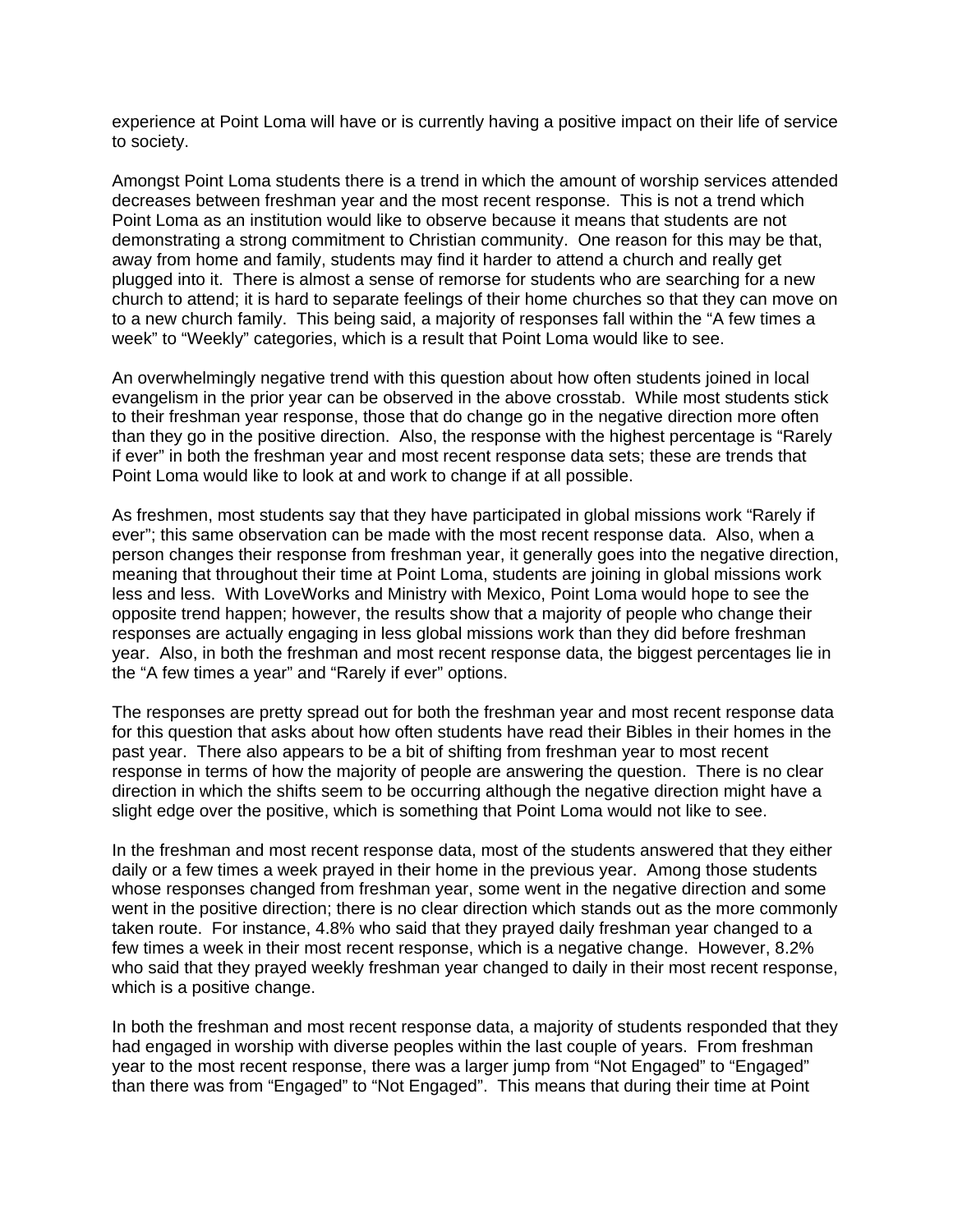experience at Point Loma will have or is currently having a positive impact on their life of service to society.

Amongst Point Loma students there is a trend in which the amount of worship services attended decreases between freshman year and the most recent response. This is not a trend which Point Loma as an institution would like to observe because it means that students are not demonstrating a strong commitment to Christian community. One reason for this may be that, away from home and family, students may find it harder to attend a church and really get plugged into it. There is almost a sense of remorse for students who are searching for a new church to attend; it is hard to separate feelings of their home churches so that they can move on to a new church family. This being said, a majority of responses fall within the "A few times a week" to "Weekly" categories, which is a result that Point Loma would like to see.

An overwhelmingly negative trend with this question about how often students joined in local evangelism in the prior year can be observed in the above crosstab. While most students stick to their freshman year response, those that do change go in the negative direction more often than they go in the positive direction. Also, the response with the highest percentage is "Rarely if ever" in both the freshman year and most recent response data sets; these are trends that Point Loma would like to look at and work to change if at all possible.

As freshmen, most students say that they have participated in global missions work "Rarely if ever"; this same observation can be made with the most recent response data. Also, when a person changes their response from freshman year, it generally goes into the negative direction, meaning that throughout their time at Point Loma, students are joining in global missions work less and less. With LoveWorks and Ministry with Mexico, Point Loma would hope to see the opposite trend happen; however, the results show that a majority of people who change their responses are actually engaging in less global missions work than they did before freshman year. Also, in both the freshman and most recent response data, the biggest percentages lie in the "A few times a year" and "Rarely if ever" options.

The responses are pretty spread out for both the freshman year and most recent response data for this question that asks about how often students have read their Bibles in their homes in the past year. There also appears to be a bit of shifting from freshman year to most recent response in terms of how the majority of people are answering the question. There is no clear direction in which the shifts seem to be occurring although the negative direction might have a slight edge over the positive, which is something that Point Loma would not like to see.

In the freshman and most recent response data, most of the students answered that they either daily or a few times a week prayed in their home in the previous year. Among those students whose responses changed from freshman year, some went in the negative direction and some went in the positive direction; there is no clear direction which stands out as the more commonly taken route. For instance, 4.8% who said that they prayed daily freshman year changed to a few times a week in their most recent response, which is a negative change. However, 8.2% who said that they prayed weekly freshman year changed to daily in their most recent response, which is a positive change.

In both the freshman and most recent response data, a majority of students responded that they had engaged in worship with diverse peoples within the last couple of years. From freshman year to the most recent response, there was a larger jump from "Not Engaged" to "Engaged" than there was from "Engaged" to "Not Engaged". This means that during their time at Point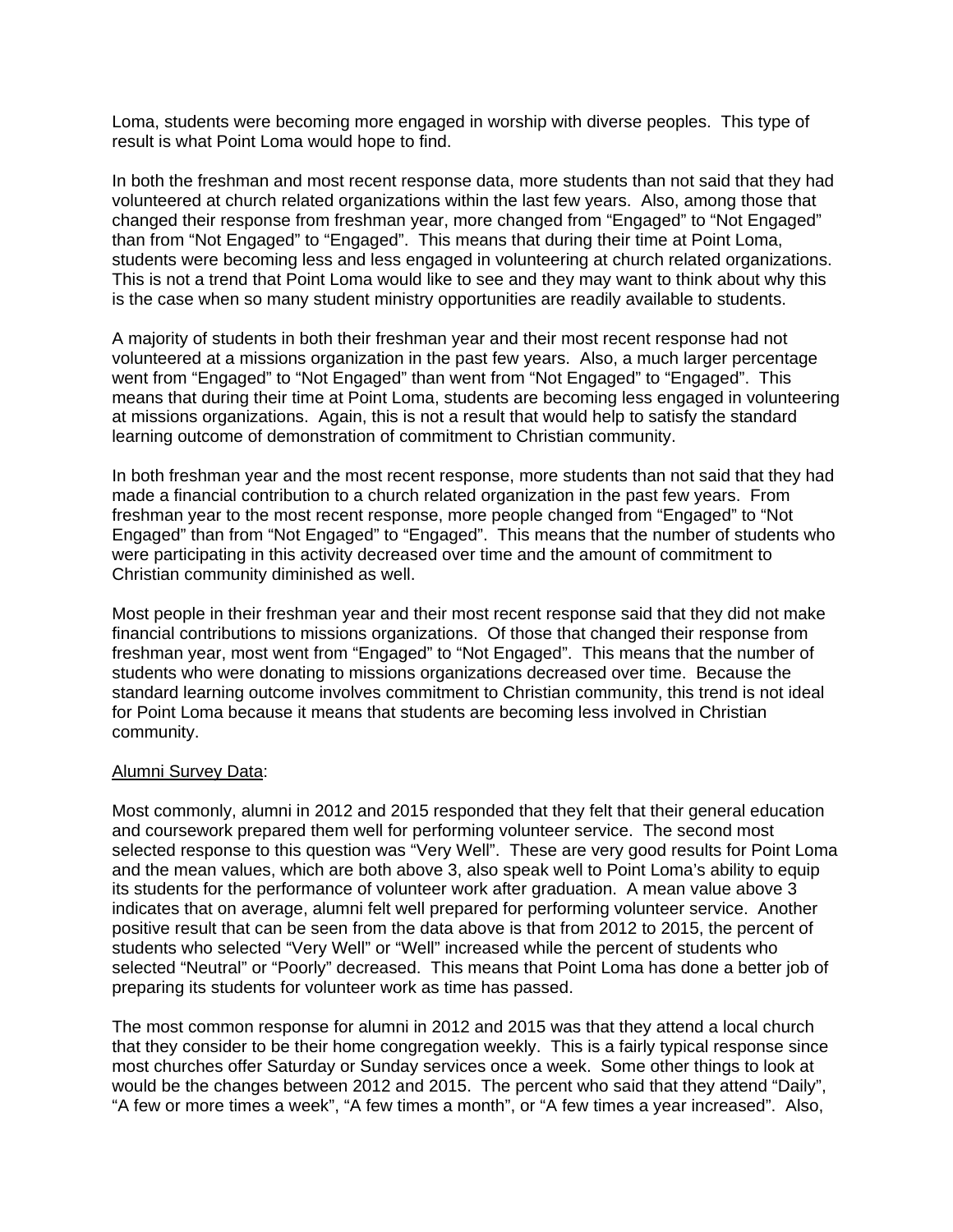Loma, students were becoming more engaged in worship with diverse peoples. This type of result is what Point Loma would hope to find.

In both the freshman and most recent response data, more students than not said that they had volunteered at church related organizations within the last few years. Also, among those that changed their response from freshman year, more changed from "Engaged" to "Not Engaged" than from "Not Engaged" to "Engaged". This means that during their time at Point Loma, students were becoming less and less engaged in volunteering at church related organizations. This is not a trend that Point Loma would like to see and they may want to think about why this is the case when so many student ministry opportunities are readily available to students.

A majority of students in both their freshman year and their most recent response had not volunteered at a missions organization in the past few years. Also, a much larger percentage went from "Engaged" to "Not Engaged" than went from "Not Engaged" to "Engaged". This means that during their time at Point Loma, students are becoming less engaged in volunteering at missions organizations. Again, this is not a result that would help to satisfy the standard learning outcome of demonstration of commitment to Christian community.

In both freshman year and the most recent response, more students than not said that they had made a financial contribution to a church related organization in the past few years. From freshman year to the most recent response, more people changed from "Engaged" to "Not Engaged" than from "Not Engaged" to "Engaged". This means that the number of students who were participating in this activity decreased over time and the amount of commitment to Christian community diminished as well.

Most people in their freshman year and their most recent response said that they did not make financial contributions to missions organizations. Of those that changed their response from freshman year, most went from "Engaged" to "Not Engaged". This means that the number of students who were donating to missions organizations decreased over time. Because the standard learning outcome involves commitment to Christian community, this trend is not ideal for Point Loma because it means that students are becoming less involved in Christian community.

<u>Alumni Survey Data</u>:

Most commonly, alumni in 2012 and 2015 responded that they felt that their general education and coursework prepared them well for performing volunteer service. The second most selected response to this question was "Very Well". These are very good results for Point Loma and the mean values, which are both above 3, also speak well to Point Loma's ability to equip its students for the performance of volunteer work after graduation. A mean value above 3 indicates that on average, alumni felt well prepared for performing volunteer service. Another positive result that can be seen from the data above is that from 2012 to 2015, the percent of students who selected "Very Well" or "Well" increased while the percent of students who selected "Neutral" or "Poorly" decreased. This means that Point Loma has done a better job of preparing its students for volunteer work as time has passed.

The most common response for alumni in 2012 and 2015 was that they attend a local church that they consider to be their home congregation weekly. This is a fairly typical response since most churches offer Saturday or Sunday services once a week. Some other things to look at would be the changes between 2012 and 2015. The percent who said that they attend "Daily", "A few or more times a week", "A few times a month", or "A few times a year increased". Also,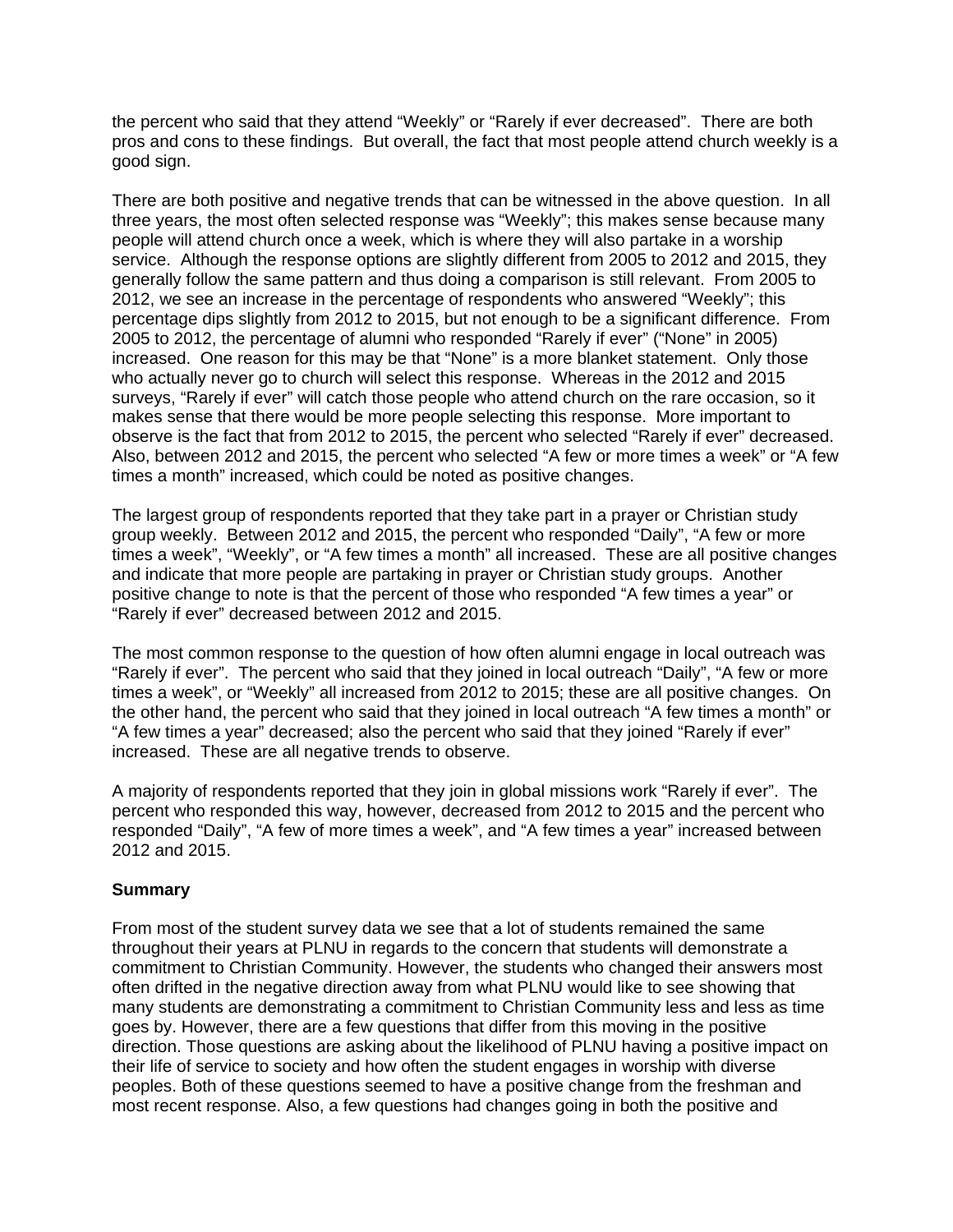the percent who said that they attend "Weekly" or "Rarely if ever decreased". There are both pros and cons to these findings. But overall, the fact that most people attend church weekly is a good sign.

There are both positive and negative trends that can be witnessed in the above question. In all three years, the most often selected response was "Weekly"; this makes sense because many people will attend church once a week, which is where they will also partake in a worship service. Although the response options are slightly different from 2005 to 2012 and 2015, they generally follow the same pattern and thus doing a comparison is still relevant. From 2005 to 2012, we see an increase in the percentage of respondents who answered "Weekly"; this percentage dips slightly from 2012 to 2015, but not enough to be a significant difference. From 2005 to 2012, the percentage of alumni who responded "Rarely if ever" ("None" in 2005) increased. One reason for this may be that "None" is a more blanket statement. Only those who actually never go to church will select this response. Whereas in the 2012 and 2015 surveys, "Rarely if ever" will catch those people who attend church on the rare occasion, so it makes sense that there would be more people selecting this response. More important to observe is the fact that from 2012 to 2015, the percent who selected "Rarely if ever" decreased. Also, between 2012 and 2015, the percent who selected "A few or more times a week" or "A few times a month" increased, which could be noted as positive changes.

The largest group of respondents reported that they take part in a prayer or Christian study group weekly. Between 2012 and 2015, the percent who responded "Daily", "A few or more times a week", "Weekly", or "A few times a month" all increased. These are all positive changes and indicate that more people are partaking in prayer or Christian study groups. Another positive change to note is that the percent of those who responded "A few times a year" or "Rarely if ever" decreased between 2012 and 2015.

The most common response to the question of how often alumni engage in local outreach was "Rarely if ever". The percent who said that they joined in local outreach "Daily", "A few or more times a week", or "Weekly" all increased from 2012 to 2015; these are all positive changes. On the other hand, the percent who said that they joined in local outreach "A few times a month" or "A few times a year" decreased; also the percent who said that they joined "Rarely if ever" increased. These are all negative trends to observe.

A majority of respondents reported that they join in global missions work "Rarely if ever". The percent who responded this way, however, decreased from 2012 to 2015 and the percent who responded "Daily", "A few of more times a week", and "A few times a year" increased between 2012 and 2015.

**Summary**

From most of the student survey data we see that a lot of students remained the same throughout their years at PLNU in regards to the concern that students will demonstrate a commitment to Christian Community. However, the students who changed their answers most often drifted in the negative direction away from what PLNU would like to see showing that many students are demonstrating a commitment to Christian Community less and less as time goes by. However, there are a few questions that differ from this moving in the positive direction. Those questions are asking about the likelihood of PLNU having a positive impact on their life of service to society and how often the student engages in worship with diverse peoples. Both of these questions seemed to have a positive change from the freshman and most recent response. Also, a few questions had changes going in both the positive and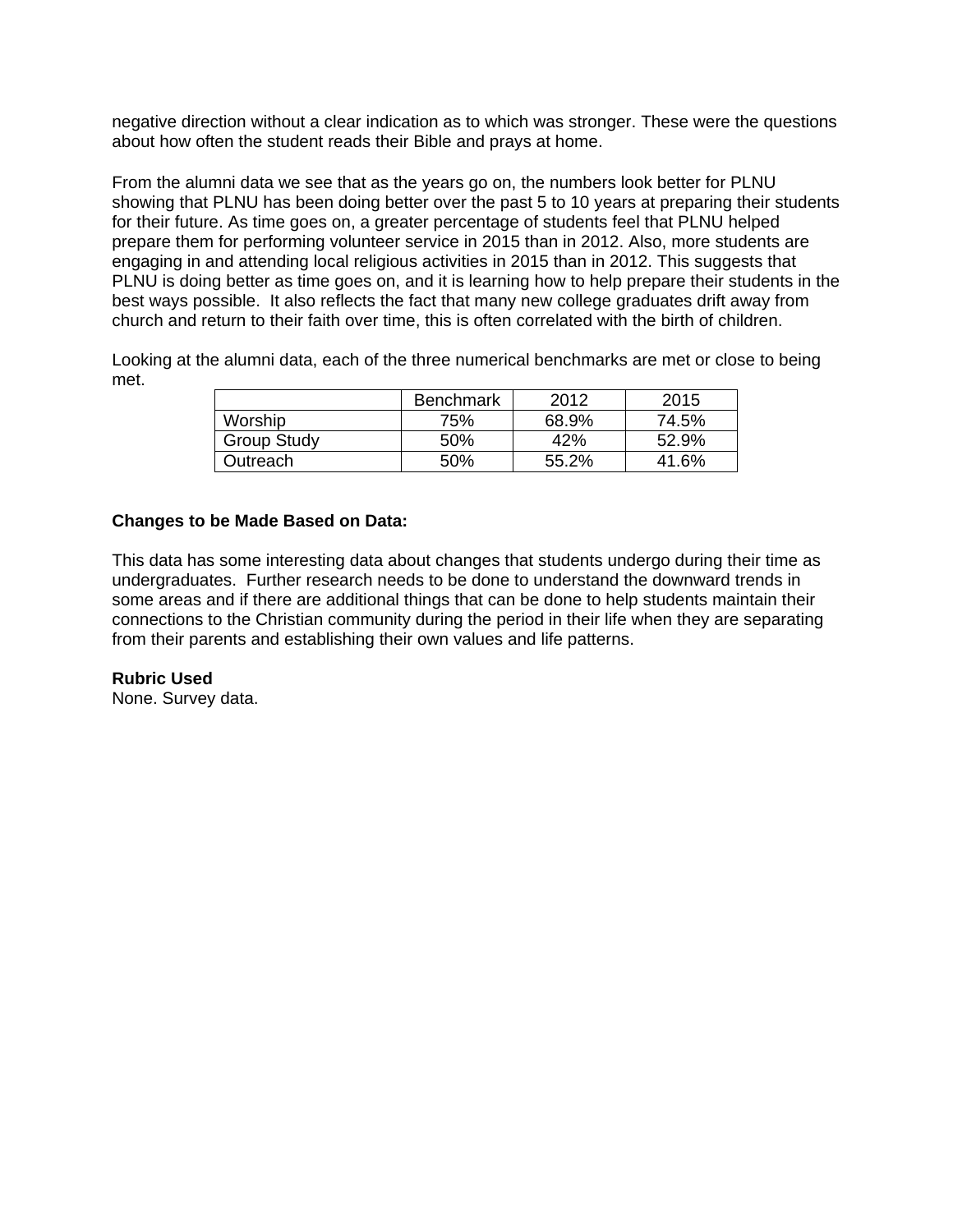negative direction without a clear indication as to which was stronger. These were the questions about how often the student reads their Bible and prays at home.

From the alumni data we see that as the years go on, the numbers look better for PLNU showing that PLNU has been doing better over the past 5 to 10 years at preparing their students for their future. As time goes on, a greater percentage of students feel that PLNU helped prepare them for performing volunteer service in 2015 than in 2012. Also, more students are engaging in and attending local religious activities in 2015 than in 2012. This suggests that PLNU is doing better as time goes on, and it is learning how to help prepare their students in the best ways possible. It also reflects the fact that many new college graduates drift away from church and return to their faith over time, this is often correlated with the birth of children.

Looking at the alumni data, each of the three numerical benchmarks are met or close to being met.

| | Benchmark | 2012 | 2015 |
|---|---|---|---|
| Worship | 75% | 68.9% | 74.5% |
| Group Study | 50% | 42% | 52.9% |
| Outreach | 50% | 55.2% | 41.6% |

**Changes to be Made Based on Data:**

This data has some interesting data about changes that students undergo during their time as undergraduates. Further research needs to be done to understand the downward trends in some areas and if there are additional things that can be done to help students maintain their connections to the Christian community during the period in their life when they are separating from their parents and establishing their own values and life patterns.

**Rubric Used**
None. Survey data.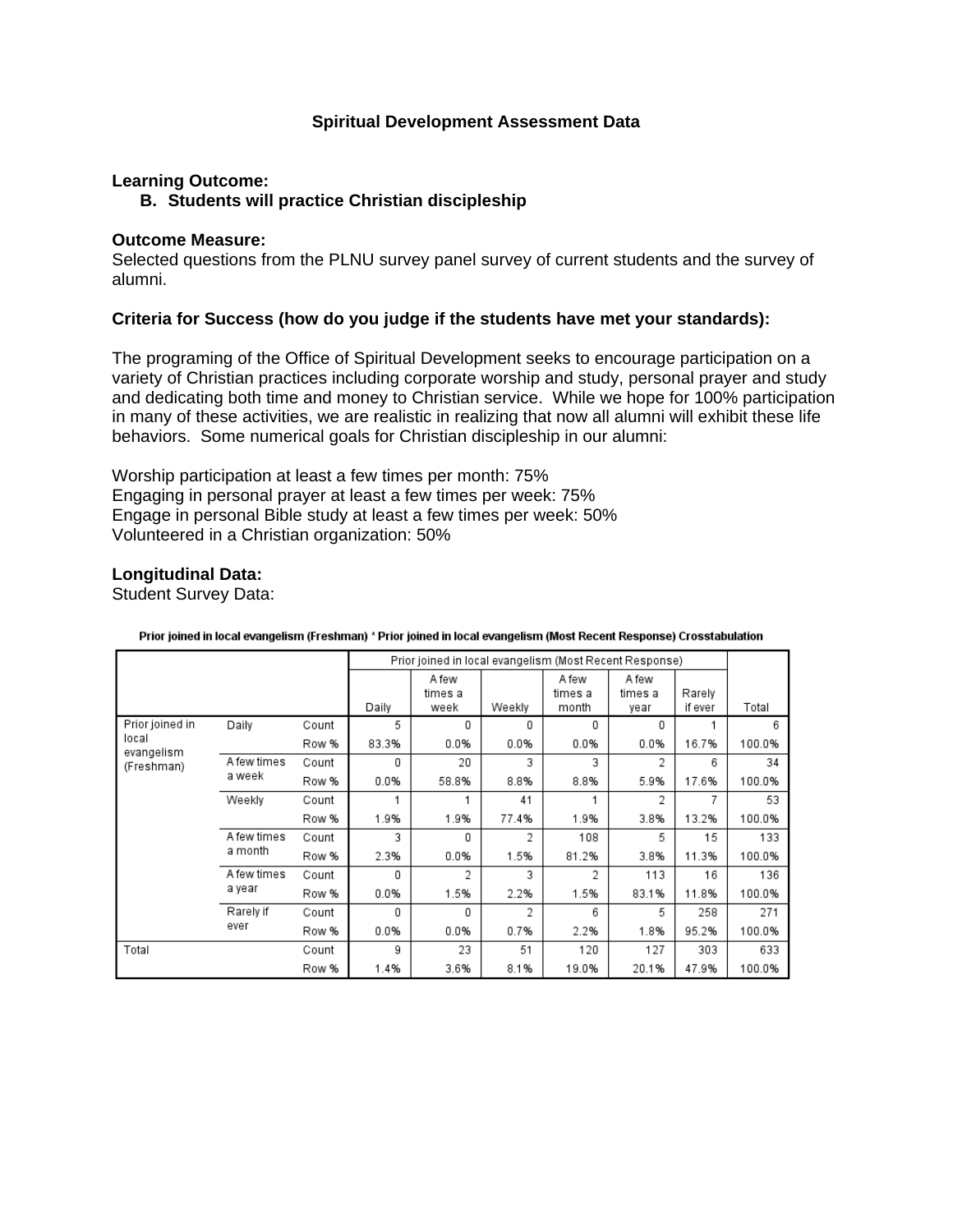# Spiritual Development Assessment Data

**Learning Outcome:**

**B. Students will practice Christian discipleship**

**Outcome Measure:**

Selected questions from the PLNU survey panel survey of current students and the survey of alumni.

**Criteria for Success (how do you judge if the students have met your standards):**

The programing of the Office of Spiritual Development seeks to encourage participation on a variety of Christian practices including corporate worship and study, personal prayer and study and dedicating both time and money to Christian service. While we hope for 100% participation in many of these activities, we are realistic in realizing that now all alumni will exhibit these life behaviors. Some numerical goals for Christian discipleship in our alumni:

Worship participation at least a few times per month: 75%
Engaging in personal prayer at least a few times per week: 75%
Engage in personal Bible study at least a few times per week: 50%
Volunteered in a Christian organization: 50%

**Longitudinal Data:**

Student Survey Data:

**Prior joined in local evangelism (Freshman) * Prior joined in local evangelism (Most Recent Response) Crosstabulation**

| | | | Prior joined in local evangelism (Most Recent Response) | | | | | | |
|---|---|---|---|---|---|---|---|---|---|
| | | | Daily | A few times a week | Weekly | A few times a month | A few times a year | Rarely if ever | Total |
| Prior joined in local evangelism (Freshman) | Daily | Count | 5 | 0 | 0 | 0 | 0 | 1 | 6 |
| | | Row % | 83.3% | 0.0% | 0.0% | 0.0% | 0.0% | 16.7% | 100.0% |
| | A few times a week | Count | 0 | 20 | 3 | 3 | 2 | 6 | 34 |
| | | Row % | 0.0% | 58.8% | 8.8% | 8.8% | 5.9% | 17.6% | 100.0% |
| | Weekly | Count | 1 | 1 | 41 | 1 | 2 | 7 | 53 |
| | | Row % | 1.9% | 1.9% | 77.4% | 1.9% | 3.8% | 13.2% | 100.0% |
| | A few times a month | Count | 3 | 0 | 2 | 108 | 5 | 15 | 133 |
| | | Row % | 2.3% | 0.0% | 1.5% | 81.2% | 3.8% | 11.3% | 100.0% |
| | A few times a year | Count | 0 | 2 | 3 | 2 | 113 | 16 | 136 |
| | | Row % | 0.0% | 1.5% | 2.2% | 1.5% | 83.1% | 11.8% | 100.0% |
| | Rarely if ever | Count | 0 | 0 | 2 | 6 | 5 | 258 | 271 |
| | | Row % | 0.0% | 0.0% | 0.7% | 2.2% | 1.8% | 95.2% | 100.0% |
| Total | | Count | 9 | 23 | 51 | 120 | 127 | 303 | 633 |
| | | Row % | 1.4% | 3.6% | 8.1% | 19.0% | 20.1% | 47.9% | 100.0% |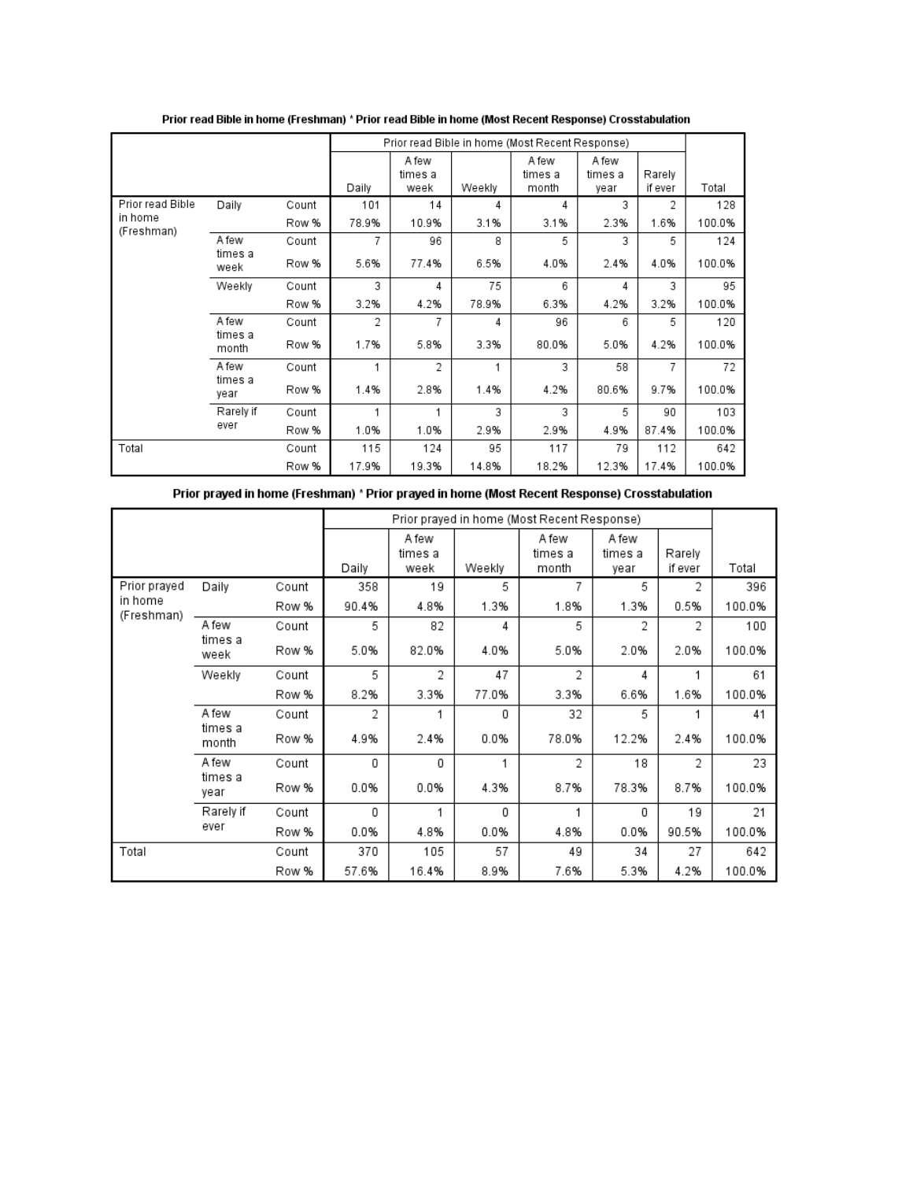**Prior read Bible in home (Freshman) * Prior read Bible in home (Most Recent Response) Crosstabulation**

| | | | Prior read Bible in home (Most Recent Response) | | | | | | |
|---|---|---|---|---|---|---|---|---|---|
| | | | Daily | A few times a week | Weekly | A few times a month | A few times a year | Rarely if ever | Total |
| Prior read Bible in home (Freshman) | Daily | Count | 101 | 14 | 4 | 4 | 3 | 2 | 128 |
| | | Row % | 78.9% | 10.9% | 3.1% | 3.1% | 2.3% | 1.6% | 100.0% |
| | A few times a week | Count | 7 | 96 | 8 | 5 | 3 | 5 | 124 |
| | | Row % | 5.6% | 77.4% | 6.5% | 4.0% | 2.4% | 4.0% | 100.0% |
| | Weekly | Count | 3 | 4 | 75 | 6 | 4 | 3 | 95 |
| | | Row % | 3.2% | 4.2% | 78.9% | 6.3% | 4.2% | 3.2% | 100.0% |
| | A few times a month | Count | 2 | 7 | 4 | 96 | 6 | 5 | 120 |
| | | Row % | 1.7% | 5.8% | 3.3% | 80.0% | 5.0% | 4.2% | 100.0% |
| | A few times a year | Count | 1 | 2 | 1 | 3 | 58 | 7 | 72 |
| | | Row % | 1.4% | 2.8% | 1.4% | 4.2% | 80.6% | 9.7% | 100.0% |
| | Rarely if ever | Count | 1 | 1 | 3 | 3 | 5 | 90 | 103 |
| | | Row % | 1.0% | 1.0% | 2.9% | 2.9% | 4.9% | 87.4% | 100.0% |
| Total | | Count | 115 | 124 | 95 | 117 | 79 | 112 | 642 |
| | | Row % | 17.9% | 19.3% | 14.8% | 18.2% | 12.3% | 17.4% | 100.0% |

**Prior prayed in home (Freshman) * Prior prayed in home (Most Recent Response) Crosstabulation**

| | | | Prior prayed in home (Most Recent Response) | | | | | | |
|---|---|---|---|---|---|---|---|---|---|
| | | | Daily | A few times a week | Weekly | A few times a month | A few times a year | Rarely if ever | Total |
| Prior prayed in home (Freshman) | Daily | Count | 358 | 19 | 5 | 7 | 5 | 2 | 396 |
| | | Row % | 90.4% | 4.8% | 1.3% | 1.8% | 1.3% | 0.5% | 100.0% |
| | A few times a week | Count | 5 | 82 | 4 | 5 | 2 | 2 | 100 |
| | | Row % | 5.0% | 82.0% | 4.0% | 5.0% | 2.0% | 2.0% | 100.0% |
| | Weekly | Count | 5 | 2 | 47 | 2 | 4 | 1 | 61 |
| | | Row % | 8.2% | 3.3% | 77.0% | 3.3% | 6.6% | 1.6% | 100.0% |
| | A few times a month | Count | 2 | 1 | 0 | 32 | 5 | 1 | 41 |
| | | Row % | 4.9% | 2.4% | 0.0% | 78.0% | 12.2% | 2.4% | 100.0% |
| | A few times a year | Count | 0 | 0 | 1 | 2 | 18 | 2 | 23 |
| | | Row % | 0.0% | 0.0% | 4.3% | 8.7% | 78.3% | 8.7% | 100.0% |
| | Rarely if ever | Count | 0 | 1 | 0 | 1 | 0 | 19 | 21 |
| | | Row % | 0.0% | 4.8% | 0.0% | 4.8% | 0.0% | 90.5% | 100.0% |
| Total | | Count | 370 | 105 | 57 | 49 | 34 | 27 | 642 |
| | | Row % | 57.6% | 16.4% | 8.9% | 7.6% | 5.3% | 4.2% | 100.0% |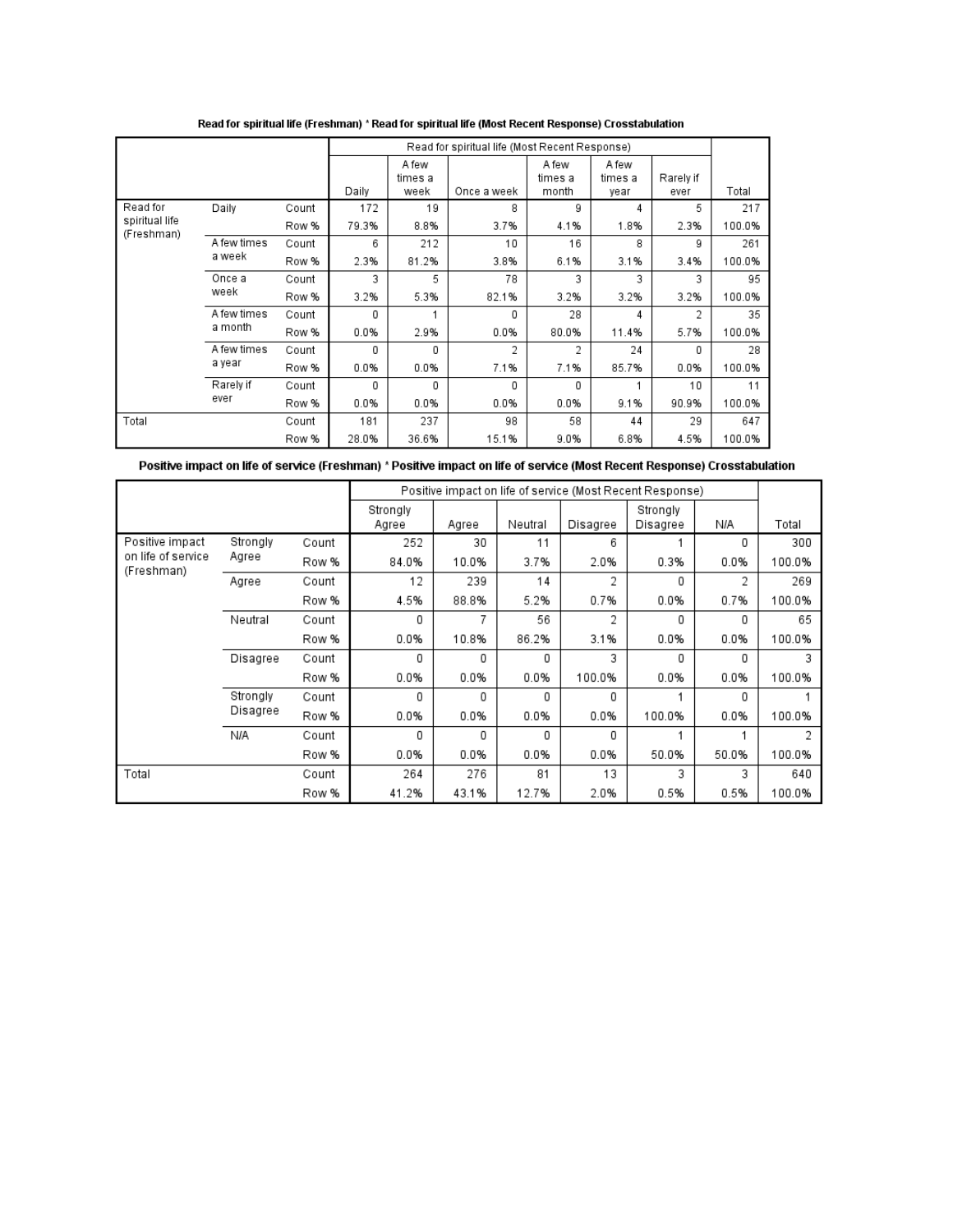**Read for spiritual life (Freshman) * Read for spiritual life (Most Recent Response) Crosstabulation**

| | | | Read for spiritual life (Most Recent Response) | | | | | | Total |
|---|---|---|---|---|---|---|---|---|---|
| | | | Daily | A few times a week | Once a week | A few times a month | A few times a year | Rarely if ever | |
| Read for spiritual life (Freshman) | Daily | Count | 172 | 19 | 8 | 9 | 4 | 5 | 217 |
| | | Row % | 79.3% | 8.8% | 3.7% | 4.1% | 1.8% | 2.3% | 100.0% |
| | A few times a week | Count | 6 | 212 | 10 | 16 | 8 | 9 | 261 |
| | | Row % | 2.3% | 81.2% | 3.8% | 6.1% | 3.1% | 3.4% | 100.0% |
| | Once a week | Count | 3 | 5 | 78 | 3 | 3 | 3 | 95 |
| | | Row % | 3.2% | 5.3% | 82.1% | 3.2% | 3.2% | 3.2% | 100.0% |
| | A few times a month | Count | 0 | 1 | 0 | 28 | 4 | 2 | 35 |
| | | Row % | 0.0% | 2.9% | 0.0% | 80.0% | 11.4% | 5.7% | 100.0% |
| | A few times a year | Count | 0 | 0 | 2 | 2 | 24 | 0 | 28 |
| | | Row % | 0.0% | 0.0% | 7.1% | 7.1% | 85.7% | 0.0% | 100.0% |
| | Rarely if ever | Count | 0 | 0 | 0 | 0 | 1 | 10 | 11 |
| | | Row % | 0.0% | 0.0% | 0.0% | 0.0% | 9.1% | 90.9% | 100.0% |
| Total | | Count | 181 | 237 | 98 | 58 | 44 | 29 | 647 |
| | | Row % | 28.0% | 36.6% | 15.1% | 9.0% | 6.8% | 4.5% | 100.0% |

**Positive impact on life of service (Freshman) * Positive impact on life of service (Most Recent Response) Crosstabulation**

| | | | Positive impact on life of service (Most Recent Response) | | | | | | Total |
|---|---|---|---|---|---|---|---|---|---|
| | | | Strongly Agree | Agree | Neutral | Disagree | Strongly Disagree | N/A | |
| Positive impact on life of service (Freshman) | Strongly Agree | Count | 252 | 30 | 11 | 6 | 1 | 0 | 300 |
| | | Row % | 84.0% | 10.0% | 3.7% | 2.0% | 0.3% | 0.0% | 100.0% |
| | Agree | Count | 12 | 239 | 14 | 2 | 0 | 2 | 269 |
| | | Row % | 4.5% | 88.8% | 5.2% | 0.7% | 0.0% | 0.7% | 100.0% |
| | Neutral | Count | 0 | 7 | 56 | 2 | 0 | 0 | 65 |
| | | Row % | 0.0% | 10.8% | 86.2% | 3.1% | 0.0% | 0.0% | 100.0% |
| | Disagree | Count | 0 | 0 | 0 | 3 | 0 | 0 | 3 |
| | | Row % | 0.0% | 0.0% | 0.0% | 100.0% | 0.0% | 0.0% | 100.0% |
| | Strongly Disagree | Count | 0 | 0 | 0 | 0 | 1 | 0 | 1 |
| | | Row % | 0.0% | 0.0% | 0.0% | 0.0% | 100.0% | 0.0% | 100.0% |
| | N/A | Count | 0 | 0 | 0 | 0 | 1 | 1 | 2 |
| | | Row % | 0.0% | 0.0% | 0.0% | 0.0% | 50.0% | 50.0% | 100.0% |
| Total | | Count | 264 | 276 | 81 | 13 | 3 | 3 | 640 |
| | | Row % | 41.2% | 43.1% | 12.7% | 2.0% | 0.5% | 0.5% | 100.0% |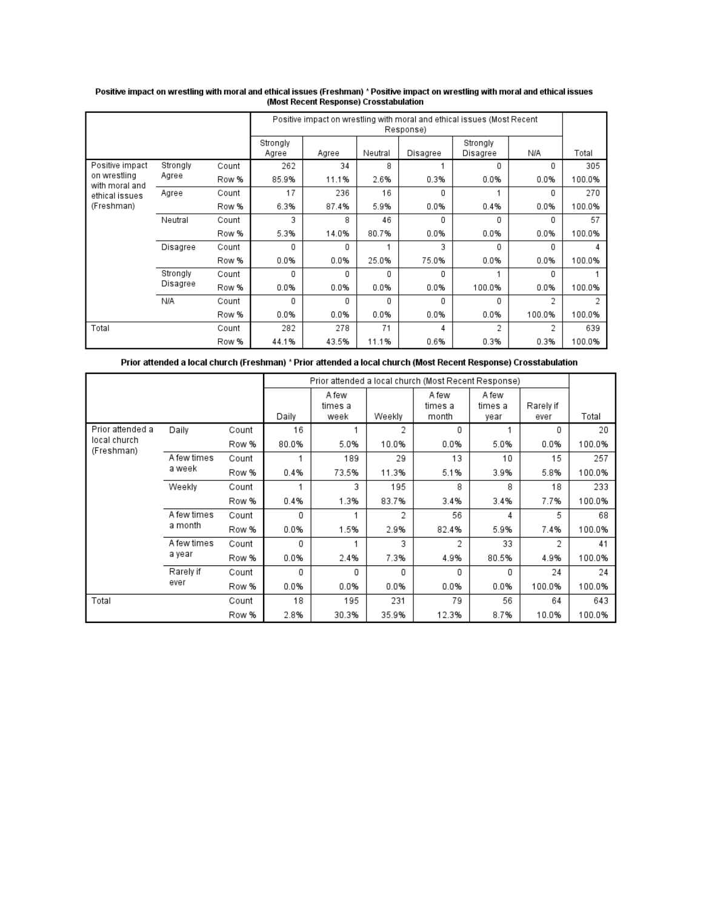**Positive impact on wrestling with moral and ethical issues (Freshman) * Positive impact on wrestling with moral and ethical issues (Most Recent Response) Crosstabulation**

| | | | Positive impact on wrestling with moral and ethical issues (Most Recent Response) | | | | | | |
|---|---|---|---|---|---|---|---|---|---|
| | | | Strongly Agree | Agree | Neutral | Disagree | Strongly Disagree | N/A | Total |
| Positive impact on wrestling with moral and ethical issues (Freshman) | Strongly Agree | Count | 262 | 34 | 8 | 1 | 0 | 0 | 305 |
| | | Row % | 85.9% | 11.1% | 2.6% | 0.3% | 0.0% | 0.0% | 100.0% |
| | Agree | Count | 17 | 236 | 16 | 0 | 1 | 0 | 270 |
| | | Row % | 6.3% | 87.4% | 5.9% | 0.0% | 0.4% | 0.0% | 100.0% |
| | Neutral | Count | 3 | 8 | 46 | 0 | 0 | 0 | 57 |
| | | Row % | 5.3% | 14.0% | 80.7% | 0.0% | 0.0% | 0.0% | 100.0% |
| | Disagree | Count | 0 | 0 | 1 | 3 | 0 | 0 | 4 |
| | | Row % | 0.0% | 0.0% | 25.0% | 75.0% | 0.0% | 0.0% | 100.0% |
| | Strongly Disagree | Count | 0 | 0 | 0 | 0 | 1 | 0 | 1 |
| | | Row % | 0.0% | 0.0% | 0.0% | 0.0% | 100.0% | 0.0% | 100.0% |
| | N/A | Count | 0 | 0 | 0 | 0 | 0 | 2 | 2 |
| | | Row % | 0.0% | 0.0% | 0.0% | 0.0% | 0.0% | 100.0% | 100.0% |
| Total | | Count | 282 | 278 | 71 | 4 | 2 | 2 | 639 |
| | | Row % | 44.1% | 43.5% | 11.1% | 0.6% | 0.3% | 0.3% | 100.0% |

**Prior attended a local church (Freshman) * Prior attended a local church (Most Recent Response) Crosstabulation**

| | | | Prior attended a local church (Most Recent Response) | | | | | | |
|---|---|---|---|---|---|---|---|---|---|
| | | | Daily | A few times a week | Weekly | A few times a month | A few times a year | Rarely if ever | Total |
| Prior attended a local church (Freshman) | Daily | Count | 16 | 1 | 2 | 0 | 1 | 0 | 20 |
| | | Row % | 80.0% | 5.0% | 10.0% | 0.0% | 5.0% | 0.0% | 100.0% |
| | A few times a week | Count | 1 | 189 | 29 | 13 | 10 | 15 | 257 |
| | | Row % | 0.4% | 73.5% | 11.3% | 5.1% | 3.9% | 5.8% | 100.0% |
| | Weekly | Count | 1 | 3 | 195 | 8 | 8 | 18 | 233 |
| | | Row % | 0.4% | 1.3% | 83.7% | 3.4% | 3.4% | 7.7% | 100.0% |
| | A few times a month | Count | 0 | 1 | 2 | 56 | 4 | 5 | 68 |
| | | Row % | 0.0% | 1.5% | 2.9% | 82.4% | 5.9% | 7.4% | 100.0% |
| | A few times a year | Count | 0 | 1 | 3 | 2 | 33 | 2 | 41 |
| | | Row % | 0.0% | 2.4% | 7.3% | 4.9% | 80.5% | 4.9% | 100.0% |
| | Rarely if ever | Count | 0 | 0 | 0 | 0 | 0 | 24 | 24 |
| | | Row % | 0.0% | 0.0% | 0.0% | 0.0% | 0.0% | 100.0% | 100.0% |
| Total | | Count | 18 | 195 | 231 | 79 | 56 | 64 | 643 |
| | | Row % | 2.8% | 30.3% | 35.9% | 12.3% | 8.7% | 10.0% | 100.0% |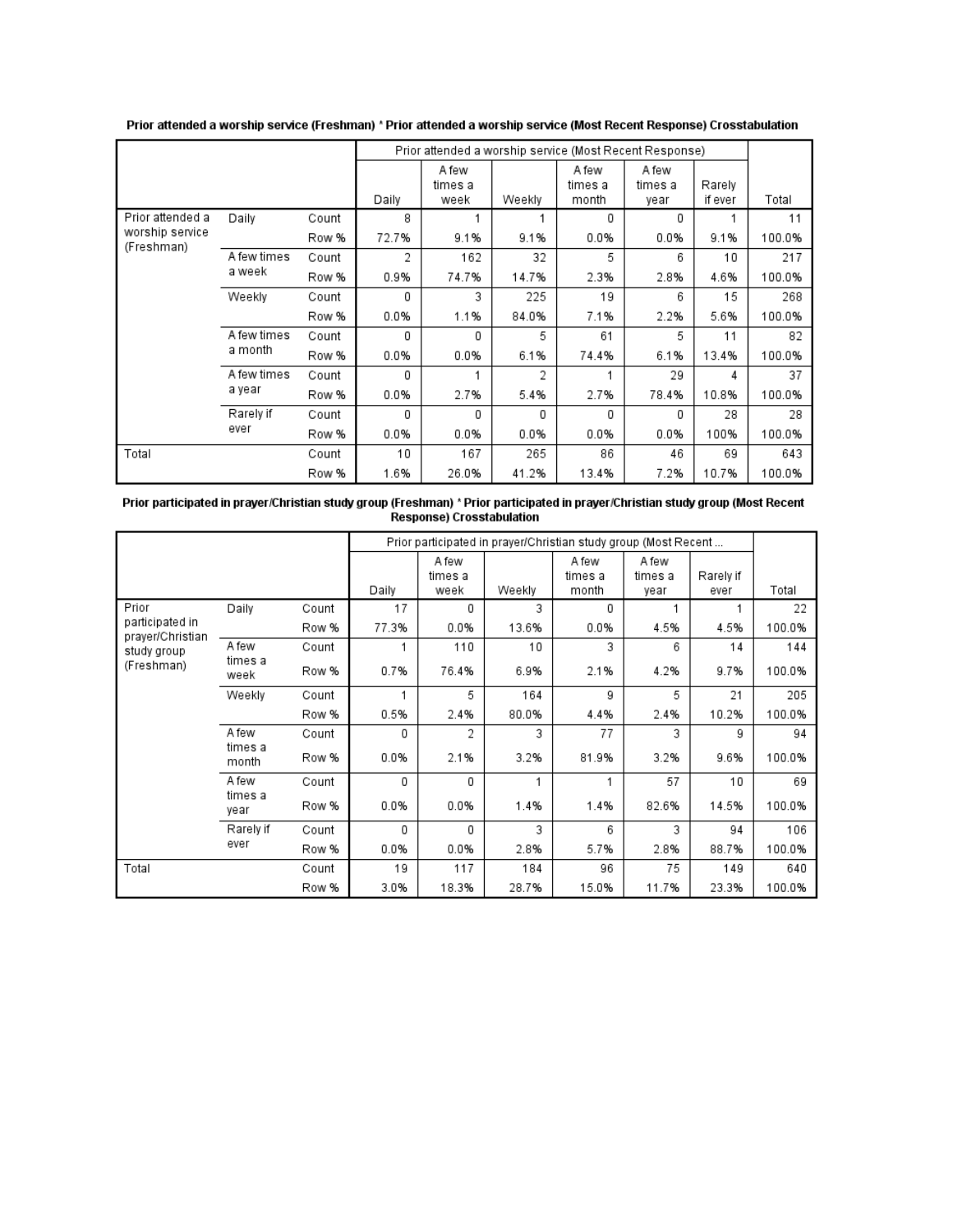**Prior attended a worship service (Freshman) * Prior attended a worship service (Most Recent Response) Crosstabulation**

| | | | Prior attended a worship service (Most Recent Response) | | | | | | |
|---|---|---|---|---|---|---|---|---|---|
| | | | Daily | A few times a week | Weekly | A few times a month | A few times a year | Rarely if ever | Total |
| Prior attended a worship service (Freshman) | Daily | Count | 8 | 1 | 1 | 0 | 0 | 1 | 11 |
| | | Row % | 72.7% | 9.1% | 9.1% | 0.0% | 0.0% | 9.1% | 100.0% |
| | A few times a week | Count | 2 | 162 | 32 | 5 | 6 | 10 | 217 |
| | | Row % | 0.9% | 74.7% | 14.7% | 2.3% | 2.8% | 4.6% | 100.0% |
| | Weekly | Count | 0 | 3 | 225 | 19 | 6 | 15 | 268 |
| | | Row % | 0.0% | 1.1% | 84.0% | 7.1% | 2.2% | 5.6% | 100.0% |
| | A few times a month | Count | 0 | 0 | 5 | 61 | 5 | 11 | 82 |
| | | Row % | 0.0% | 0.0% | 6.1% | 74.4% | 6.1% | 13.4% | 100.0% |
| | A few times a year | Count | 0 | 1 | 2 | 1 | 29 | 4 | 37 |
| | | Row % | 0.0% | 2.7% | 5.4% | 2.7% | 78.4% | 10.8% | 100.0% |
| | Rarely if ever | Count | 0 | 0 | 0 | 0 | 0 | 28 | 28 |
| | | Row % | 0.0% | 0.0% | 0.0% | 0.0% | 0.0% | 100% | 100.0% |
| Total | | Count | 10 | 167 | 265 | 86 | 46 | 69 | 643 |
| | | Row % | 1.6% | 26.0% | 41.2% | 13.4% | 7.2% | 10.7% | 100.0% |

**Prior participated in prayer/Christian study group (Freshman) * Prior participated in prayer/Christian study group (Most Recent Response) Crosstabulation**

| | | | Prior participated in prayer/Christian study group (Most Recent ... | | | | | | |
|---|---|---|---|---|---|---|---|---|---|
| | | | Daily | A few times a week | Weekly | A few times a month | A few times a year | Rarely if ever | Total |
| Prior participated in prayer/Christian study group (Freshman) | Daily | Count | 17 | 0 | 3 | 0 | 1 | 1 | 22 |
| | | Row % | 77.3% | 0.0% | 13.6% | 0.0% | 4.5% | 4.5% | 100.0% |
| | A few times a week | Count | 1 | 110 | 10 | 3 | 6 | 14 | 144 |
| | | Row % | 0.7% | 76.4% | 6.9% | 2.1% | 4.2% | 9.7% | 100.0% |
| | Weekly | Count | 1 | 5 | 164 | 9 | 5 | 21 | 205 |
| | | Row % | 0.5% | 2.4% | 80.0% | 4.4% | 2.4% | 10.2% | 100.0% |
| | A few times a month | Count | 0 | 2 | 3 | 77 | 3 | 9 | 94 |
| | | Row % | 0.0% | 2.1% | 3.2% | 81.9% | 3.2% | 9.6% | 100.0% |
| | A few times a year | Count | 0 | 0 | 1 | 1 | 57 | 10 | 69 |
| | | Row % | 0.0% | 0.0% | 1.4% | 1.4% | 82.6% | 14.5% | 100.0% |
| | Rarely if ever | Count | 0 | 0 | 3 | 6 | 3 | 94 | 106 |
| | | Row % | 0.0% | 0.0% | 2.8% | 5.7% | 2.8% | 88.7% | 100.0% |
| Total | | Count | 19 | 117 | 184 | 96 | 75 | 149 | 640 |
| | | Row % | 3.0% | 18.3% | 28.7% | 15.0% | 11.7% | 23.3% | 100.0% |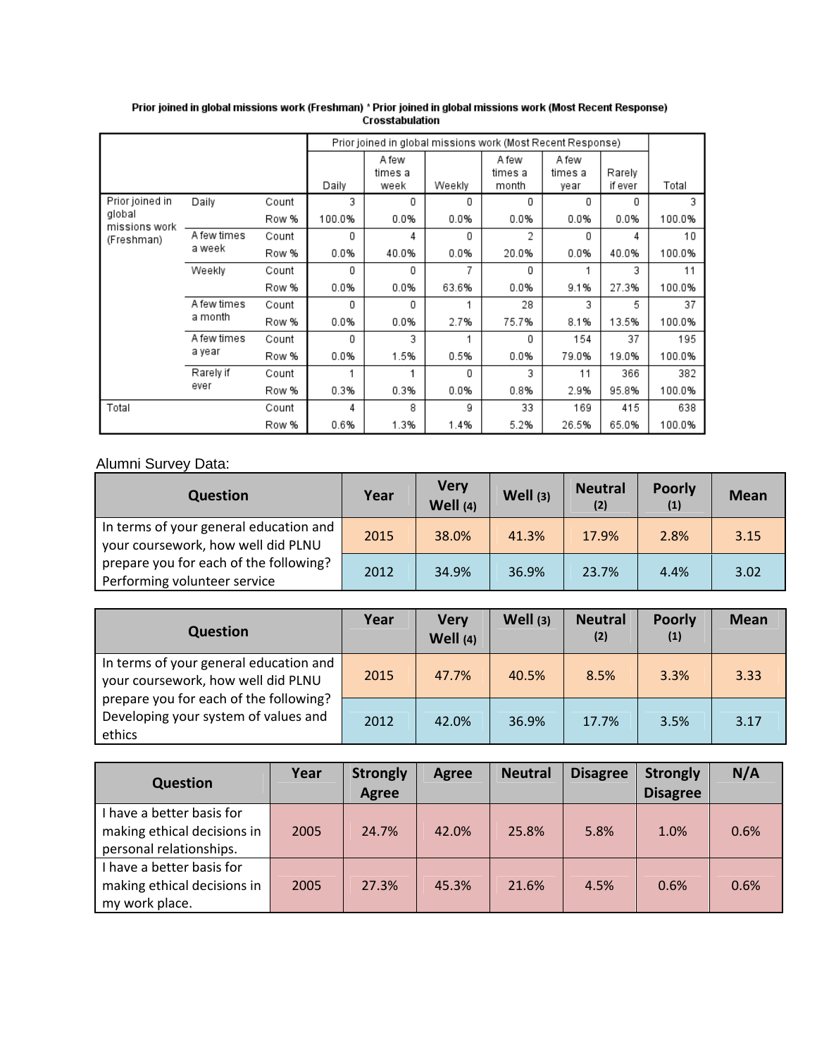**Prior joined in global missions work (Freshman) * Prior joined in global missions work (Most Recent Response) Crosstabulation**

| | | | Prior joined in global missions work (Most Recent Response) | | | | | | |
|---|---|---|---|---|---|---|---|---|---|
| | | | Daily | A few times a week | Weekly | A few times a month | A few times a year | Rarely if ever | Total |
| Prior joined in global missions work (Freshman) | Daily | Count | 3 | 0 | 0 | 0 | 0 | 0 | 3 |
| | | Row % | 100.0% | 0.0% | 0.0% | 0.0% | 0.0% | 0.0% | 100.0% |
| | A few times a week | Count | 0 | 4 | 0 | 2 | 0 | 4 | 10 |
| | | Row % | 0.0% | 40.0% | 0.0% | 20.0% | 0.0% | 40.0% | 100.0% |
| | Weekly | Count | 0 | 0 | 7 | 0 | 1 | 3 | 11 |
| | | Row % | 0.0% | 0.0% | 63.6% | 0.0% | 9.1% | 27.3% | 100.0% |
| | A few times a month | Count | 0 | 0 | 1 | 28 | 3 | 5 | 37 |
| | | Row % | 0.0% | 0.0% | 2.7% | 75.7% | 8.1% | 13.5% | 100.0% |
| | A few times a year | Count | 0 | 3 | 1 | 0 | 154 | 37 | 195 |
| | | Row % | 0.0% | 1.5% | 0.5% | 0.0% | 79.0% | 19.0% | 100.0% |
| | Rarely if ever | Count | 1 | 1 | 0 | 3 | 11 | 366 | 382 |
| | | Row % | 0.3% | 0.3% | 0.0% | 0.8% | 2.9% | 95.8% | 100.0% |
| Total | | Count | 4 | 8 | 9 | 33 | 169 | 415 | 638 |
| | | Row % | 0.6% | 1.3% | 1.4% | 5.2% | 26.5% | 65.0% | 100.0% |

Alumni Survey Data:

| Question | Year | Very Well (4) | Well (3) | Neutral (2) | Poorly (1) | Mean |
|---|---|---|---|---|---|---|
| In terms of your general education and your coursework, how well did PLNU prepare you for each of the following? Performing volunteer service | 2015 | 38.0% | 41.3% | 17.9% | 2.8% | 3.15 |
| | 2012 | 34.9% | 36.9% | 23.7% | 4.4% | 3.02 |

| Question | Year | Very Well (4) | Well (3) | Neutral (2) | Poorly (1) | Mean |
|---|---|---|---|---|---|---|
| In terms of your general education and your coursework, how well did PLNU prepare you for each of the following? Developing your system of values and ethics | 2015 | 47.7% | 40.5% | 8.5% | 3.3% | 3.33 |
| | 2012 | 42.0% | 36.9% | 17.7% | 3.5% | 3.17 |

| Question | Year | Strongly Agree | Agree | Neutral | Disagree | Strongly Disagree | N/A |
|---|---|---|---|---|---|---|---|
| I have a better basis for making ethical decisions in personal relationships. | 2005 | 24.7% | 42.0% | 25.8% | 5.8% | 1.0% | 0.6% |
| I have a better basis for making ethical decisions in my work place. | 2005 | 27.3% | 45.3% | 21.6% | 4.5% | 0.6% | 0.6% |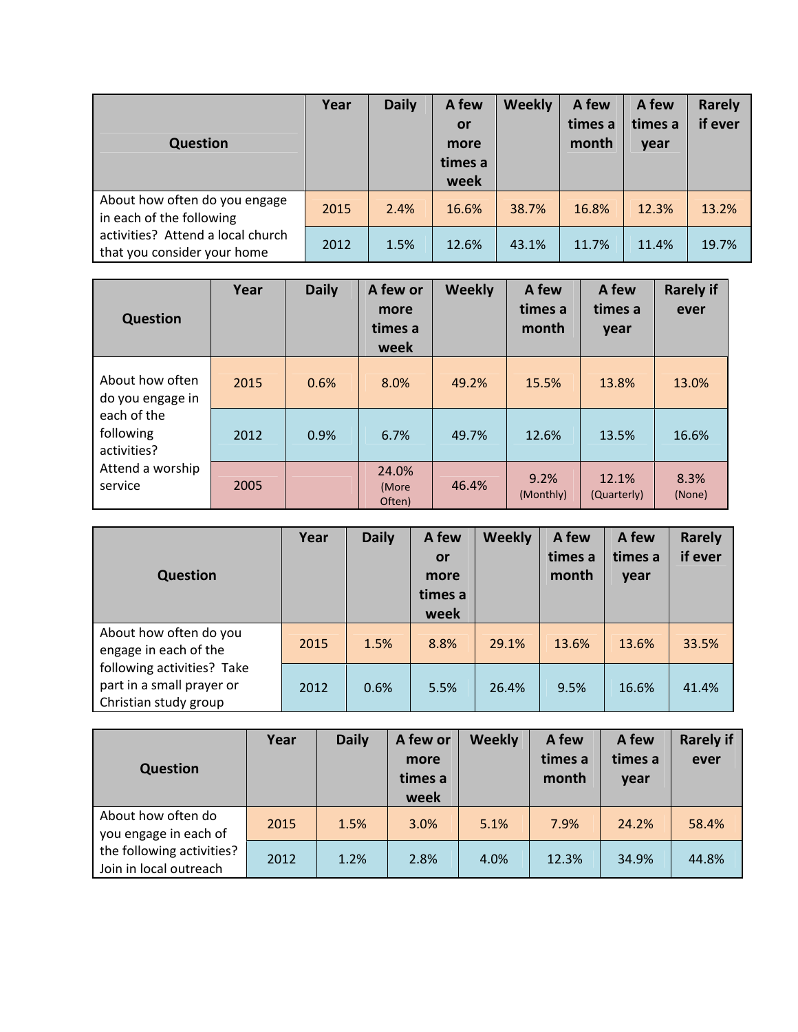| Question | Year | Daily | A few or more times a week | Weekly | A few times a month | A few times a year | Rarely if ever |
|---|---|---|---|---|---|---|---|
| About how often do you engage in each of the following activities? Attend a local church that you consider your home | 2015 | 2.4% | 16.6% | 38.7% | 16.8% | 12.3% | 13.2% |
| | 2012 | 1.5% | 12.6% | 43.1% | 11.7% | 11.4% | 19.7% |

| Question | Year | Daily | A few or more times a week | Weekly | A few times a month | A few times a year | Rarely if ever |
|---|---|---|---|---|---|---|---|
| About how often do you engage in each of the following activities? Attend a worship service | 2015 | 0.6% | 8.0% | 49.2% | 15.5% | 13.8% | 13.0% |
| | 2012 | 0.9% | 6.7% | 49.7% | 12.6% | 13.5% | 16.6% |
| | 2005 | | 24.0% (More Often) | 46.4% | 9.2% (Monthly) | 12.1% (Quarterly) | 8.3% (None) |

| Question | Year | Daily | A few or more times a week | Weekly | A few times a month | A few times a year | Rarely if ever |
|---|---|---|---|---|---|---|---|
| About how often do you engage in each of the following activities? Take part in a small prayer or Christian study group | 2015 | 1.5% | 8.8% | 29.1% | 13.6% | 13.6% | 33.5% |
| | 2012 | 0.6% | 5.5% | 26.4% | 9.5% | 16.6% | 41.4% |

| Question | Year | Daily | A few or more times a week | Weekly | A few times a month | A few times a year | Rarely if ever |
|---|---|---|---|---|---|---|---|
| About how often do you engage in each of the following activities? Join in local outreach | 2015 | 1.5% | 3.0% | 5.1% | 7.9% | 24.2% | 58.4% |
| | 2012 | 1.2% | 2.8% | 4.0% | 12.3% | 34.9% | 44.8% |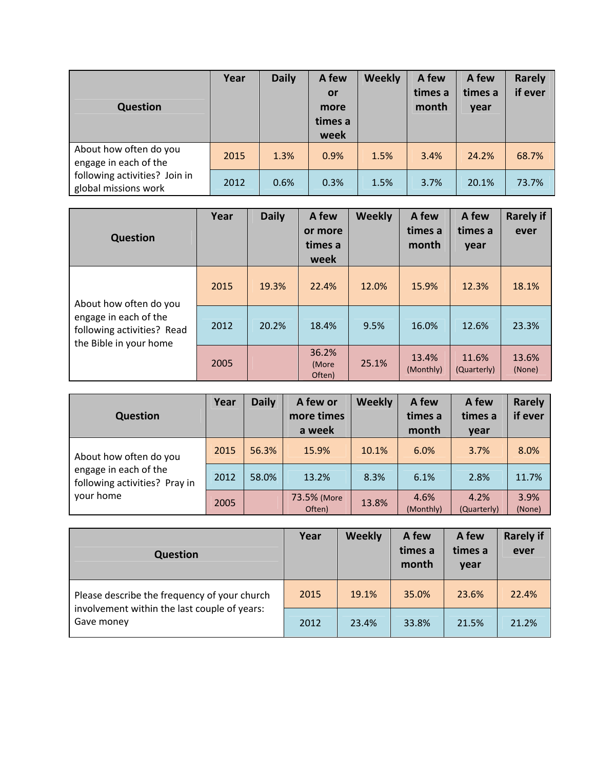| Question | Year | Daily | A few or more times a week | Weekly | A few times a month | A few times a year | Rarely if ever |
|---|---|---|---|---|---|---|---|
| About how often do you engage in each of the following activities? Join in global missions work | 2015 | 1.3% | 0.9% | 1.5% | 3.4% | 24.2% | 68.7% |
| | 2012 | 0.6% | 0.3% | 1.5% | 3.7% | 20.1% | 73.7% |

| Question | Year | Daily | A few or more times a week | Weekly | A few times a month | A few times a year | Rarely if ever |
|---|---|---|---|---|---|---|---|
| About how often do you engage in each of the following activities? Read the Bible in your home | 2015 | 19.3% | 22.4% | 12.0% | 15.9% | 12.3% | 18.1% |
| | 2012 | 20.2% | 18.4% | 9.5% | 16.0% | 12.6% | 23.3% |
| | 2005 | | 36.2% (More Often) | 25.1% | 13.4% (Monthly) | 11.6% (Quarterly) | 13.6% (None) |

| Question | Year | Daily | A few or more times a week | Weekly | A few times a month | A few times a year | Rarely if ever |
|---|---|---|---|---|---|---|---|
| About how often do you engage in each of the following activities? Pray in your home | 2015 | 56.3% | 15.9% | 10.1% | 6.0% | 3.7% | 8.0% |
| | 2012 | 58.0% | 13.2% | 8.3% | 6.1% | 2.8% | 11.7% |
| | 2005 | | 73.5% (More Often) | 13.8% | 4.6% (Monthly) | 4.2% (Quarterly) | 3.9% (None) |

| Question | Year | Weekly | A few times a month | A few times a year | Rarely if ever |
|---|---|---|---|---|---|
| Please describe the frequency of your church involvement within the last couple of years: Gave money | 2015 | 19.1% | 35.0% | 23.6% | 22.4% |
| | 2012 | 23.4% | 33.8% | 21.5% | 21.2% |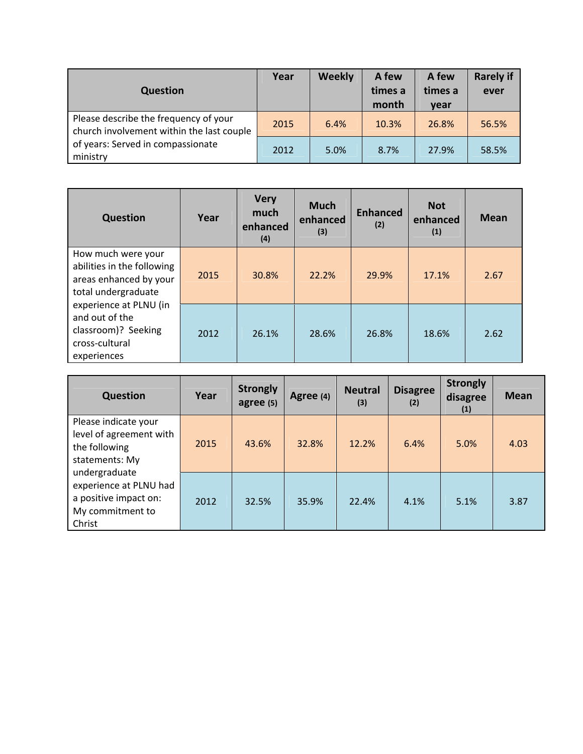| Question | Year | Weekly | A few times a month | A few times a year | Rarely if ever |
|---|---|---|---|---|---|
| Please describe the frequency of your church involvement within the last couple of years: Served in compassionate ministry | 2015 | 6.4% | 10.3% | 26.8% | 56.5% |
| | 2012 | 5.0% | 8.7% | 27.9% | 58.5% |

| Question | Year | Very much enhanced (4) | Much enhanced (3) | Enhanced (2) | Not enhanced (1) | Mean |
|---|---|---|---|---|---|---|
| How much were your abilities in the following areas enhanced by your total undergraduate experience at PLNU (in and out of the classroom)? Seeking cross-cultural experiences | 2015 | 30.8% | 22.2% | 29.9% | 17.1% | 2.67 |
| | 2012 | 26.1% | 28.6% | 26.8% | 18.6% | 2.62 |

| Question | Year | Strongly agree (5) | Agree (4) | Neutral (3) | Disagree (2) | Strongly disagree (1) | Mean |
|---|---|---|---|---|---|---|---|
| Please indicate your level of agreement with the following statements: My undergraduate experience at PLNU had a positive impact on: My commitment to Christ | 2015 | 43.6% | 32.8% | 12.2% | 6.4% | 5.0% | 4.03 |
| | 2012 | 32.5% | 35.9% | 22.4% | 4.1% | 5.1% | 3.87 |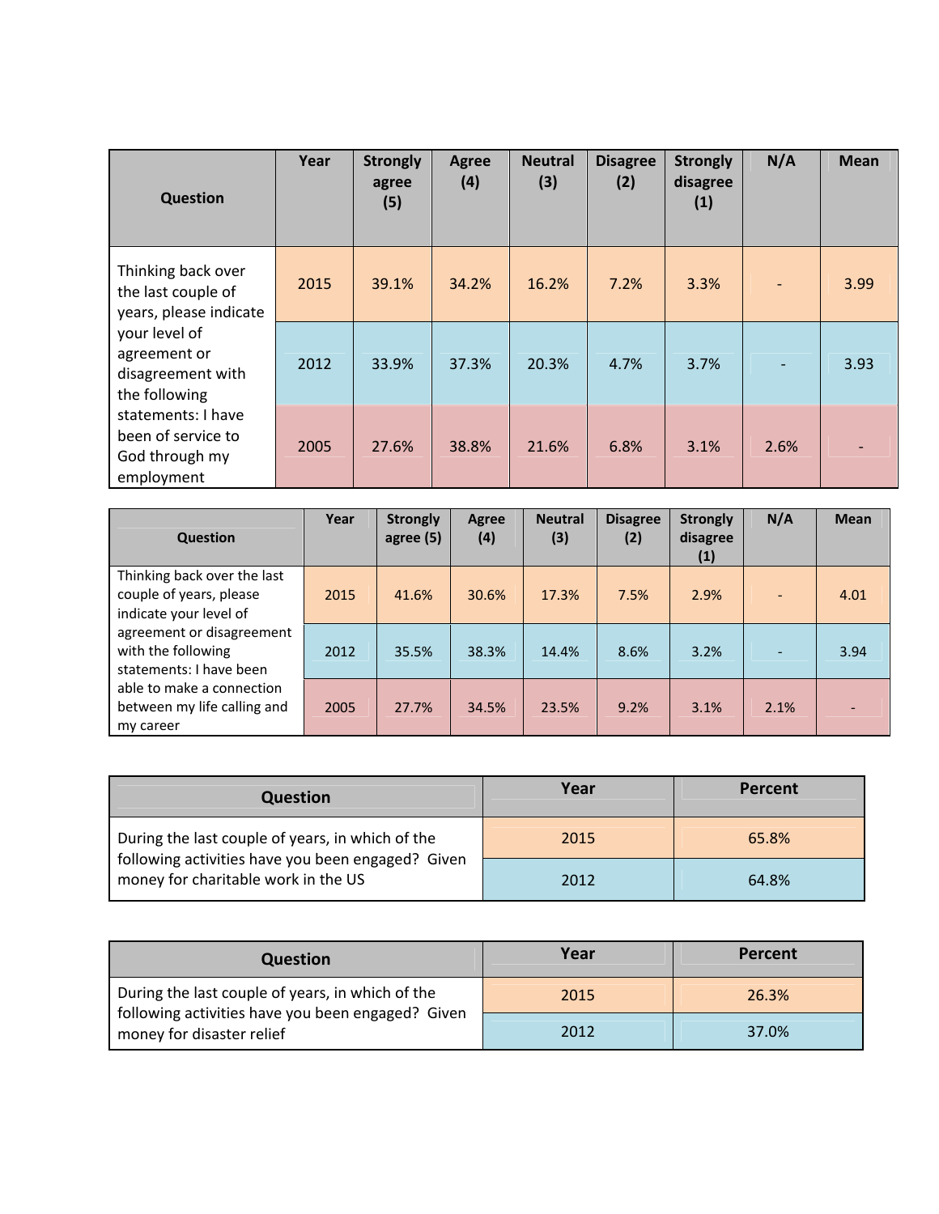| Question | Year | Strongly agree (5) | Agree (4) | Neutral (3) | Disagree (2) | Strongly disagree (1) | N/A | Mean |
|---|---|---|---|---|---|---|---|---|
| Thinking back over the last couple of years, please indicate your level of agreement or disagreement with the following statements: I have been of service to God through my employment | 2015 | 39.1% | 34.2% | 16.2% | 7.2% | 3.3% | - | 3.99 |
| | 2012 | 33.9% | 37.3% | 20.3% | 4.7% | 3.7% | - | 3.93 |
| | 2005 | 27.6% | 38.8% | 21.6% | 6.8% | 3.1% | 2.6% | - |

| Question | Year | Strongly agree (5) | Agree (4) | Neutral (3) | Disagree (2) | Strongly disagree (1) | N/A | Mean |
|---|---|---|---|---|---|---|---|---|
| Thinking back over the last couple of years, please indicate your level of agreement or disagreement with the following statements: I have been able to make a connection between my life calling and my career | 2015 | 41.6% | 30.6% | 17.3% | 7.5% | 2.9% | - | 4.01 |
| | 2012 | 35.5% | 38.3% | 14.4% | 8.6% | 3.2% | - | 3.94 |
| | 2005 | 27.7% | 34.5% | 23.5% | 9.2% | 3.1% | 2.1% | - |

| Question | Year | Percent |
|---|---|---|
| During the last couple of years, in which of the following activities have you been engaged? Given money for charitable work in the US | 2015 | 65.8% |
| | 2012 | 64.8% |

| Question | Year | Percent |
|---|---|---|
| During the last couple of years, in which of the following activities have you been engaged? Given money for disaster relief | 2015 | 26.3% |
| | 2012 | 37.0% |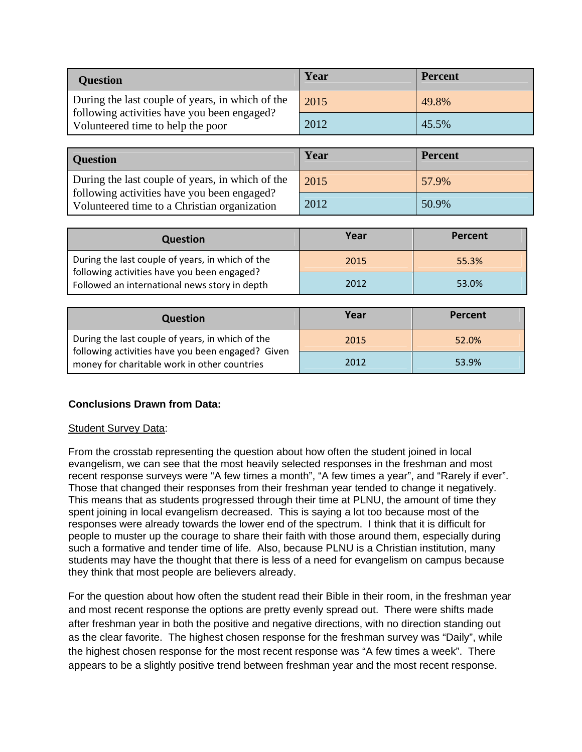| Question | Year | Percent |
| --- | --- | --- |
| During the last couple of years, in which of the following activities have you been engaged? Volunteered time to help the poor | 2015 | 49.8% |
| | 2012 | 45.5% |

| Question | Year | Percent |
| --- | --- | --- |
| During the last couple of years, in which of the following activities have you been engaged? Volunteered time to a Christian organization | 2015 | 57.9% |
| | 2012 | 50.9% |

| Question | Year | Percent |
| --- | --- | --- |
| During the last couple of years, in which of the following activities have you been engaged? Followed an international news story in depth | 2015 | 55.3% |
| | 2012 | 53.0% |

| Question | Year | Percent |
| --- | --- | --- |
| During the last couple of years, in which of the following activities have you been engaged? Given money for charitable work in other countries | 2015 | 52.0% |
| | 2012 | 53.9% |

**Conclusions Drawn from Data:**

Student Survey Data:

From the crosstab representing the question about how often the student joined in local evangelism, we can see that the most heavily selected responses in the freshman and most recent response surveys were “A few times a month”, “A few times a year”, and “Rarely if ever”. Those that changed their responses from their freshman year tended to change it negatively. This means that as students progressed through their time at PLNU, the amount of time they spent joining in local evangelism decreased. This is saying a lot too because most of the responses were already towards the lower end of the spectrum. I think that it is difficult for people to muster up the courage to share their faith with those around them, especially during such a formative and tender time of life. Also, because PLNU is a Christian institution, many students may have the thought that there is less of a need for evangelism on campus because they think that most people are believers already.

For the question about how often the student read their Bible in their room, in the freshman year and most recent response the options are pretty evenly spread out. There were shifts made after freshman year in both the positive and negative directions, with no direction standing out as the clear favorite. The highest chosen response for the freshman survey was “Daily”, while the highest chosen response for the most recent response was “A few times a week”. There appears to be a slightly positive trend between freshman year and the most recent response.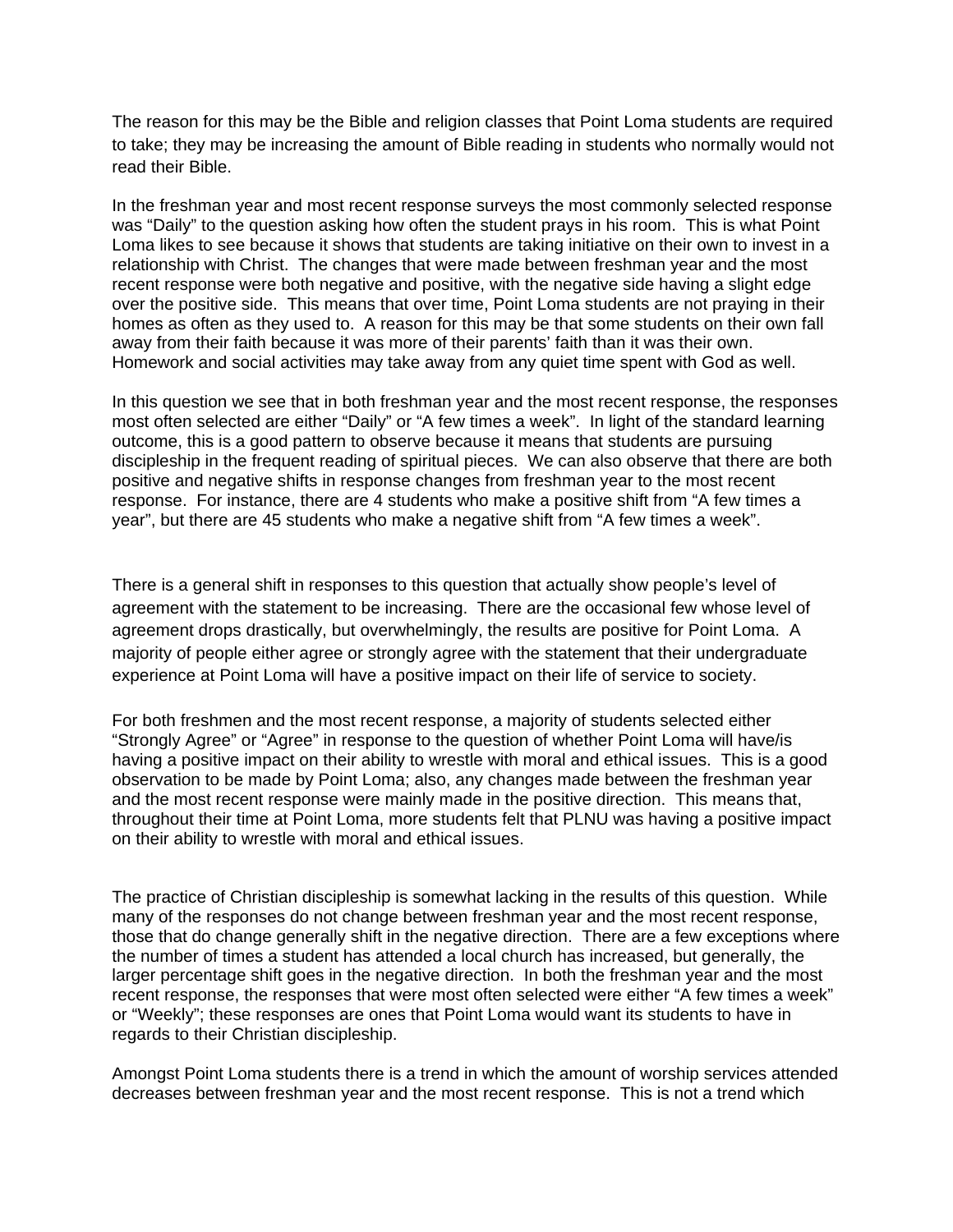The reason for this may be the Bible and religion classes that Point Loma students are required to take; they may be increasing the amount of Bible reading in students who normally would not read their Bible.

In the freshman year and most recent response surveys the most commonly selected response was "Daily" to the question asking how often the student prays in his room. This is what Point Loma likes to see because it shows that students are taking initiative on their own to invest in a relationship with Christ. The changes that were made between freshman year and the most recent response were both negative and positive, with the negative side having a slight edge over the positive side. This means that over time, Point Loma students are not praying in their homes as often as they used to. A reason for this may be that some students on their own fall away from their faith because it was more of their parents' faith than it was their own. Homework and social activities may take away from any quiet time spent with God as well.

In this question we see that in both freshman year and the most recent response, the responses most often selected are either "Daily" or "A few times a week". In light of the standard learning outcome, this is a good pattern to observe because it means that students are pursuing discipleship in the frequent reading of spiritual pieces. We can also observe that there are both positive and negative shifts in response changes from freshman year to the most recent response. For instance, there are 4 students who make a positive shift from "A few times a year", but there are 45 students who make a negative shift from "A few times a week".

There is a general shift in responses to this question that actually show people's level of agreement with the statement to be increasing. There are the occasional few whose level of agreement drops drastically, but overwhelmingly, the results are positive for Point Loma. A majority of people either agree or strongly agree with the statement that their undergraduate experience at Point Loma will have a positive impact on their life of service to society.

For both freshmen and the most recent response, a majority of students selected either "Strongly Agree" or "Agree" in response to the question of whether Point Loma will have/is having a positive impact on their ability to wrestle with moral and ethical issues. This is a good observation to be made by Point Loma; also, any changes made between the freshman year and the most recent response were mainly made in the positive direction. This means that, throughout their time at Point Loma, more students felt that PLNU was having a positive impact on their ability to wrestle with moral and ethical issues.

The practice of Christian discipleship is somewhat lacking in the results of this question. While many of the responses do not change between freshman year and the most recent response, those that do change generally shift in the negative direction. There are a few exceptions where the number of times a student has attended a local church has increased, but generally, the larger percentage shift goes in the negative direction. In both the freshman year and the most recent response, the responses that were most often selected were either "A few times a week" or "Weekly"; these responses are ones that Point Loma would want its students to have in regards to their Christian discipleship.

Amongst Point Loma students there is a trend in which the amount of worship services attended decreases between freshman year and the most recent response. This is not a trend which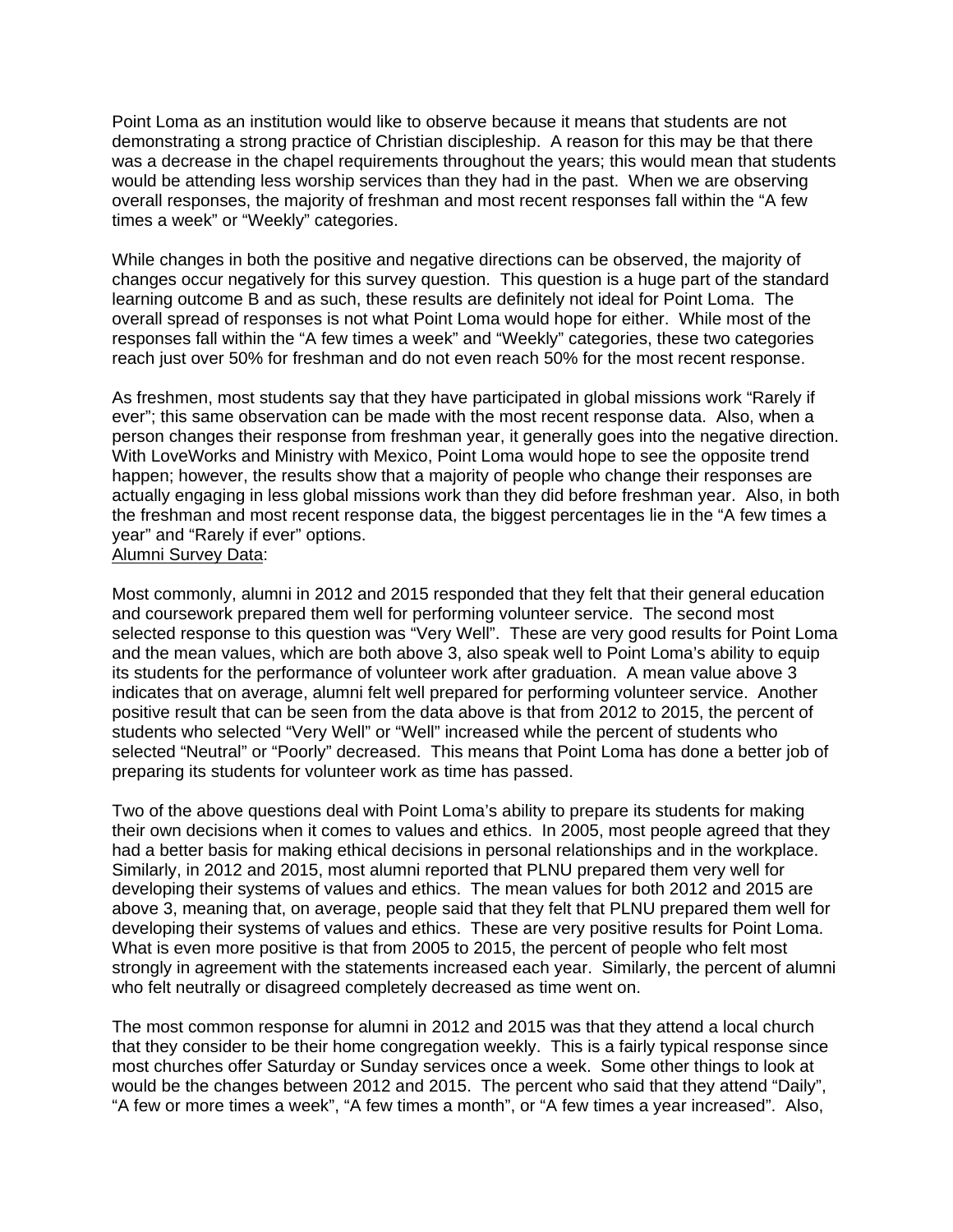Point Loma as an institution would like to observe because it means that students are not demonstrating a strong practice of Christian discipleship. A reason for this may be that there was a decrease in the chapel requirements throughout the years; this would mean that students would be attending less worship services than they had in the past. When we are observing overall responses, the majority of freshman and most recent responses fall within the "A few times a week" or "Weekly" categories.

While changes in both the positive and negative directions can be observed, the majority of changes occur negatively for this survey question. This question is a huge part of the standard learning outcome B and as such, these results are definitely not ideal for Point Loma. The overall spread of responses is not what Point Loma would hope for either. While most of the responses fall within the "A few times a week" and "Weekly" categories, these two categories reach just over 50% for freshman and do not even reach 50% for the most recent response.

As freshmen, most students say that they have participated in global missions work "Rarely if ever"; this same observation can be made with the most recent response data. Also, when a person changes their response from freshman year, it generally goes into the negative direction. With LoveWorks and Ministry with Mexico, Point Loma would hope to see the opposite trend happen; however, the results show that a majority of people who change their responses are actually engaging in less global missions work than they did before freshman year. Also, in both the freshman and most recent response data, the biggest percentages lie in the "A few times a year" and "Rarely if ever" options.

<u>Alumni Survey Data</u>:

Most commonly, alumni in 2012 and 2015 responded that they felt that their general education and coursework prepared them well for performing volunteer service. The second most selected response to this question was "Very Well". These are very good results for Point Loma and the mean values, which are both above 3, also speak well to Point Loma's ability to equip its students for the performance of volunteer work after graduation. A mean value above 3 indicates that on average, alumni felt well prepared for performing volunteer service. Another positive result that can be seen from the data above is that from 2012 to 2015, the percent of students who selected "Very Well" or "Well" increased while the percent of students who selected "Neutral" or "Poorly" decreased. This means that Point Loma has done a better job of preparing its students for volunteer work as time has passed.

Two of the above questions deal with Point Loma's ability to prepare its students for making their own decisions when it comes to values and ethics. In 2005, most people agreed that they had a better basis for making ethical decisions in personal relationships and in the workplace. Similarly, in 2012 and 2015, most alumni reported that PLNU prepared them very well for developing their systems of values and ethics. The mean values for both 2012 and 2015 are above 3, meaning that, on average, people said that they felt that PLNU prepared them well for developing their systems of values and ethics. These are very positive results for Point Loma. What is even more positive is that from 2005 to 2015, the percent of people who felt most strongly in agreement with the statements increased each year. Similarly, the percent of alumni who felt neutrally or disagreed completely decreased as time went on.

The most common response for alumni in 2012 and 2015 was that they attend a local church that they consider to be their home congregation weekly. This is a fairly typical response since most churches offer Saturday or Sunday services once a week. Some other things to look at would be the changes between 2012 and 2015. The percent who said that they attend "Daily", "A few or more times a week", "A few times a month", or "A few times a year increased". Also,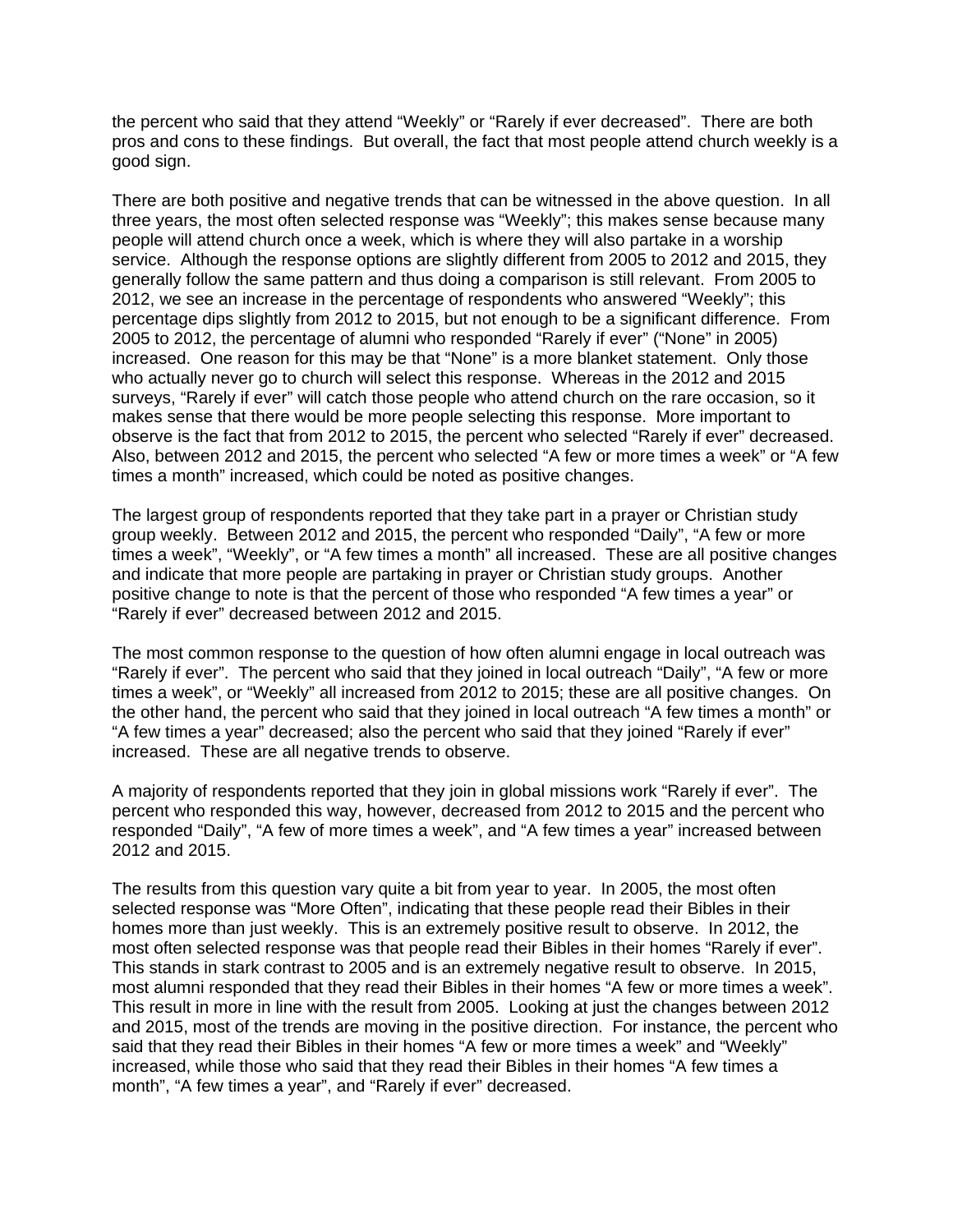the percent who said that they attend “Weekly” or “Rarely if ever decreased”. There are both pros and cons to these findings. But overall, the fact that most people attend church weekly is a good sign.

There are both positive and negative trends that can be witnessed in the above question. In all three years, the most often selected response was “Weekly”; this makes sense because many people will attend church once a week, which is where they will also partake in a worship service. Although the response options are slightly different from 2005 to 2012 and 2015, they generally follow the same pattern and thus doing a comparison is still relevant. From 2005 to 2012, we see an increase in the percentage of respondents who answered “Weekly”; this percentage dips slightly from 2012 to 2015, but not enough to be a significant difference. From 2005 to 2012, the percentage of alumni who responded “Rarely if ever” (“None” in 2005) increased. One reason for this may be that “None” is a more blanket statement. Only those who actually never go to church will select this response. Whereas in the 2012 and 2015 surveys, “Rarely if ever” will catch those people who attend church on the rare occasion, so it makes sense that there would be more people selecting this response. More important to observe is the fact that from 2012 to 2015, the percent who selected “Rarely if ever” decreased. Also, between 2012 and 2015, the percent who selected “A few or more times a week” or “A few times a month” increased, which could be noted as positive changes.

The largest group of respondents reported that they take part in a prayer or Christian study group weekly. Between 2012 and 2015, the percent who responded “Daily”, “A few or more times a week”, “Weekly”, or “A few times a month” all increased. These are all positive changes and indicate that more people are partaking in prayer or Christian study groups. Another positive change to note is that the percent of those who responded “A few times a year” or “Rarely if ever” decreased between 2012 and 2015.

The most common response to the question of how often alumni engage in local outreach was “Rarely if ever”. The percent who said that they joined in local outreach “Daily”, “A few or more times a week”, or “Weekly” all increased from 2012 to 2015; these are all positive changes. On the other hand, the percent who said that they joined in local outreach “A few times a month” or “A few times a year” decreased; also the percent who said that they joined “Rarely if ever” increased. These are all negative trends to observe.

A majority of respondents reported that they join in global missions work “Rarely if ever”. The percent who responded this way, however, decreased from 2012 to 2015 and the percent who responded “Daily”, “A few of more times a week”, and “A few times a year” increased between 2012 and 2015.

The results from this question vary quite a bit from year to year. In 2005, the most often selected response was “More Often”, indicating that these people read their Bibles in their homes more than just weekly. This is an extremely positive result to observe. In 2012, the most often selected response was that people read their Bibles in their homes “Rarely if ever”. This stands in stark contrast to 2005 and is an extremely negative result to observe. In 2015, most alumni responded that they read their Bibles in their homes “A few or more times a week”. This result in more in line with the result from 2005. Looking at just the changes between 2012 and 2015, most of the trends are moving in the positive direction. For instance, the percent who said that they read their Bibles in their homes “A few or more times a week” and “Weekly” increased, while those who said that they read their Bibles in their homes “A few times a month”, “A few times a year”, and “Rarely if ever” decreased.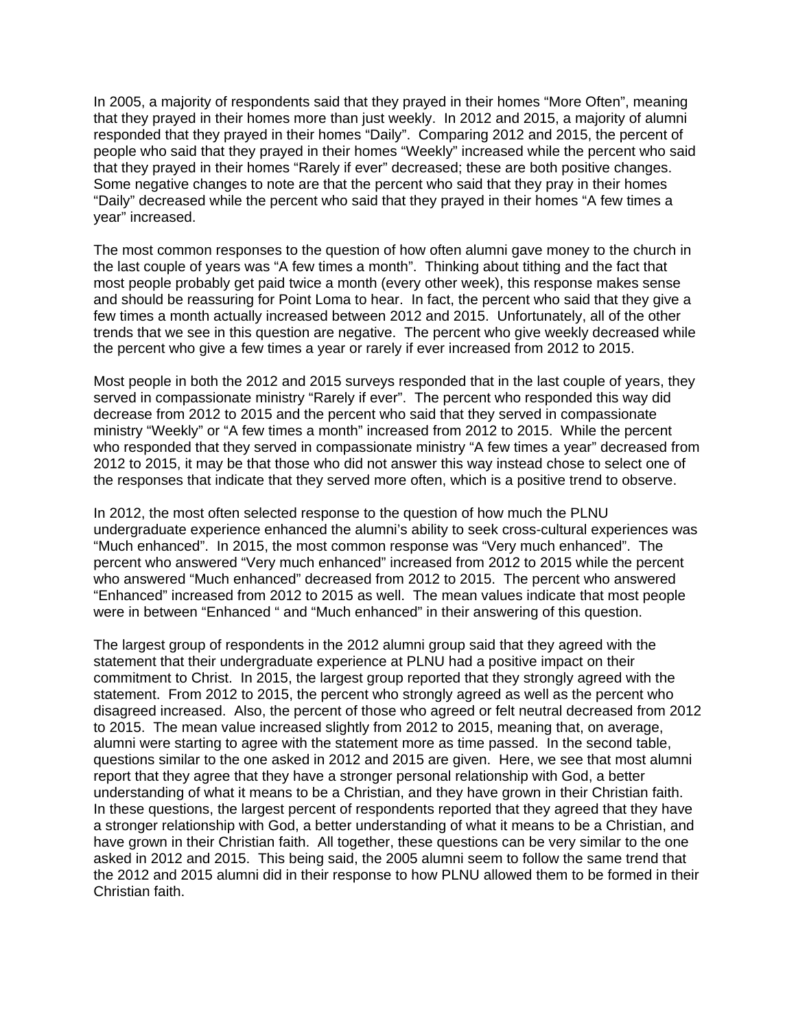In 2005, a majority of respondents said that they prayed in their homes "More Often", meaning that they prayed in their homes more than just weekly. In 2012 and 2015, a majority of alumni responded that they prayed in their homes "Daily". Comparing 2012 and 2015, the percent of people who said that they prayed in their homes "Weekly" increased while the percent who said that they prayed in their homes "Rarely if ever" decreased; these are both positive changes. Some negative changes to note are that the percent who said that they pray in their homes "Daily" decreased while the percent who said that they prayed in their homes "A few times a year" increased.

The most common responses to the question of how often alumni gave money to the church in the last couple of years was "A few times a month". Thinking about tithing and the fact that most people probably get paid twice a month (every other week), this response makes sense and should be reassuring for Point Loma to hear. In fact, the percent who said that they give a few times a month actually increased between 2012 and 2015. Unfortunately, all of the other trends that we see in this question are negative. The percent who give weekly decreased while the percent who give a few times a year or rarely if ever increased from 2012 to 2015.

Most people in both the 2012 and 2015 surveys responded that in the last couple of years, they served in compassionate ministry "Rarely if ever". The percent who responded this way did decrease from 2012 to 2015 and the percent who said that they served in compassionate ministry "Weekly" or "A few times a month" increased from 2012 to 2015. While the percent who responded that they served in compassionate ministry "A few times a year" decreased from 2012 to 2015, it may be that those who did not answer this way instead chose to select one of the responses that indicate that they served more often, which is a positive trend to observe.

In 2012, the most often selected response to the question of how much the PLNU undergraduate experience enhanced the alumni's ability to seek cross-cultural experiences was "Much enhanced". In 2015, the most common response was "Very much enhanced". The percent who answered "Very much enhanced" increased from 2012 to 2015 while the percent who answered "Much enhanced" decreased from 2012 to 2015. The percent who answered "Enhanced" increased from 2012 to 2015 as well. The mean values indicate that most people were in between "Enhanced " and "Much enhanced" in their answering of this question.

The largest group of respondents in the 2012 alumni group said that they agreed with the statement that their undergraduate experience at PLNU had a positive impact on their commitment to Christ. In 2015, the largest group reported that they strongly agreed with the statement. From 2012 to 2015, the percent who strongly agreed as well as the percent who disagreed increased. Also, the percent of those who agreed or felt neutral decreased from 2012 to 2015. The mean value increased slightly from 2012 to 2015, meaning that, on average, alumni were starting to agree with the statement more as time passed. In the second table, questions similar to the one asked in 2012 and 2015 are given. Here, we see that most alumni report that they agree that they have a stronger personal relationship with God, a better understanding of what it means to be a Christian, and they have grown in their Christian faith. In these questions, the largest percent of respondents reported that they agreed that they have a stronger relationship with God, a better understanding of what it means to be a Christian, and have grown in their Christian faith. All together, these questions can be very similar to the one asked in 2012 and 2015. This being said, the 2005 alumni seem to follow the same trend that the 2012 and 2015 alumni did in their response to how PLNU allowed them to be formed in their Christian faith.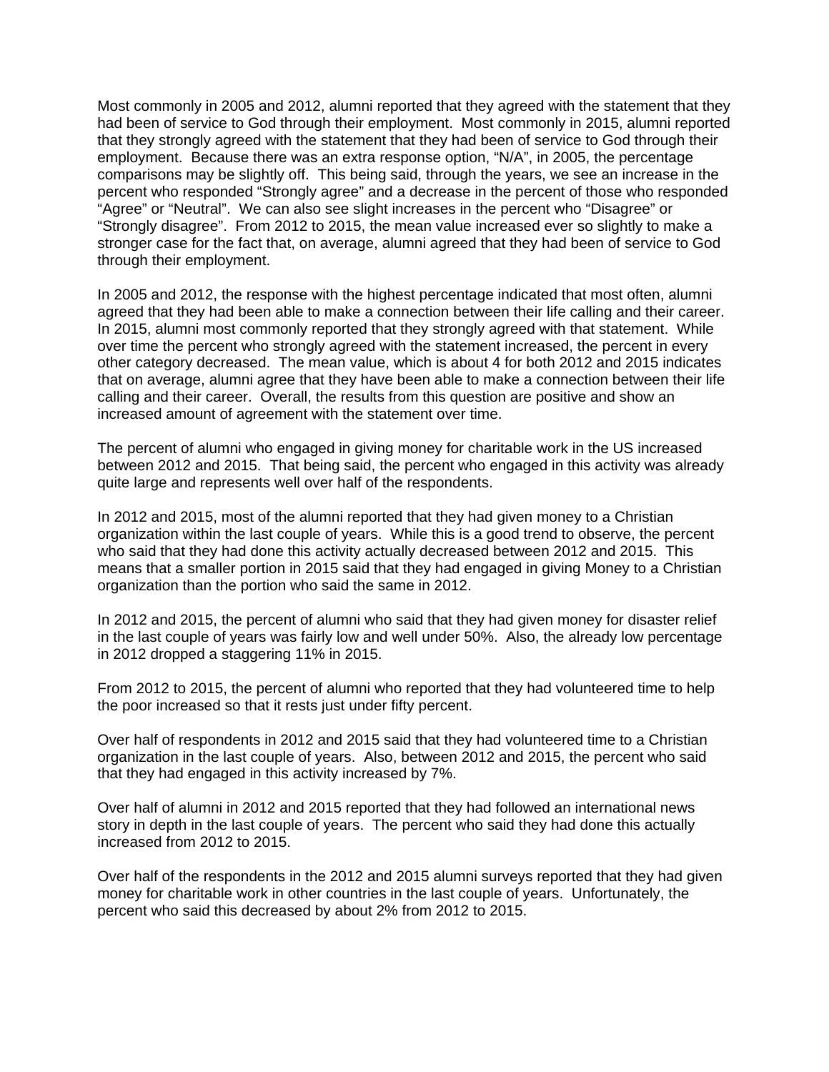Most commonly in 2005 and 2012, alumni reported that they agreed with the statement that they had been of service to God through their employment. Most commonly in 2015, alumni reported that they strongly agreed with the statement that they had been of service to God through their employment. Because there was an extra response option, "N/A", in 2005, the percentage comparisons may be slightly off. This being said, through the years, we see an increase in the percent who responded "Strongly agree" and a decrease in the percent of those who responded "Agree" or "Neutral". We can also see slight increases in the percent who "Disagree" or "Strongly disagree". From 2012 to 2015, the mean value increased ever so slightly to make a stronger case for the fact that, on average, alumni agreed that they had been of service to God through their employment.

In 2005 and 2012, the response with the highest percentage indicated that most often, alumni agreed that they had been able to make a connection between their life calling and their career. In 2015, alumni most commonly reported that they strongly agreed with that statement. While over time the percent who strongly agreed with the statement increased, the percent in every other category decreased. The mean value, which is about 4 for both 2012 and 2015 indicates that on average, alumni agree that they have been able to make a connection between their life calling and their career. Overall, the results from this question are positive and show an increased amount of agreement with the statement over time.

The percent of alumni who engaged in giving money for charitable work in the US increased between 2012 and 2015. That being said, the percent who engaged in this activity was already quite large and represents well over half of the respondents.

In 2012 and 2015, most of the alumni reported that they had given money to a Christian organization within the last couple of years. While this is a good trend to observe, the percent who said that they had done this activity actually decreased between 2012 and 2015. This means that a smaller portion in 2015 said that they had engaged in giving Money to a Christian organization than the portion who said the same in 2012.

In 2012 and 2015, the percent of alumni who said that they had given money for disaster relief in the last couple of years was fairly low and well under 50%. Also, the already low percentage in 2012 dropped a staggering 11% in 2015.

From 2012 to 2015, the percent of alumni who reported that they had volunteered time to help the poor increased so that it rests just under fifty percent.

Over half of respondents in 2012 and 2015 said that they had volunteered time to a Christian organization in the last couple of years. Also, between 2012 and 2015, the percent who said that they had engaged in this activity increased by 7%.

Over half of alumni in 2012 and 2015 reported that they had followed an international news story in depth in the last couple of years. The percent who said they had done this actually increased from 2012 to 2015.

Over half of the respondents in the 2012 and 2015 alumni surveys reported that they had given money for charitable work in other countries in the last couple of years. Unfortunately, the percent who said this decreased by about 2% from 2012 to 2015.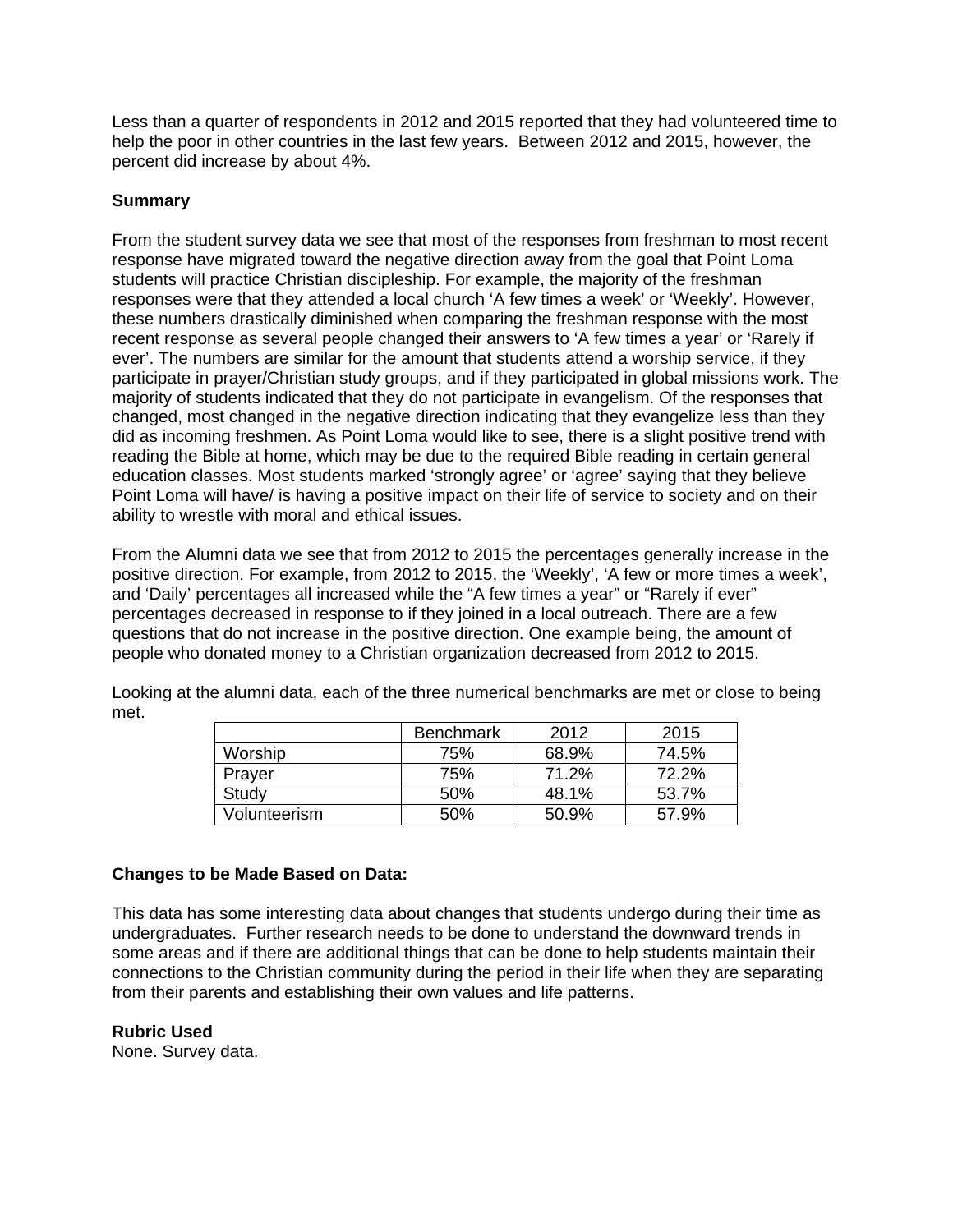Less than a quarter of respondents in 2012 and 2015 reported that they had volunteered time to help the poor in other countries in the last few years. Between 2012 and 2015, however, the percent did increase by about 4%.

**Summary**

From the student survey data we see that most of the responses from freshman to most recent response have migrated toward the negative direction away from the goal that Point Loma students will practice Christian discipleship. For example, the majority of the freshman responses were that they attended a local church 'A few times a week' or 'Weekly'. However, these numbers drastically diminished when comparing the freshman response with the most recent response as several people changed their answers to 'A few times a year' or 'Rarely if ever'. The numbers are similar for the amount that students attend a worship service, if they participate in prayer/Christian study groups, and if they participated in global missions work. The majority of students indicated that they do not participate in evangelism. Of the responses that changed, most changed in the negative direction indicating that they evangelize less than they did as incoming freshmen. As Point Loma would like to see, there is a slight positive trend with reading the Bible at home, which may be due to the required Bible reading in certain general education classes. Most students marked 'strongly agree' or 'agree' saying that they believe Point Loma will have/ is having a positive impact on their life of service to society and on their ability to wrestle with moral and ethical issues.

From the Alumni data we see that from 2012 to 2015 the percentages generally increase in the positive direction. For example, from 2012 to 2015, the 'Weekly', 'A few or more times a week', and 'Daily' percentages all increased while the "A few times a year" or "Rarely if ever" percentages decreased in response to if they joined in a local outreach. There are a few questions that do not increase in the positive direction. One example being, the amount of people who donated money to a Christian organization decreased from 2012 to 2015.

Looking at the alumni data, each of the three numerical benchmarks are met or close to being met.

| | Benchmark | 2012 | 2015 |
|---|---|---|---|
| Worship | 75% | 68.9% | 74.5% |
| Prayer | 75% | 71.2% | 72.2% |
| Study | 50% | 48.1% | 53.7% |
| Volunteerism | 50% | 50.9% | 57.9% |

**Changes to be Made Based on Data:**

This data has some interesting data about changes that students undergo during their time as undergraduates. Further research needs to be done to understand the downward trends in some areas and if there are additional things that can be done to help students maintain their connections to the Christian community during the period in their life when they are separating from their parents and establishing their own values and life patterns.

**Rubric Used**
None. Survey data.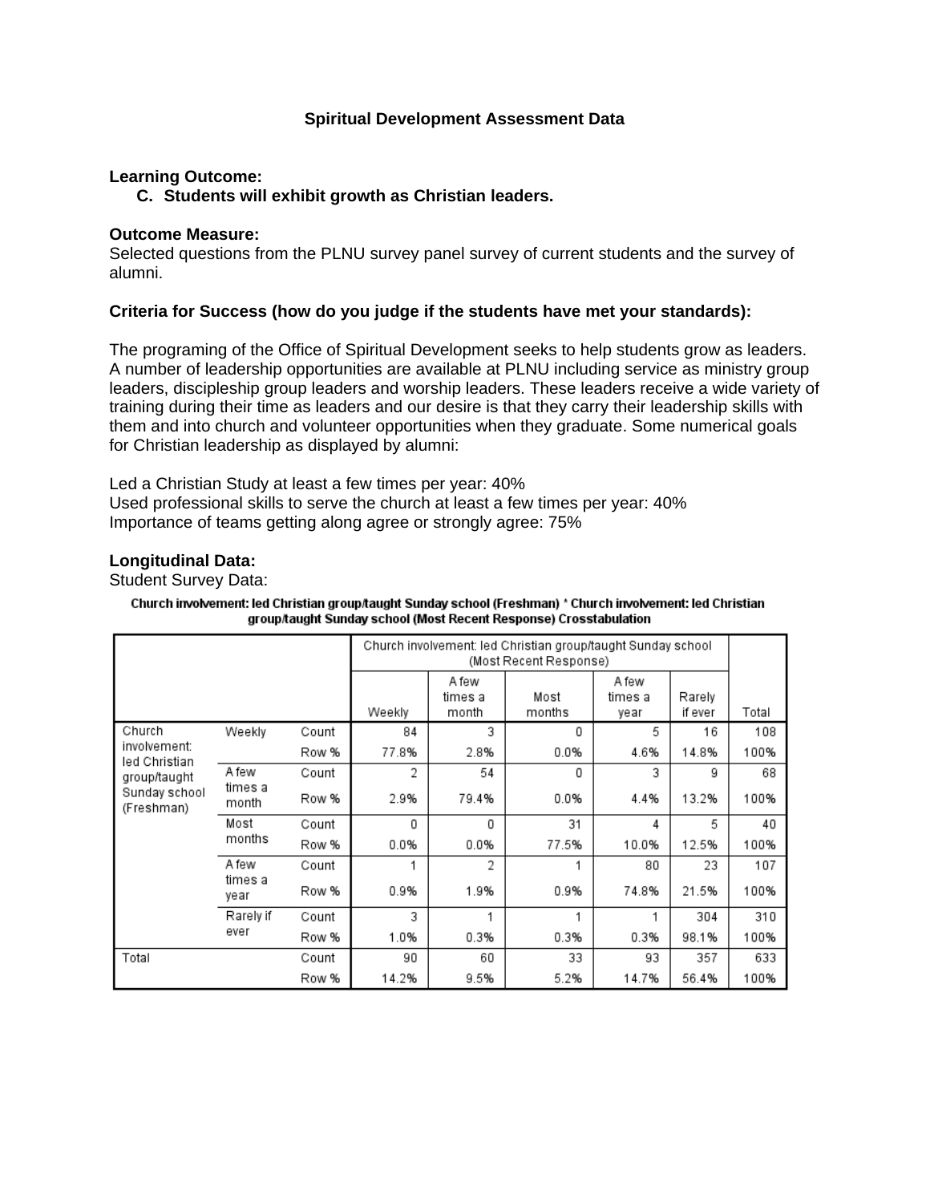**Spiritual Development Assessment Data**

**Learning Outcome:**

C. **Students will exhibit growth as Christian leaders.**

**Outcome Measure:**
Selected questions from the PLNU survey panel survey of current students and the survey of alumni.

**Criteria for Success (how do you judge if the students have met your standards):**

The programing of the Office of Spiritual Development seeks to help students grow as leaders. A number of leadership opportunities are available at PLNU including service as ministry group leaders, discipleship group leaders and worship leaders. These leaders receive a wide variety of training during their time as leaders and our desire is that they carry their leadership skills with them and into church and volunteer opportunities when they graduate. Some numerical goals for Christian leadership as displayed by alumni:

Led a Christian Study at least a few times per year: 40%
Used professional skills to serve the church at least a few times per year: 40%
Importance of teams getting along agree or strongly agree: 75%

**Longitudinal Data:**
Student Survey Data:

**Church involvement: led Christian group/taught Sunday school (Freshman) * Church involvement: led Christian group/taught Sunday school (Most Recent Response) Crosstabulation**

| | | | Church involvement: led Christian group/taught Sunday school (Most Recent Response) | | | | | |
|---|---|---|---|---|---|---|---|---|
| | | | Weekly | A few times a month | Most months | A few times a year | Rarely if ever | Total |
| Church involvement: led Christian group/taught Sunday school (Freshman) | Weekly | Count | 84 | 3 | 0 | 5 | 16 | 108 |
| | | Row % | 77.8% | 2.8% | 0.0% | 4.6% | 14.8% | 100% |
| | A few times a month | Count | 2 | 54 | 0 | 3 | 9 | 68 |
| | | Row % | 2.9% | 79.4% | 0.0% | 4.4% | 13.2% | 100% |
| | Most months | Count | 0 | 0 | 31 | 4 | 5 | 40 |
| | | Row % | 0.0% | 0.0% | 77.5% | 10.0% | 12.5% | 100% |
| | A few times a year | Count | 1 | 2 | 1 | 80 | 23 | 107 |
| | | Row % | 0.9% | 1.9% | 0.9% | 74.8% | 21.5% | 100% |
| | Rarely if ever | Count | 3 | 1 | 1 | 1 | 304 | 310 |
| | | Row % | 1.0% | 0.3% | 0.3% | 0.3% | 98.1% | 100% |
| Total | | Count | 90 | 60 | 33 | 93 | 357 | 633 |
| | | Row % | 14.2% | 9.5% | 5.2% | 14.7% | 56.4% | 100% |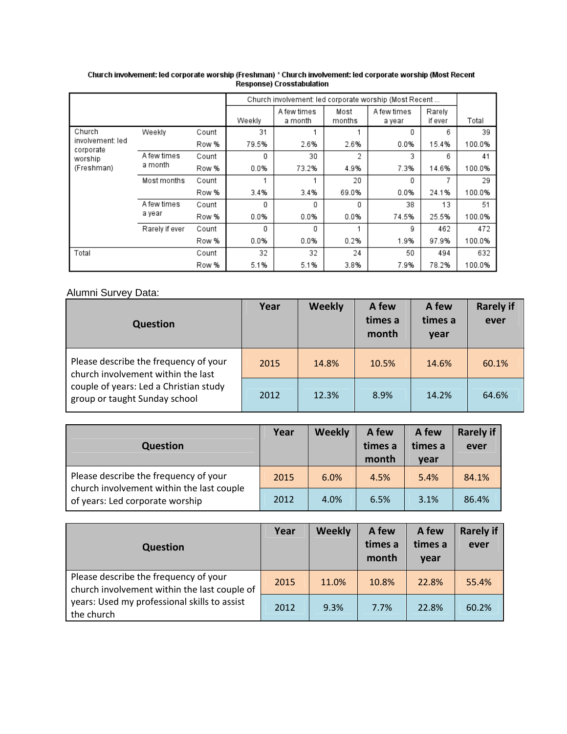**Church involvement: led corporate worship (Freshman) * Church involvement: led corporate worship (Most Recent Response) Crosstabulation**

| | | | Church involvement: led corporate worship (Most Recent ... | | | | | |
|---|---|---|---|---|---|---|---|---|
| | | | Weekly | A few times a month | Most months | A few times a year | Rarely if ever | Total |
| Church involvement: led corporate worship (Freshman) | Weekly | Count | 31 | 1 | 1 | 0 | 6 | 39 |
| | | Row % | 79.5% | 2.6% | 2.6% | 0.0% | 15.4% | 100.0% |
| | A few times a month | Count | 0 | 30 | 2 | 3 | 6 | 41 |
| | | Row % | 0.0% | 73.2% | 4.9% | 7.3% | 14.6% | 100.0% |
| | Most months | Count | 1 | 1 | 20 | 0 | 7 | 29 |
| | | Row % | 3.4% | 3.4% | 69.0% | 0.0% | 24.1% | 100.0% |
| | A few times a year | Count | 0 | 0 | 0 | 38 | 13 | 51 |
| | | Row % | 0.0% | 0.0% | 0.0% | 74.5% | 25.5% | 100.0% |
| | Rarely if ever | Count | 0 | 0 | 1 | 9 | 462 | 472 |
| | | Row % | 0.0% | 0.0% | 0.2% | 1.9% | 97.9% | 100.0% |
| Total | | Count | 32 | 32 | 24 | 50 | 494 | 632 |
| | | Row % | 5.1% | 5.1% | 3.8% | 7.9% | 78.2% | 100.0% |

Alumni Survey Data:

| Question | Year | Weekly | A few times a month | A few times a year | Rarely if ever |
|---|---|---|---|---|---|
| Please describe the frequency of your church involvement within the last couple of years: Led a Christian study group or taught Sunday school | 2015 | 14.8% | 10.5% | 14.6% | 60.1% |
| | 2012 | 12.3% | 8.9% | 14.2% | 64.6% |

| Question | Year | Weekly | A few times a month | A few times a year | Rarely if ever |
|---|---|---|---|---|---|
| Please describe the frequency of your church involvement within the last couple of years: Led corporate worship | 2015 | 6.0% | 4.5% | 5.4% | 84.1% |
| | 2012 | 4.0% | 6.5% | 3.1% | 86.4% |

| Question | Year | Weekly | A few times a month | A few times a year | Rarely if ever |
|---|---|---|---|---|---|
| Please describe the frequency of your church involvement within the last couple of years: Used my professional skills to assist the church | 2015 | 11.0% | 10.8% | 22.8% | 55.4% |
| | 2012 | 9.3% | 7.7% | 22.8% | 60.2% |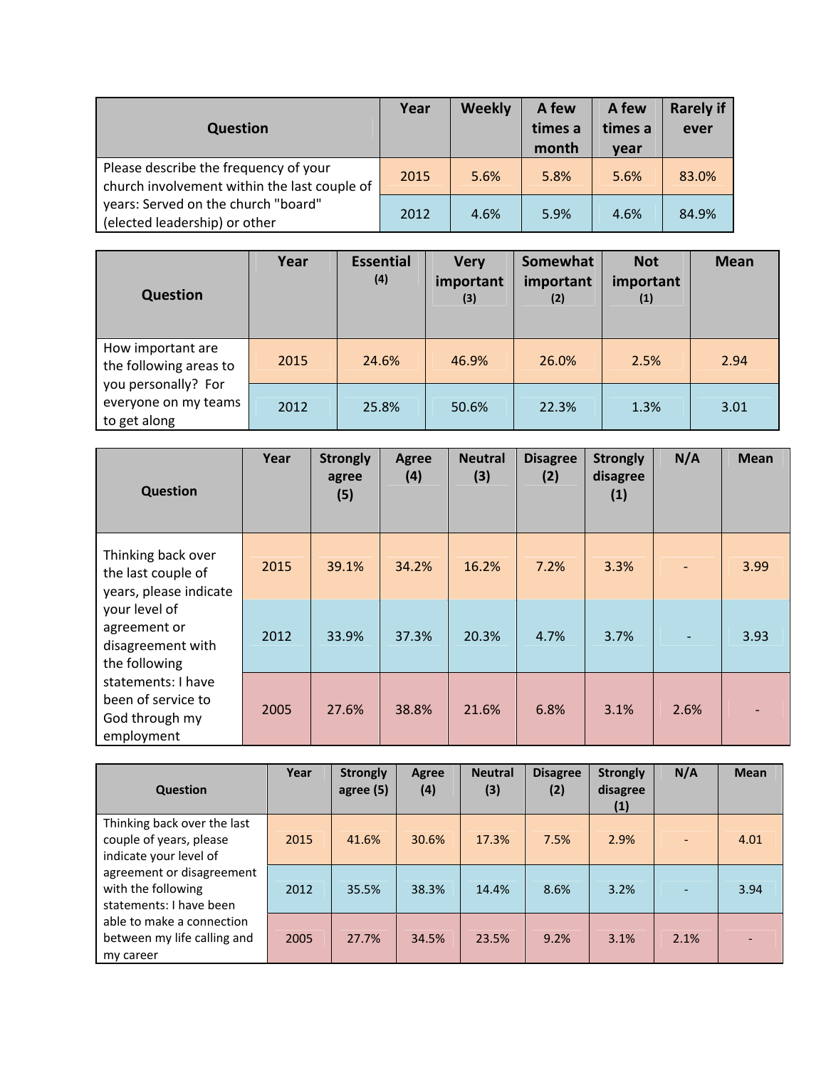| Question | Year | Weekly | A few times a month | A few times a year | Rarely if ever |
|---|---|---|---|---|---|
| Please describe the frequency of your church involvement within the last couple of years: Served on the church "board" (elected leadership) or other | 2015 | 5.6% | 5.8% | 5.6% | 83.0% |
| | 2012 | 4.6% | 5.9% | 4.6% | 84.9% |

| Question | Year | Essential (4) | Very important (3) | Somewhat important (2) | Not important (1) | Mean |
|---|---|---|---|---|---|---|
| How important are the following areas to you personally? For everyone on my teams to get along | 2015 | 24.6% | 46.9% | 26.0% | 2.5% | 2.94 |
| | 2012 | 25.8% | 50.6% | 22.3% | 1.3% | 3.01 |

| Question | Year | Strongly agree (5) | Agree (4) | Neutral (3) | Disagree (2) | Strongly disagree (1) | N/A | Mean |
|---|---|---|---|---|---|---|---|---|
| Thinking back over the last couple of years, please indicate your level of agreement or disagreement with the following statements: I have been of service to God through my employment | 2015 | 39.1% | 34.2% | 16.2% | 7.2% | 3.3% | - | 3.99 |
| | 2012 | 33.9% | 37.3% | 20.3% | 4.7% | 3.7% | - | 3.93 |
| | 2005 | 27.6% | 38.8% | 21.6% | 6.8% | 3.1% | 2.6% | - |

| Question | Year | Strongly agree (5) | Agree (4) | Neutral (3) | Disagree (2) | Strongly disagree (1) | N/A | Mean |
|---|---|---|---|---|---|---|---|---|
| Thinking back over the last couple of years, please indicate your level of agreement or disagreement with the following statements: I have been able to make a connection between my life calling and my career | 2015 | 41.6% | 30.6% | 17.3% | 7.5% | 2.9% | - | 4.01 |
| | 2012 | 35.5% | 38.3% | 14.4% | 8.6% | 3.2% | - | 3.94 |
| | 2005 | 27.7% | 34.5% | 23.5% | 9.2% | 3.1% | 2.1% | - |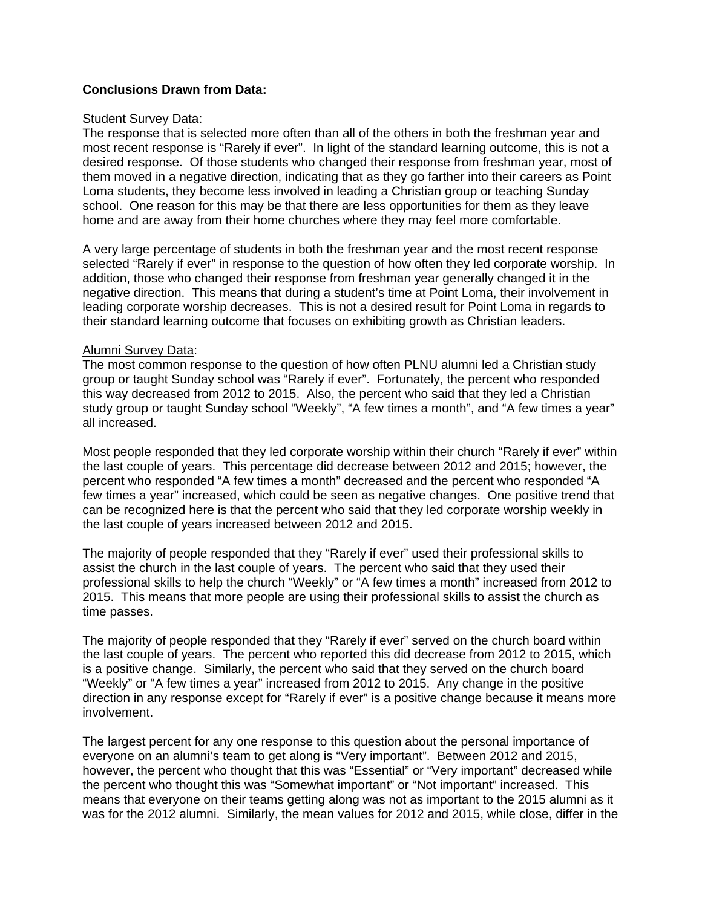**Conclusions Drawn from Data:**

Student Survey Data:
The response that is selected more often than all of the others in both the freshman year and most recent response is "Rarely if ever". In light of the standard learning outcome, this is not a desired response. Of those students who changed their response from freshman year, most of them moved in a negative direction, indicating that as they go farther into their careers as Point Loma students, they become less involved in leading a Christian group or teaching Sunday school. One reason for this may be that there are less opportunities for them as they leave home and are away from their home churches where they may feel more comfortable.

A very large percentage of students in both the freshman year and the most recent response selected "Rarely if ever" in response to the question of how often they led corporate worship. In addition, those who changed their response from freshman year generally changed it in the negative direction. This means that during a student's time at Point Loma, their involvement in leading corporate worship decreases. This is not a desired result for Point Loma in regards to their standard learning outcome that focuses on exhibiting growth as Christian leaders.

Alumni Survey Data:
The most common response to the question of how often PLNU alumni led a Christian study group or taught Sunday school was "Rarely if ever". Fortunately, the percent who responded this way decreased from 2012 to 2015. Also, the percent who said that they led a Christian study group or taught Sunday school "Weekly", "A few times a month", and "A few times a year" all increased.

Most people responded that they led corporate worship within their church "Rarely if ever" within the last couple of years. This percentage did decrease between 2012 and 2015; however, the percent who responded "A few times a month" decreased and the percent who responded "A few times a year" increased, which could be seen as negative changes. One positive trend that can be recognized here is that the percent who said that they led corporate worship weekly in the last couple of years increased between 2012 and 2015.

The majority of people responded that they "Rarely if ever" used their professional skills to assist the church in the last couple of years. The percent who said that they used their professional skills to help the church "Weekly" or "A few times a month" increased from 2012 to 2015. This means that more people are using their professional skills to assist the church as time passes.

The majority of people responded that they "Rarely if ever" served on the church board within the last couple of years. The percent who reported this did decrease from 2012 to 2015, which is a positive change. Similarly, the percent who said that they served on the church board "Weekly" or "A few times a year" increased from 2012 to 2015. Any change in the positive direction in any response except for "Rarely if ever" is a positive change because it means more involvement.

The largest percent for any one response to this question about the personal importance of everyone on an alumni's team to get along is "Very important". Between 2012 and 2015, however, the percent who thought that this was "Essential" or "Very important" decreased while the percent who thought this was "Somewhat important" or "Not important" increased. This means that everyone on their teams getting along was not as important to the 2015 alumni as it was for the 2012 alumni. Similarly, the mean values for 2012 and 2015, while close, differ in the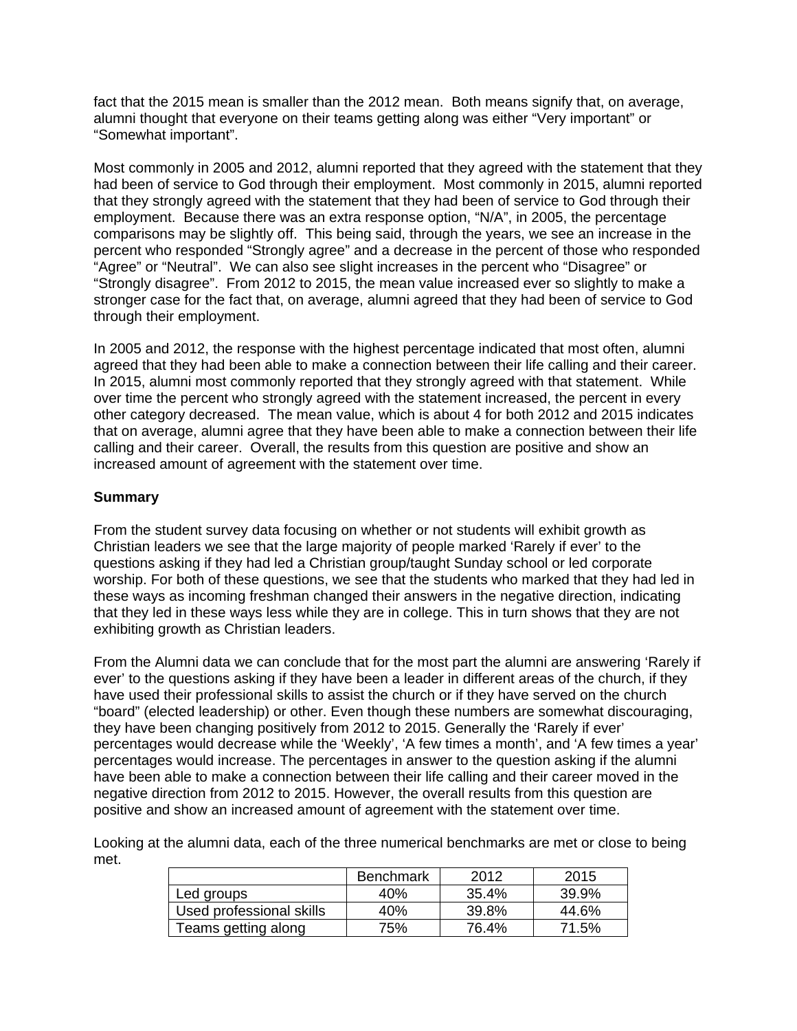fact that the 2015 mean is smaller than the 2012 mean. Both means signify that, on average, alumni thought that everyone on their teams getting along was either "Very important" or "Somewhat important".

Most commonly in 2005 and 2012, alumni reported that they agreed with the statement that they had been of service to God through their employment. Most commonly in 2015, alumni reported that they strongly agreed with the statement that they had been of service to God through their employment. Because there was an extra response option, "N/A", in 2005, the percentage comparisons may be slightly off. This being said, through the years, we see an increase in the percent who responded "Strongly agree" and a decrease in the percent of those who responded "Agree" or "Neutral". We can also see slight increases in the percent who "Disagree" or "Strongly disagree". From 2012 to 2015, the mean value increased ever so slightly to make a stronger case for the fact that, on average, alumni agreed that they had been of service to God through their employment.

In 2005 and 2012, the response with the highest percentage indicated that most often, alumni agreed that they had been able to make a connection between their life calling and their career. In 2015, alumni most commonly reported that they strongly agreed with that statement. While over time the percent who strongly agreed with the statement increased, the percent in every other category decreased. The mean value, which is about 4 for both 2012 and 2015 indicates that on average, alumni agree that they have been able to make a connection between their life calling and their career. Overall, the results from this question are positive and show an increased amount of agreement with the statement over time.

**Summary**

From the student survey data focusing on whether or not students will exhibit growth as Christian leaders we see that the large majority of people marked 'Rarely if ever' to the questions asking if they had led a Christian group/taught Sunday school or led corporate worship. For both of these questions, we see that the students who marked that they had led in these ways as incoming freshman changed their answers in the negative direction, indicating that they led in these ways less while they are in college. This in turn shows that they are not exhibiting growth as Christian leaders.

From the Alumni data we can conclude that for the most part the alumni are answering 'Rarely if ever' to the questions asking if they have been a leader in different areas of the church, if they have used their professional skills to assist the church or if they have served on the church "board" (elected leadership) or other. Even though these numbers are somewhat discouraging, they have been changing positively from 2012 to 2015. Generally the 'Rarely if ever' percentages would decrease while the 'Weekly', 'A few times a month', and 'A few times a year' percentages would increase. The percentages in answer to the question asking if the alumni have been able to make a connection between their life calling and their career moved in the negative direction from 2012 to 2015. However, the overall results from this question are positive and show an increased amount of agreement with the statement over time.

Looking at the alumni data, each of the three numerical benchmarks are met or close to being met.

| | Benchmark | 2012 | 2015 |
|---|---|---|---|
| Led groups | 40% | 35.4% | 39.9% |
| Used professional skills | 40% | 39.8% | 44.6% |
| Teams getting along | 75% | 76.4% | 71.5% |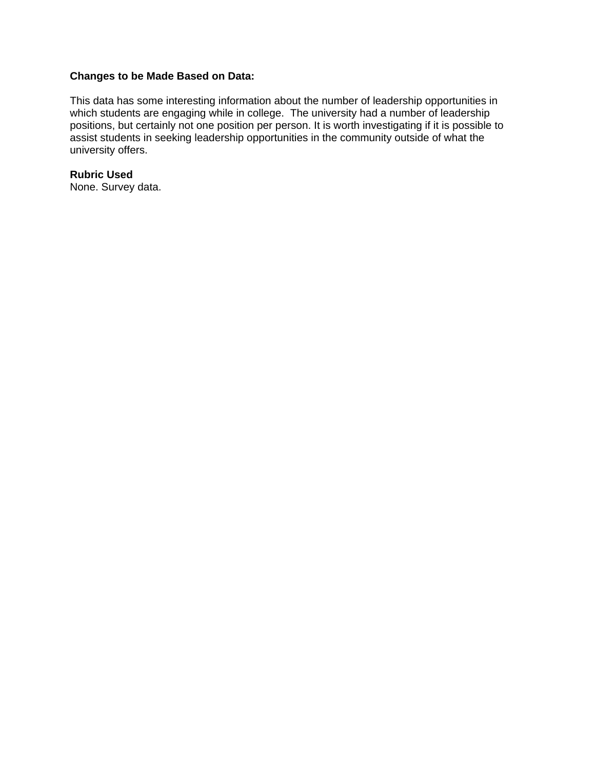**Changes to be Made Based on Data:**

This data has some interesting information about the number of leadership opportunities in which students are engaging while in college. The university had a number of leadership positions, but certainly not one position per person. It is worth investigating if it is possible to assist students in seeking leadership opportunities in the community outside of what the university offers.

**Rubric Used**
None. Survey data.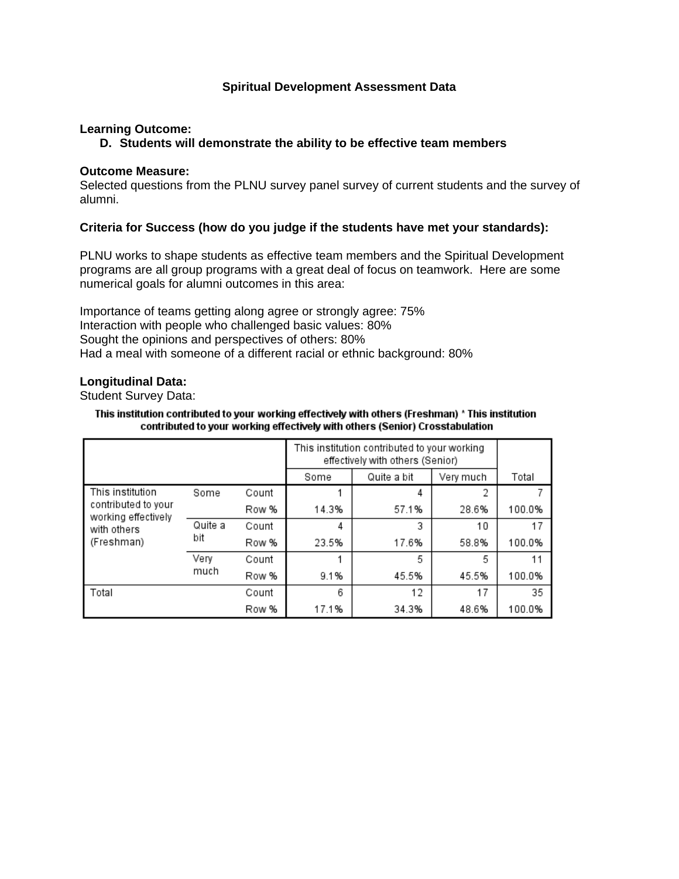**Spiritual Development Assessment Data**

**Learning Outcome:**

D. **Students will demonstrate the ability to be effective team members**

**Outcome Measure:**
Selected questions from the PLNU survey panel survey of current students and the survey of alumni.

**Criteria for Success (how do you judge if the students have met your standards):**

PLNU works to shape students as effective team members and the Spiritual Development programs are all group programs with a great deal of focus on teamwork. Here are some numerical goals for alumni outcomes in this area:

Importance of teams getting along agree or strongly agree: 75%
Interaction with people who challenged basic values: 80%
Sought the opinions and perspectives of others: 80%
Had a meal with someone of a different racial or ethnic background: 80%

**Longitudinal Data:**
Student Survey Data:

**This institution contributed to your working effectively with others (Freshman) * This institution contributed to your working effectively with others (Senior) Crosstabulation**

| | | | This institution contributed to your working effectively with others (Senior) | | | |
|---|---|---|---|---|---|---|
| | | | Some | Quite a bit | Very much | Total |
| This institution contributed to your working effectively with others (Freshman) | Some | Count | 1 | 4 | 2 | 7 |
| | | Row % | 14.3% | 57.1% | 28.6% | 100.0% |
| | Quite a bit | Count | 4 | 3 | 10 | 17 |
| | | Row % | 23.5% | 17.6% | 58.8% | 100.0% |
| | Very much | Count | 1 | 5 | 5 | 11 |
| | | Row % | 9.1% | 45.5% | 45.5% | 100.0% |
| Total | | Count | 6 | 12 | 17 | 35 |
| | | Row % | 17.1% | 34.3% | 48.6% | 100.0% |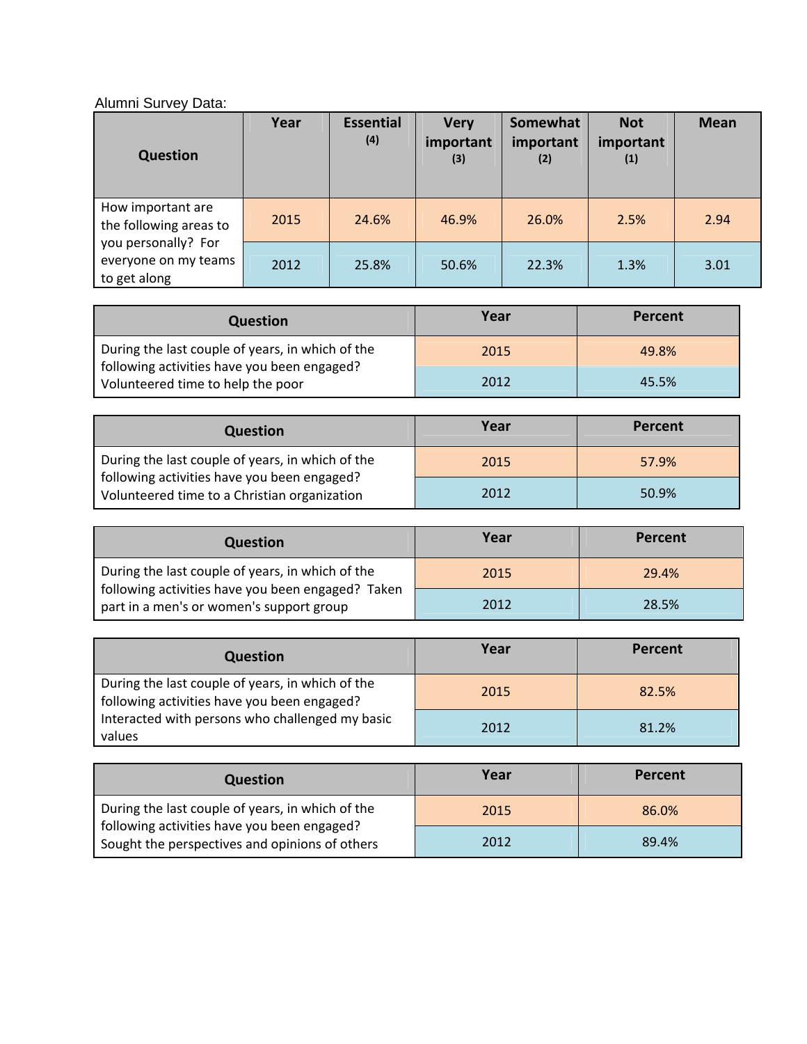Alumni Survey Data:

| Question | Year | Essential (4) | Very important (3) | Somewhat important (2) | Not important (1) | Mean |
|---|---|---|---|---|---|---|
| How important are the following areas to you personally? For everyone on my teams to get along | 2015 | 24.6% | 46.9% | 26.0% | 2.5% | 2.94 |
| | 2012 | 25.8% | 50.6% | 22.3% | 1.3% | 3.01 |

| Question | Year | Percent |
|---|---|---|
| During the last couple of years, in which of the following activities have you been engaged? Volunteered time to help the poor | 2015 | 49.8% |
| | 2012 | 45.5% |

| Question | Year | Percent |
|---|---|---|
| During the last couple of years, in which of the following activities have you been engaged? Volunteered time to a Christian organization | 2015 | 57.9% |
| | 2012 | 50.9% |

| Question | Year | Percent |
|---|---|---|
| During the last couple of years, in which of the following activities have you been engaged? Taken part in a men's or women's support group | 2015 | 29.4% |
| | 2012 | 28.5% |

| Question | Year | Percent |
|---|---|---|
| During the last couple of years, in which of the following activities have you been engaged? Interacted with persons who challenged my basic values | 2015 | 82.5% |
| | 2012 | 81.2% |

| Question | Year | Percent |
|---|---|---|
| During the last couple of years, in which of the following activities have you been engaged? Sought the perspectives and opinions of others | 2015 | 86.0% |
| | 2012 | 89.4% |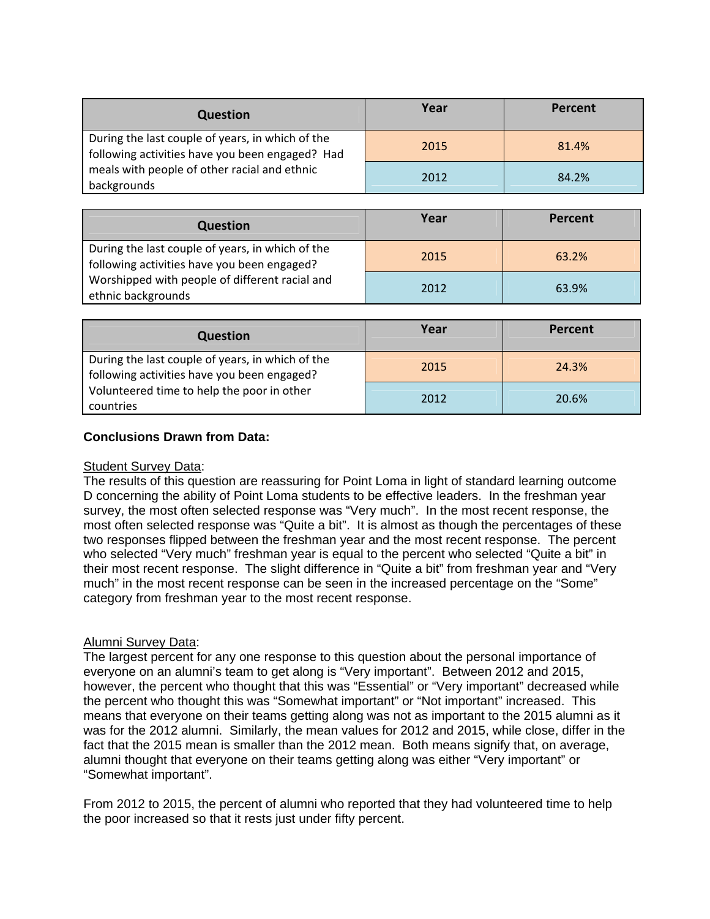| Question | Year | Percent |
|---|---|---|
| During the last couple of years, in which of the following activities have you been engaged? Had meals with people of other racial and ethnic backgrounds | 2015 | 81.4% |
| | 2012 | 84.2% |

| Question | Year | Percent |
|---|---|---|
| During the last couple of years, in which of the following activities have you been engaged? Worshipped with people of different racial and ethnic backgrounds | 2015 | 63.2% |
| | 2012 | 63.9% |

| Question | Year | Percent |
|---|---|---|
| During the last couple of years, in which of the following activities have you been engaged? Volunteered time to help the poor in other countries | 2015 | 24.3% |
| | 2012 | 20.6% |

**Conclusions Drawn from Data:**

Student Survey Data:
The results of this question are reassuring for Point Loma in light of standard learning outcome D concerning the ability of Point Loma students to be effective leaders. In the freshman year survey, the most often selected response was "Very much". In the most recent response, the most often selected response was "Quite a bit". It is almost as though the percentages of these two responses flipped between the freshman year and the most recent response. The percent who selected "Very much" freshman year is equal to the percent who selected "Quite a bit" in their most recent response. The slight difference in "Quite a bit" from freshman year and "Very much" in the most recent response can be seen in the increased percentage on the "Some" category from freshman year to the most recent response.

Alumni Survey Data:
The largest percent for any one response to this question about the personal importance of everyone on an alumni's team to get along is "Very important". Between 2012 and 2015, however, the percent who thought that this was "Essential" or "Very important" decreased while the percent who thought this was "Somewhat important" or "Not important" increased. This means that everyone on their teams getting along was not as important to the 2015 alumni as it was for the 2012 alumni. Similarly, the mean values for 2012 and 2015, while close, differ in the fact that the 2015 mean is smaller than the 2012 mean. Both means signify that, on average, alumni thought that everyone on their teams getting along was either "Very important" or "Somewhat important".

From 2012 to 2015, the percent of alumni who reported that they had volunteered time to help the poor increased so that it rests just under fifty percent.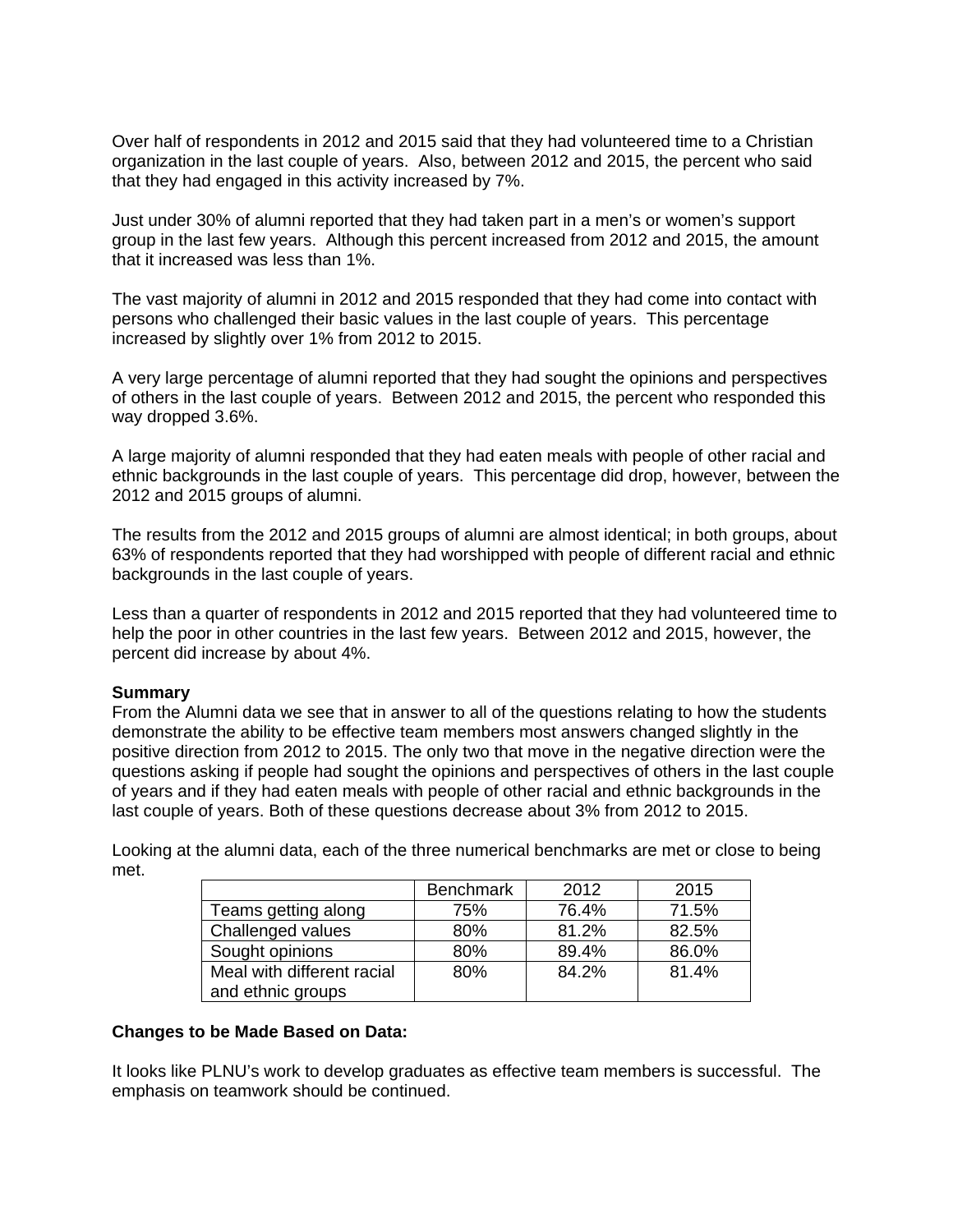Over half of respondents in 2012 and 2015 said that they had volunteered time to a Christian organization in the last couple of years. Also, between 2012 and 2015, the percent who said that they had engaged in this activity increased by 7%.

Just under 30% of alumni reported that they had taken part in a men's or women's support group in the last few years. Although this percent increased from 2012 and 2015, the amount that it increased was less than 1%.

The vast majority of alumni in 2012 and 2015 responded that they had come into contact with persons who challenged their basic values in the last couple of years. This percentage increased by slightly over 1% from 2012 to 2015.

A very large percentage of alumni reported that they had sought the opinions and perspectives of others in the last couple of years. Between 2012 and 2015, the percent who responded this way dropped 3.6%.

A large majority of alumni responded that they had eaten meals with people of other racial and ethnic backgrounds in the last couple of years. This percentage did drop, however, between the 2012 and 2015 groups of alumni.

The results from the 2012 and 2015 groups of alumni are almost identical; in both groups, about 63% of respondents reported that they had worshipped with people of different racial and ethnic backgrounds in the last couple of years.

Less than a quarter of respondents in 2012 and 2015 reported that they had volunteered time to help the poor in other countries in the last few years. Between 2012 and 2015, however, the percent did increase by about 4%.

**Summary**

From the Alumni data we see that in answer to all of the questions relating to how the students demonstrate the ability to be effective team members most answers changed slightly in the positive direction from 2012 to 2015. The only two that move in the negative direction were the questions asking if people had sought the opinions and perspectives of others in the last couple of years and if they had eaten meals with people of other racial and ethnic backgrounds in the last couple of years. Both of these questions decrease about 3% from 2012 to 2015.

Looking at the alumni data, each of the three numerical benchmarks are met or close to being met.

| | Benchmark | 2012 | 2015 |
|---|---|---|---|
| Teams getting along | 75% | 76.4% | 71.5% |
| Challenged values | 80% | 81.2% | 82.5% |
| Sought opinions | 80% | 89.4% | 86.0% |
| Meal with different racial and ethnic groups | 80% | 84.2% | 81.4% |

**Changes to be Made Based on Data:**

It looks like PLNU's work to develop graduates as effective team members is successful. The emphasis on teamwork should be continued.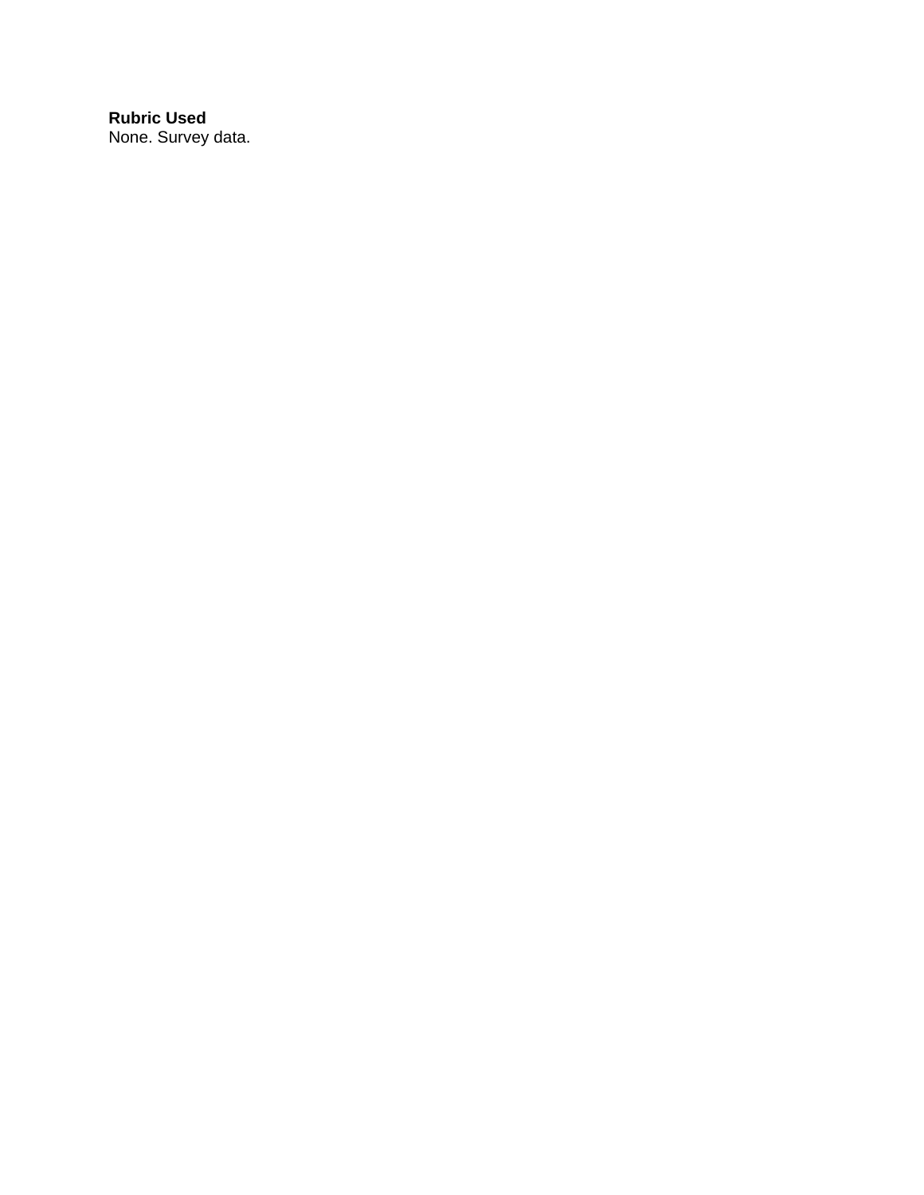**Rubric Used**
None. Survey data.